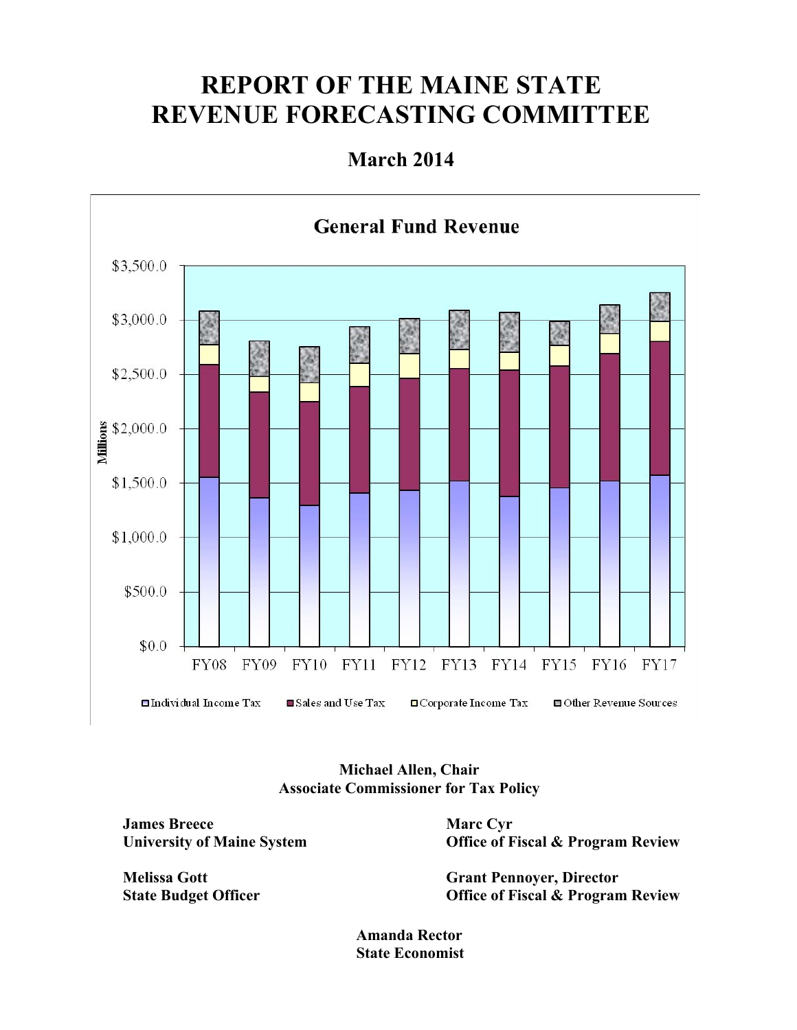# REPORT OF THE MAINE STATE REVENUE FORECASTING COMMITTEE

## March 2014

**General Fund Revenue**

$3,500.0
$3,000.0
$2,500.0
$2,000.0
$1,500.0
$1,000.0
$500.0
$0.0

Millions

FY08 FY09 FY10 FY11 FY12 FY13 FY14 FY15 FY16 FY17

Individual Income Tax | Sales and Use Tax | Corporate Income Tax | Other Revenue Sources

**Michael Allen, Chair**
**Associate Commissioner for Tax Policy**

**James Breece**
**University of Maine System**

**Marc Cyr**
**Office of Fiscal & Program Review**

**Melissa Gott**
**State Budget Officer**

**Grant Pennoyer, Director**
**Office of Fiscal & Program Review**

**Amanda Rector**
**State Economist**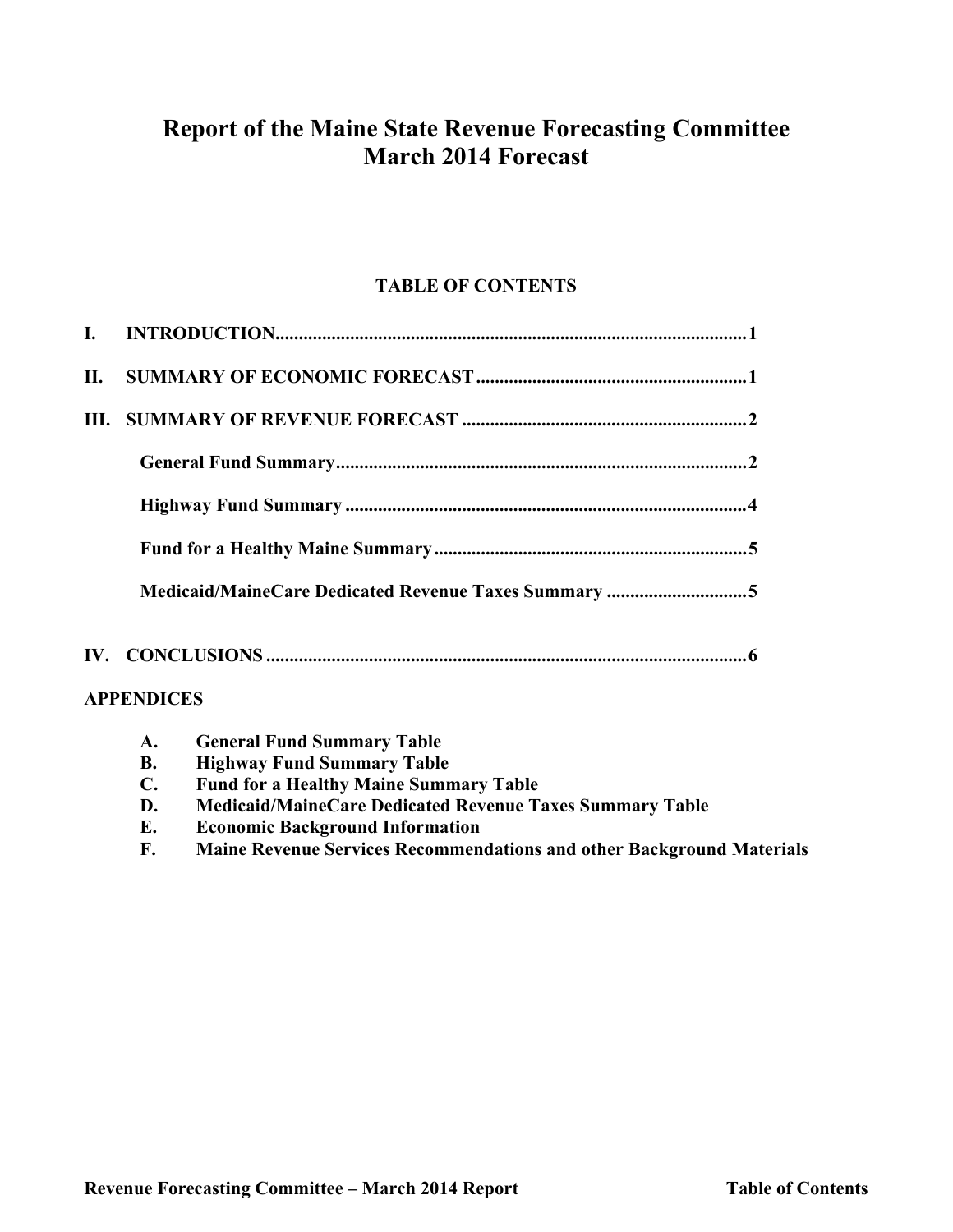# Report of the Maine State Revenue Forecasting Committee
# March 2014 Forecast

## TABLE OF CONTENTS

**I. INTRODUCTION** .................................................................................................. **1**

**II. SUMMARY OF ECONOMIC FORECAST** ......................................................... **1**

**III. SUMMARY OF REVENUE FORECAST** ............................................................ **2**

- **General Fund Summary** ....................................................................................... **2**
- **Highway Fund Summary** ..................................................................................... **4**
- **Fund for a Healthy Maine Summary** ................................................................... **5**
- **Medicaid/MaineCare Dedicated Revenue Taxes Summary** .............................. **5**

**IV. CONCLUSIONS** ..................................................................................................... **6**

**APPENDICES**

- **A. General Fund Summary Table**
- **B. Highway Fund Summary Table**
- **C. Fund for a Healthy Maine Summary Table**
- **D. Medicaid/MaineCare Dedicated Revenue Taxes Summary Table**
- **E. Economic Background Information**
- **F. Maine Revenue Services Recommendations and other Background Materials**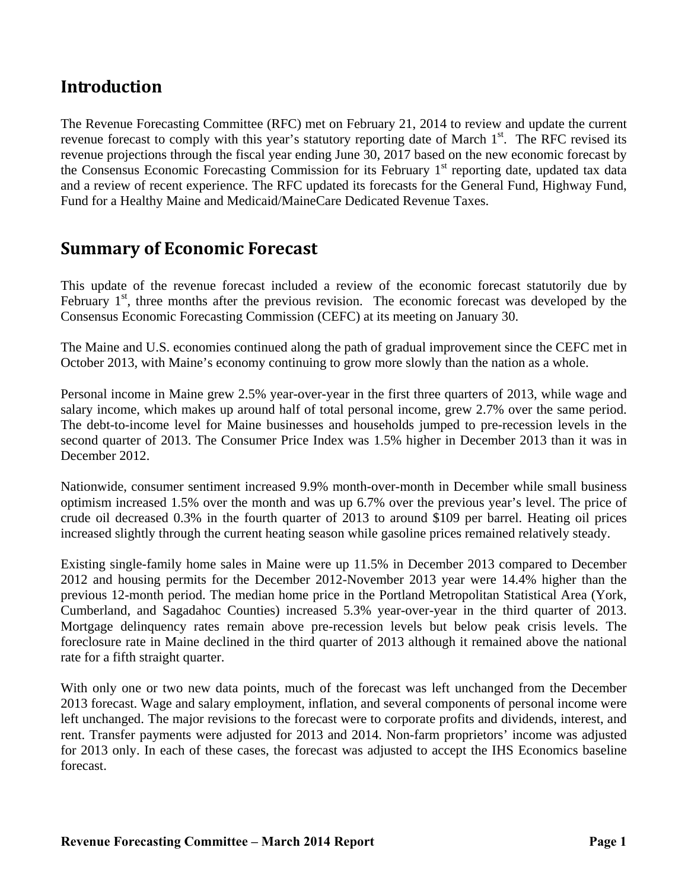## Introduction

The Revenue Forecasting Committee (RFC) met on February 21, 2014 to review and update the current revenue forecast to comply with this year's statutory reporting date of March 1st. The RFC revised its revenue projections through the fiscal year ending June 30, 2017 based on the new economic forecast by the Consensus Economic Forecasting Commission for its February 1st reporting date, updated tax data and a review of recent experience. The RFC updated its forecasts for the General Fund, Highway Fund, Fund for a Healthy Maine and Medicaid/MaineCare Dedicated Revenue Taxes.

## Summary of Economic Forecast

This update of the revenue forecast included a review of the economic forecast statutorily due by February 1st, three months after the previous revision. The economic forecast was developed by the Consensus Economic Forecasting Commission (CEFC) at its meeting on January 30.

The Maine and U.S. economies continued along the path of gradual improvement since the CEFC met in October 2013, with Maine's economy continuing to grow more slowly than the nation as a whole.

Personal income in Maine grew 2.5% year-over-year in the first three quarters of 2013, while wage and salary income, which makes up around half of total personal income, grew 2.7% over the same period. The debt-to-income level for Maine businesses and households jumped to pre-recession levels in the second quarter of 2013. The Consumer Price Index was 1.5% higher in December 2013 than it was in December 2012.

Nationwide, consumer sentiment increased 9.9% month-over-month in December while small business optimism increased 1.5% over the month and was up 6.7% over the previous year's level. The price of crude oil decreased 0.3% in the fourth quarter of 2013 to around $109 per barrel. Heating oil prices increased slightly through the current heating season while gasoline prices remained relatively steady.

Existing single-family home sales in Maine were up 11.5% in December 2013 compared to December 2012 and housing permits for the December 2012-November 2013 year were 14.4% higher than the previous 12-month period. The median home price in the Portland Metropolitan Statistical Area (York, Cumberland, and Sagadahoc Counties) increased 5.3% year-over-year in the third quarter of 2013. Mortgage delinquency rates remain above pre-recession levels but below peak crisis levels. The foreclosure rate in Maine declined in the third quarter of 2013 although it remained above the national rate for a fifth straight quarter.

With only one or two new data points, much of the forecast was left unchanged from the December 2013 forecast. Wage and salary employment, inflation, and several components of personal income were left unchanged. The major revisions to the forecast were to corporate profits and dividends, interest, and rent. Transfer payments were adjusted for 2013 and 2014. Non-farm proprietors' income was adjusted for 2013 only. In each of these cases, the forecast was adjusted to accept the IHS Economics baseline forecast.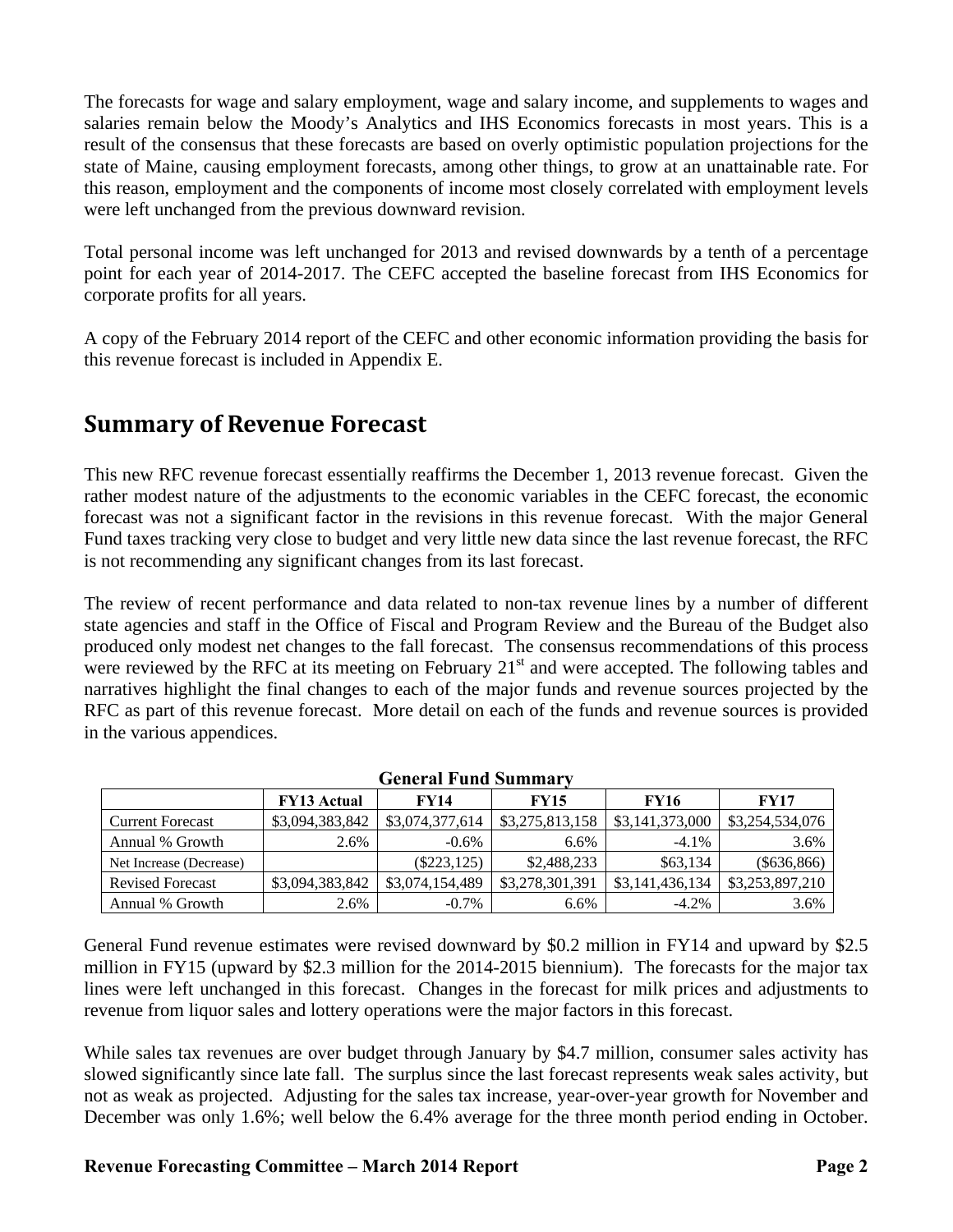The forecasts for wage and salary employment, wage and salary income, and supplements to wages and salaries remain below the Moody's Analytics and IHS Economics forecasts in most years. This is a result of the consensus that these forecasts are based on overly optimistic population projections for the state of Maine, causing employment forecasts, among other things, to grow at an unattainable rate. For this reason, employment and the components of income most closely correlated with employment levels were left unchanged from the previous downward revision.

Total personal income was left unchanged for 2013 and revised downwards by a tenth of a percentage point for each year of 2014-2017. The CEFC accepted the baseline forecast from IHS Economics for corporate profits for all years.

A copy of the February 2014 report of the CEFC and other economic information providing the basis for this revenue forecast is included in Appendix E.

## Summary of Revenue Forecast

This new RFC revenue forecast essentially reaffirms the December 1, 2013 revenue forecast. Given the rather modest nature of the adjustments to the economic variables in the CEFC forecast, the economic forecast was not a significant factor in the revisions in this revenue forecast. With the major General Fund taxes tracking very close to budget and very little new data since the last revenue forecast, the RFC is not recommending any significant changes from its last forecast.

The review of recent performance and data related to non-tax revenue lines by a number of different state agencies and staff in the Office of Fiscal and Program Review and the Bureau of the Budget also produced only modest net changes to the fall forecast. The consensus recommendations of this process were reviewed by the RFC at its meeting on February 21st and were accepted. The following tables and narratives highlight the final changes to each of the major funds and revenue sources projected by the RFC as part of this revenue forecast. More detail on each of the funds and revenue sources is provided in the various appendices.

**General Fund Summary**

| | FY13 Actual | FY14 | FY15 | FY16 | FY17 |
|---|---|---|---|---|---|
| Current Forecast | $3,094,383,842 | $3,074,377,614 | $3,275,813,158 | $3,141,373,000 | $3,254,534,076 |
| Annual % Growth | 2.6% | -0.6% | 6.6% | -4.1% | 3.6% |
| Net Increase (Decrease) | | ($223,125) | $2,488,233 | $63,134 | ($636,866) |
| Revised Forecast | $3,094,383,842 | $3,074,154,489 | $3,278,301,391 | $3,141,436,134 | $3,253,897,210 |
| Annual % Growth | 2.6% | -0.7% | 6.6% | -4.2% | 3.6% |

General Fund revenue estimates were revised downward by $0.2 million in FY14 and upward by $2.5 million in FY15 (upward by $2.3 million for the 2014-2015 biennium). The forecasts for the major tax lines were left unchanged in this forecast. Changes in the forecast for milk prices and adjustments to revenue from liquor sales and lottery operations were the major factors in this forecast.

While sales tax revenues are over budget through January by $4.7 million, consumer sales activity has slowed significantly since late fall. The surplus since the last forecast represents weak sales activity, but not as weak as projected. Adjusting for the sales tax increase, year-over-year growth for November and December was only 1.6%; well below the 6.4% average for the three month period ending in October.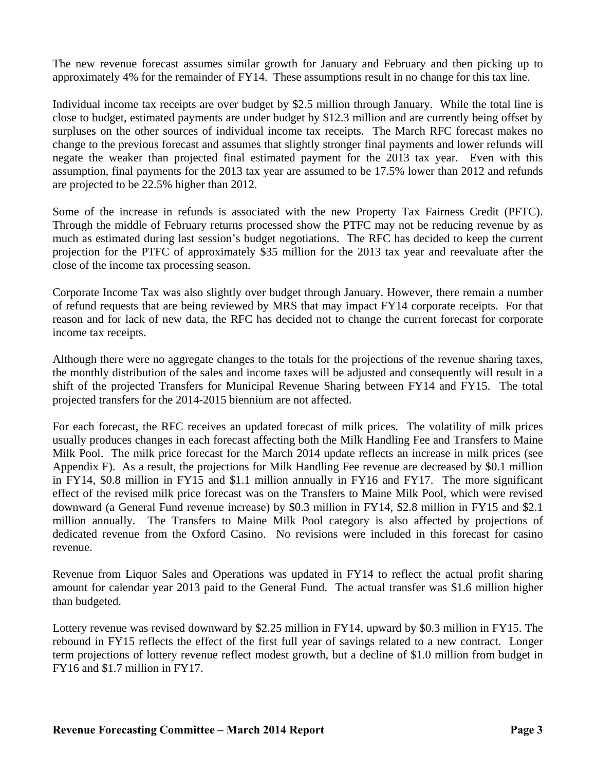The new revenue forecast assumes similar growth for January and February and then picking up to approximately 4% for the remainder of FY14. These assumptions result in no change for this tax line.

Individual income tax receipts are over budget by $2.5 million through January. While the total line is close to budget, estimated payments are under budget by $12.3 million and are currently being offset by surpluses on the other sources of individual income tax receipts. The March RFC forecast makes no change to the previous forecast and assumes that slightly stronger final payments and lower refunds will negate the weaker than projected final estimated payment for the 2013 tax year. Even with this assumption, final payments for the 2013 tax year are assumed to be 17.5% lower than 2012 and refunds are projected to be 22.5% higher than 2012.

Some of the increase in refunds is associated with the new Property Tax Fairness Credit (PFTC). Through the middle of February returns processed show the PTFC may not be reducing revenue by as much as estimated during last session's budget negotiations. The RFC has decided to keep the current projection for the PTFC of approximately $35 million for the 2013 tax year and reevaluate after the close of the income tax processing season.

Corporate Income Tax was also slightly over budget through January. However, there remain a number of refund requests that are being reviewed by MRS that may impact FY14 corporate receipts. For that reason and for lack of new data, the RFC has decided not to change the current forecast for corporate income tax receipts.

Although there were no aggregate changes to the totals for the projections of the revenue sharing taxes, the monthly distribution of the sales and income taxes will be adjusted and consequently will result in a shift of the projected Transfers for Municipal Revenue Sharing between FY14 and FY15. The total projected transfers for the 2014-2015 biennium are not affected.

For each forecast, the RFC receives an updated forecast of milk prices. The volatility of milk prices usually produces changes in each forecast affecting both the Milk Handling Fee and Transfers to Maine Milk Pool. The milk price forecast for the March 2014 update reflects an increase in milk prices (see Appendix F). As a result, the projections for Milk Handling Fee revenue are decreased by $0.1 million in FY14, $0.8 million in FY15 and $1.1 million annually in FY16 and FY17. The more significant effect of the revised milk price forecast was on the Transfers to Maine Milk Pool, which were revised downward (a General Fund revenue increase) by $0.3 million in FY14, $2.8 million in FY15 and $2.1 million annually. The Transfers to Maine Milk Pool category is also affected by projections of dedicated revenue from the Oxford Casino. No revisions were included in this forecast for casino revenue.

Revenue from Liquor Sales and Operations was updated in FY14 to reflect the actual profit sharing amount for calendar year 2013 paid to the General Fund. The actual transfer was $1.6 million higher than budgeted.

Lottery revenue was revised downward by $2.25 million in FY14, upward by $0.3 million in FY15. The rebound in FY15 reflects the effect of the first full year of savings related to a new contract. Longer term projections of lottery revenue reflect modest growth, but a decline of $1.0 million from budget in FY16 and $1.7 million in FY17.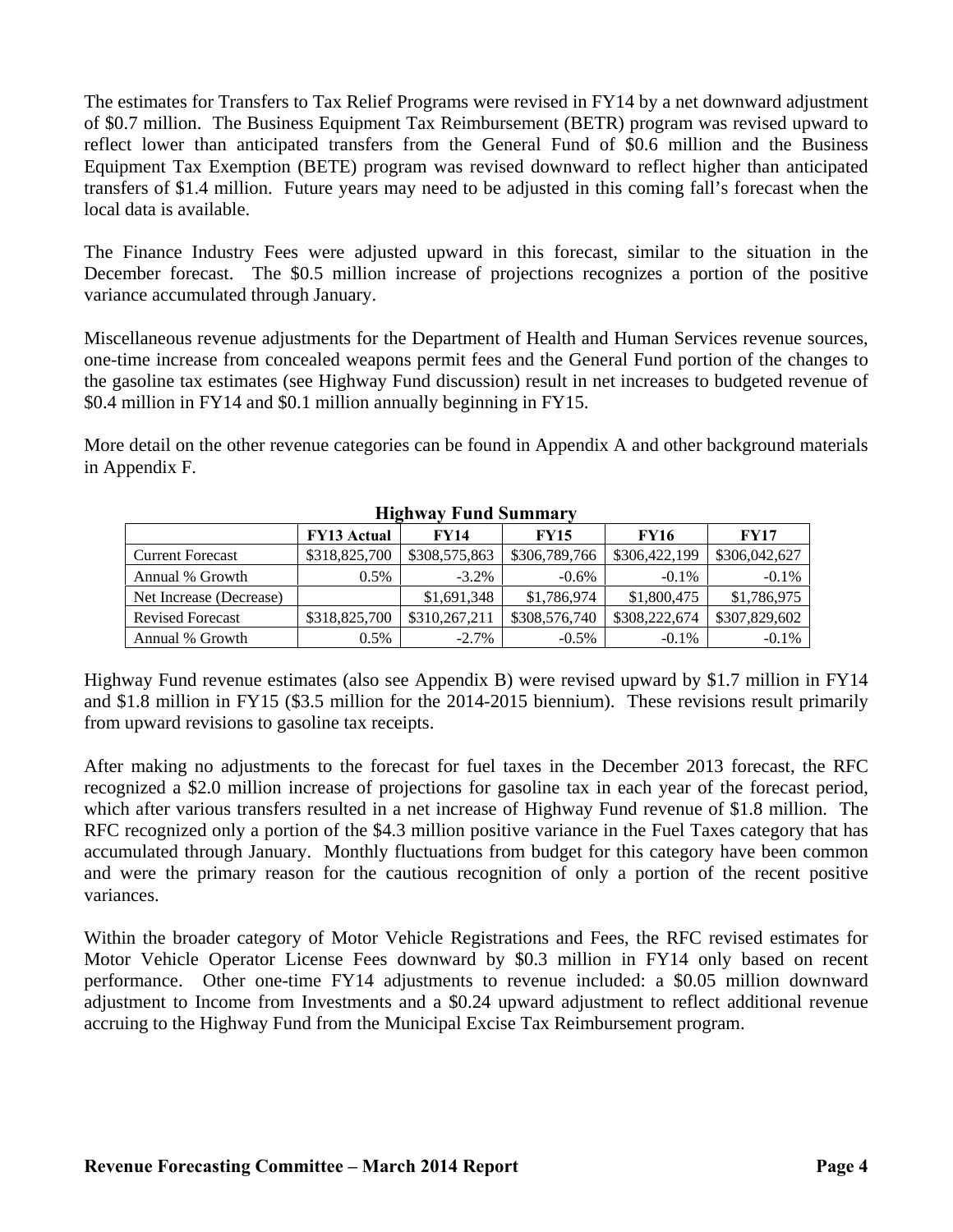The estimates for Transfers to Tax Relief Programs were revised in FY14 by a net downward adjustment of $0.7 million. The Business Equipment Tax Reimbursement (BETR) program was revised upward to reflect lower than anticipated transfers from the General Fund of $0.6 million and the Business Equipment Tax Exemption (BETE) program was revised downward to reflect higher than anticipated transfers of $1.4 million. Future years may need to be adjusted in this coming fall's forecast when the local data is available.

The Finance Industry Fees were adjusted upward in this forecast, similar to the situation in the December forecast. The $0.5 million increase of projections recognizes a portion of the positive variance accumulated through January.

Miscellaneous revenue adjustments for the Department of Health and Human Services revenue sources, one-time increase from concealed weapons permit fees and the General Fund portion of the changes to the gasoline tax estimates (see Highway Fund discussion) result in net increases to budgeted revenue of $0.4 million in FY14 and $0.1 million annually beginning in FY15.

More detail on the other revenue categories can be found in Appendix A and other background materials in Appendix F.

**Highway Fund Summary**

| | FY13 Actual | FY14 | FY15 | FY16 | FY17 |
|---|---|---|---|---|---|
| Current Forecast | $318,825,700 | $308,575,863 | $306,789,766 | $306,422,199 | $306,042,627 |
| Annual % Growth | 0.5% | -3.2% | -0.6% | -0.1% | -0.1% |
| Net Increase (Decrease) | | $1,691,348 | $1,786,974 | $1,800,475 | $1,786,975 |
| Revised Forecast | $318,825,700 | $310,267,211 | $308,576,740 | $308,222,674 | $307,829,602 |
| Annual % Growth | 0.5% | -2.7% | -0.5% | -0.1% | -0.1% |

Highway Fund revenue estimates (also see Appendix B) were revised upward by $1.7 million in FY14 and $1.8 million in FY15 ($3.5 million for the 2014-2015 biennium). These revisions result primarily from upward revisions to gasoline tax receipts.

After making no adjustments to the forecast for fuel taxes in the December 2013 forecast, the RFC recognized a $2.0 million increase of projections for gasoline tax in each year of the forecast period, which after various transfers resulted in a net increase of Highway Fund revenue of $1.8 million. The RFC recognized only a portion of the $4.3 million positive variance in the Fuel Taxes category that has accumulated through January. Monthly fluctuations from budget for this category have been common and were the primary reason for the cautious recognition of only a portion of the recent positive variances.

Within the broader category of Motor Vehicle Registrations and Fees, the RFC revised estimates for Motor Vehicle Operator License Fees downward by $0.3 million in FY14 only based on recent performance. Other one-time FY14 adjustments to revenue included: a $0.05 million downward adjustment to Income from Investments and a $0.24 upward adjustment to reflect additional revenue accruing to the Highway Fund from the Municipal Excise Tax Reimbursement program.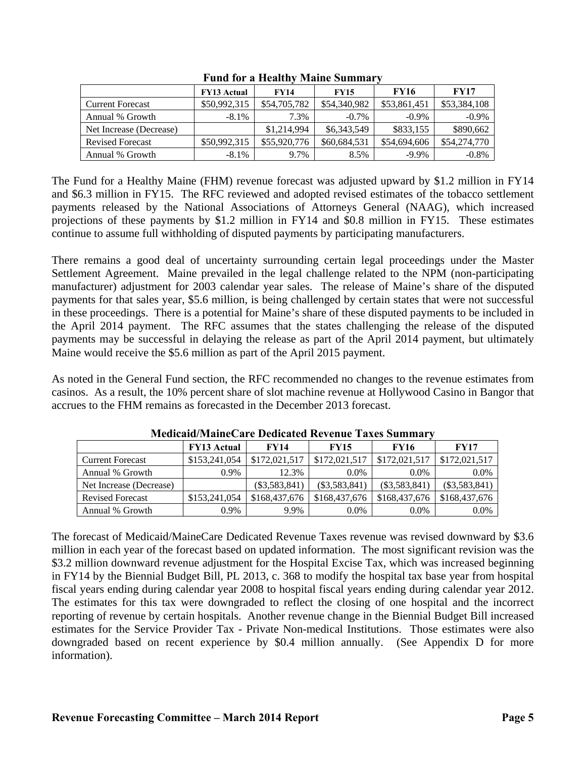**Fund for a Healthy Maine Summary**

| | FY13 Actual | FY14 | FY15 | FY16 | FY17 |
|---|---|---|---|---|---|
| Current Forecast | $50,992,315 | $54,705,782 | $54,340,982 | $53,861,451 | $53,384,108 |
| Annual % Growth | -8.1% | 7.3% | -0.7% | -0.9% | -0.9% |
| Net Increase (Decrease) | | $1,214,994 | $6,343,549 | $833,155 | $890,662 |
| Revised Forecast | $50,992,315 | $55,920,776 | $60,684,531 | $54,694,606 | $54,274,770 |
| Annual % Growth | -8.1% | 9.7% | 8.5% | -9.9% | -0.8% |

The Fund for a Healthy Maine (FHM) revenue forecast was adjusted upward by $1.2 million in FY14 and $6.3 million in FY15. The RFC reviewed and adopted revised estimates of the tobacco settlement payments released by the National Associations of Attorneys General (NAAG), which increased projections of these payments by $1.2 million in FY14 and $0.8 million in FY15. These estimates continue to assume full withholding of disputed payments by participating manufacturers.

There remains a good deal of uncertainty surrounding certain legal proceedings under the Master Settlement Agreement. Maine prevailed in the legal challenge related to the NPM (non-participating manufacturer) adjustment for 2003 calendar year sales. The release of Maine's share of the disputed payments for that sales year, $5.6 million, is being challenged by certain states that were not successful in these proceedings. There is a potential for Maine's share of these disputed payments to be included in the April 2014 payment. The RFC assumes that the states challenging the release of the disputed payments may be successful in delaying the release as part of the April 2014 payment, but ultimately Maine would receive the $5.6 million as part of the April 2015 payment.

As noted in the General Fund section, the RFC recommended no changes to the revenue estimates from casinos. As a result, the 10% percent share of slot machine revenue at Hollywood Casino in Bangor that accrues to the FHM remains as forecasted in the December 2013 forecast.

**Medicaid/MaineCare Dedicated Revenue Taxes Summary**

| | FY13 Actual | FY14 | FY15 | FY16 | FY17 |
|---|---|---|---|---|---|
| Current Forecast | $153,241,054 | $172,021,517 | $172,021,517 | $172,021,517 | $172,021,517 |
| Annual % Growth | 0.9% | 12.3% | 0.0% | 0.0% | 0.0% |
| Net Increase (Decrease) | | ($3,583,841) | ($3,583,841) | ($3,583,841) | ($3,583,841) |
| Revised Forecast | $153,241,054 | $168,437,676 | $168,437,676 | $168,437,676 | $168,437,676 |
| Annual % Growth | 0.9% | 9.9% | 0.0% | 0.0% | 0.0% |

The forecast of Medicaid/MaineCare Dedicated Revenue Taxes revenue was revised downward by $3.6 million in each year of the forecast based on updated information. The most significant revision was the $3.2 million downward revenue adjustment for the Hospital Excise Tax, which was increased beginning in FY14 by the Biennial Budget Bill, PL 2013, c. 368 to modify the hospital tax base year from hospital fiscal years ending during calendar year 2008 to hospital fiscal years ending during calendar year 2012. The estimates for this tax were downgraded to reflect the closing of one hospital and the incorrect reporting of revenue by certain hospitals. Another revenue change in the Biennial Budget Bill increased estimates for the Service Provider Tax - Private Non-medical Institutions. Those estimates were also downgraded based on recent experience by $0.4 million annually. (See Appendix D for more information).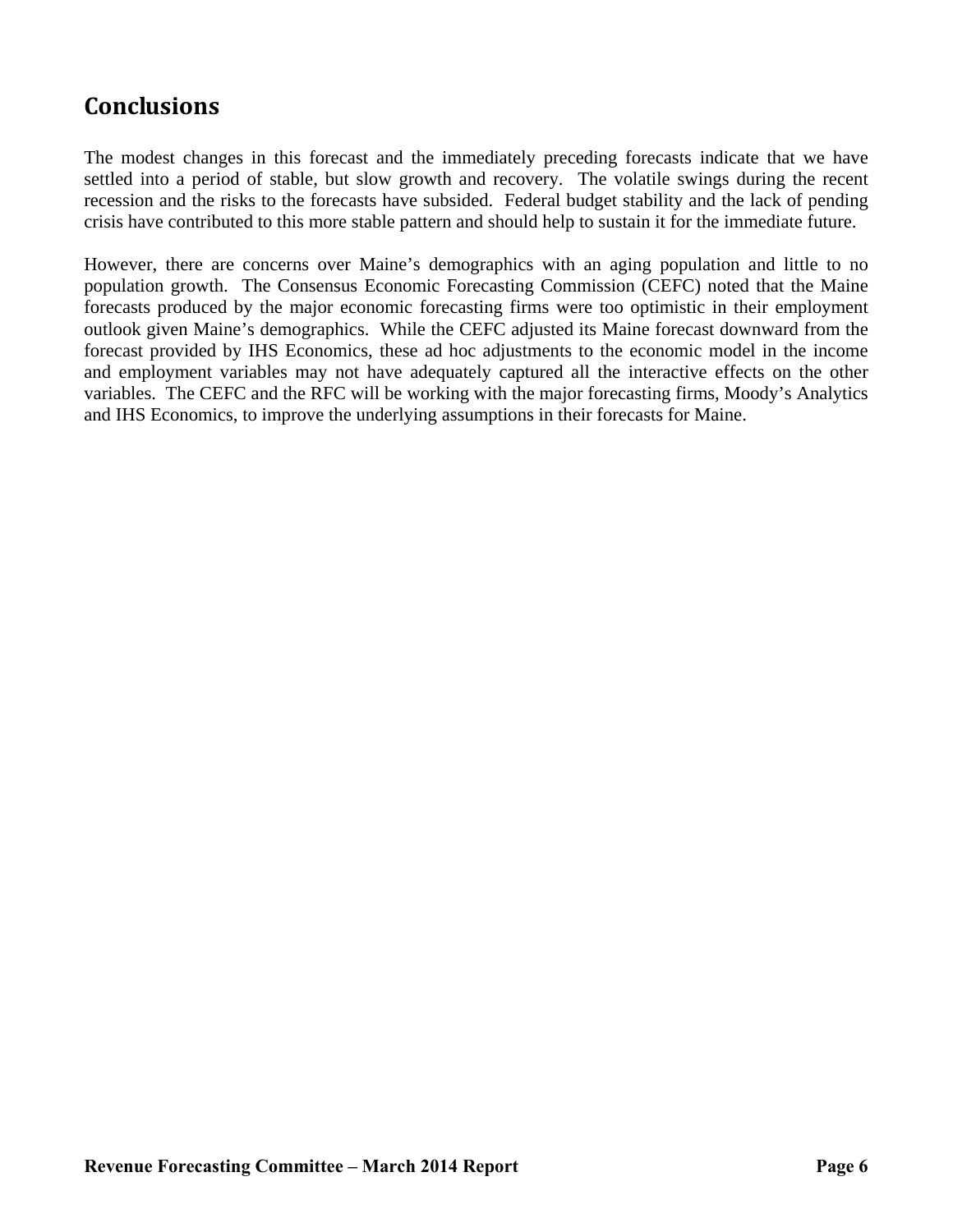## Conclusions

The modest changes in this forecast and the immediately preceding forecasts indicate that we have settled into a period of stable, but slow growth and recovery. The volatile swings during the recent recession and the risks to the forecasts have subsided. Federal budget stability and the lack of pending crisis have contributed to this more stable pattern and should help to sustain it for the immediate future.

However, there are concerns over Maine's demographics with an aging population and little to no population growth. The Consensus Economic Forecasting Commission (CEFC) noted that the Maine forecasts produced by the major economic forecasting firms were too optimistic in their employment outlook given Maine's demographics. While the CEFC adjusted its Maine forecast downward from the forecast provided by IHS Economics, these ad hoc adjustments to the economic model in the income and employment variables may not have adequately captured all the interactive effects on the other variables. The CEFC and the RFC will be working with the major forecasting firms, Moody's Analytics and IHS Economics, to improve the underlying assumptions in their forecasts for Maine.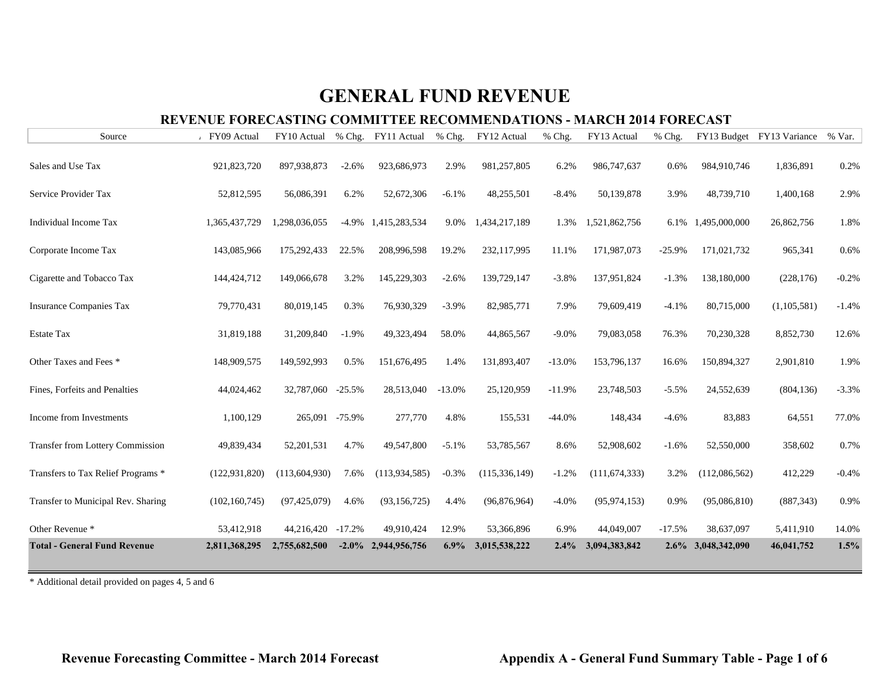# GENERAL FUND REVENUE

## REVENUE FORECASTING COMMITTEE RECOMMENDATIONS - MARCH 2014 FORECAST

| Source | FY09 Actual | FY10 Actual | % Chg. | FY11 Actual | % Chg. | FY12 Actual | % Chg. | FY13 Actual | % Chg. | FY13 Budget | FY13 Variance | % Var. |
|---|---|---|---|---|---|---|---|---|---|---|---|---|
| Sales and Use Tax | 921,823,720 | 897,938,873 | -2.6% | 923,686,973 | 2.9% | 981,257,805 | 6.2% | 986,747,637 | 0.6% | 984,910,746 | 1,836,891 | 0.2% |
| Service Provider Tax | 52,812,595 | 56,086,391 | 6.2% | 52,672,306 | -6.1% | 48,255,501 | -8.4% | 50,139,878 | 3.9% | 48,739,710 | 1,400,168 | 2.9% |
| Individual Income Tax | 1,365,437,729 | 1,298,036,055 | -4.9% | 1,415,283,534 | 9.0% | 1,434,217,189 | 1.3% | 1,521,862,756 | 6.1% | 1,495,000,000 | 26,862,756 | 1.8% |
| Corporate Income Tax | 143,085,966 | 175,292,433 | 22.5% | 208,996,598 | 19.2% | 232,117,995 | 11.1% | 171,987,073 | -25.9% | 171,021,732 | 965,341 | 0.6% |
| Cigarette and Tobacco Tax | 144,424,712 | 149,066,678 | 3.2% | 145,229,303 | -2.6% | 139,729,147 | -3.8% | 137,951,824 | -1.3% | 138,180,000 | (228,176) | -0.2% |
| Insurance Companies Tax | 79,770,431 | 80,019,145 | 0.3% | 76,930,329 | -3.9% | 82,985,771 | 7.9% | 79,609,419 | -4.1% | 80,715,000 | (1,105,581) | -1.4% |
| Estate Tax | 31,819,188 | 31,209,840 | -1.9% | 49,323,494 | 58.0% | 44,865,567 | -9.0% | 79,083,058 | 76.3% | 70,230,328 | 8,852,730 | 12.6% |
| Other Taxes and Fees * | 148,909,575 | 149,592,993 | 0.5% | 151,676,495 | 1.4% | 131,893,407 | -13.0% | 153,796,137 | 16.6% | 150,894,327 | 2,901,810 | 1.9% |
| Fines, Forfeits and Penalties | 44,024,462 | 32,787,060 | -25.5% | 28,513,040 | -13.0% | 25,120,959 | -11.9% | 23,748,503 | -5.5% | 24,552,639 | (804,136) | -3.3% |
| Income from Investments | 1,100,129 | 265,091 | -75.9% | 277,770 | 4.8% | 155,531 | -44.0% | 148,434 | -4.6% | 83,883 | 64,551 | 77.0% |
| Transfer from Lottery Commission | 49,839,434 | 52,201,531 | 4.7% | 49,547,800 | -5.1% | 53,785,567 | 8.6% | 52,908,602 | -1.6% | 52,550,000 | 358,602 | 0.7% |
| Transfers to Tax Relief Programs * | (122,931,820) | (113,604,930) | 7.6% | (113,934,585) | -0.3% | (115,336,149) | -1.2% | (111,674,333) | 3.2% | (112,086,562) | 412,229 | -0.4% |
| Transfer to Municipal Rev. Sharing | (102,160,745) | (97,425,079) | 4.6% | (93,156,725) | 4.4% | (96,876,964) | -4.0% | (95,974,153) | 0.9% | (95,086,810) | (887,343) | 0.9% |
| Other Revenue * | 53,412,918 | 44,216,420 | -17.2% | 49,910,424 | 12.9% | 53,366,896 | 6.9% | 44,049,007 | -17.5% | 38,637,097 | 5,411,910 | 14.0% |
| **Total - General Fund Revenue** | **2,811,368,295** | **2,755,682,500** | **-2.0%** | **2,944,956,756** | **6.9%** | **3,015,538,222** | **2.4%** | **3,094,383,842** | **2.6%** | **3,048,342,090** | **46,041,752** | **1.5%** |

* Additional detail provided on pages 4, 5 and 6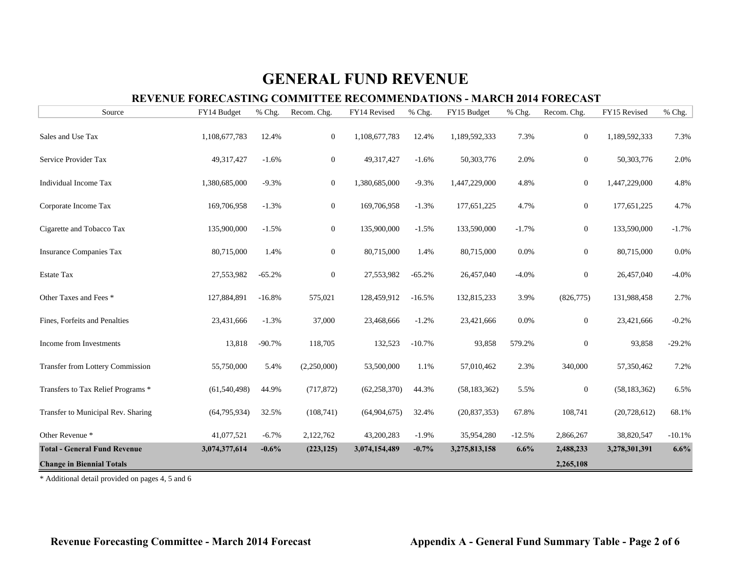# GENERAL FUND REVENUE

## REVENUE FORECASTING COMMITTEE RECOMMENDATIONS - MARCH 2014 FORECAST

| Source | FY14 Budget | % Chg. | Recom. Chg. | FY14 Revised | % Chg. | FY15 Budget | % Chg. | Recom. Chg. | FY15 Revised | % Chg. |
|---|---|---|---|---|---|---|---|---|---|---|
| Sales and Use Tax | 1,108,677,783 | 12.4% | 0 | 1,108,677,783 | 12.4% | 1,189,592,333 | 7.3% | 0 | 1,189,592,333 | 7.3% |
| Service Provider Tax | 49,317,427 | -1.6% | 0 | 49,317,427 | -1.6% | 50,303,776 | 2.0% | 0 | 50,303,776 | 2.0% |
| Individual Income Tax | 1,380,685,000 | -9.3% | 0 | 1,380,685,000 | -9.3% | 1,447,229,000 | 4.8% | 0 | 1,447,229,000 | 4.8% |
| Corporate Income Tax | 169,706,958 | -1.3% | 0 | 169,706,958 | -1.3% | 177,651,225 | 4.7% | 0 | 177,651,225 | 4.7% |
| Cigarette and Tobacco Tax | 135,900,000 | -1.5% | 0 | 135,900,000 | -1.5% | 133,590,000 | -1.7% | 0 | 133,590,000 | -1.7% |
| Insurance Companies Tax | 80,715,000 | 1.4% | 0 | 80,715,000 | 1.4% | 80,715,000 | 0.0% | 0 | 80,715,000 | 0.0% |
| Estate Tax | 27,553,982 | -65.2% | 0 | 27,553,982 | -65.2% | 26,457,040 | -4.0% | 0 | 26,457,040 | -4.0% |
| Other Taxes and Fees * | 127,884,891 | -16.8% | 575,021 | 128,459,912 | -16.5% | 132,815,233 | 3.9% | (826,775) | 131,988,458 | 2.7% |
| Fines, Forfeits and Penalties | 23,431,666 | -1.3% | 37,000 | 23,468,666 | -1.2% | 23,421,666 | 0.0% | 0 | 23,421,666 | -0.2% |
| Income from Investments | 13,818 | -90.7% | 118,705 | 132,523 | -10.7% | 93,858 | 579.2% | 0 | 93,858 | -29.2% |
| Transfer from Lottery Commission | 55,750,000 | 5.4% | (2,250,000) | 53,500,000 | 1.1% | 57,010,462 | 2.3% | 340,000 | 57,350,462 | 7.2% |
| Transfers to Tax Relief Programs * | (61,540,498) | 44.9% | (717,872) | (62,258,370) | 44.3% | (58,183,362) | 5.5% | 0 | (58,183,362) | 6.5% |
| Transfer to Municipal Rev. Sharing | (64,795,934) | 32.5% | (108,741) | (64,904,675) | 32.4% | (20,837,353) | 67.8% | 108,741 | (20,728,612) | 68.1% |
| Other Revenue * | 41,077,521 | -6.7% | 2,122,762 | 43,200,283 | -1.9% | 35,954,280 | -12.5% | 2,866,267 | 38,820,547 | -10.1% |
| **Total - General Fund Revenue** | **3,074,377,614** | **-0.6%** | **(223,125)** | **3,074,154,489** | **-0.7%** | **3,275,813,158** | **6.6%** | **2,488,233** | **3,278,301,391** | **6.6%** |
| **Change in Biennial Totals** | | | | | | | | **2,265,108** | | |

\* Additional detail provided on pages 4, 5 and 6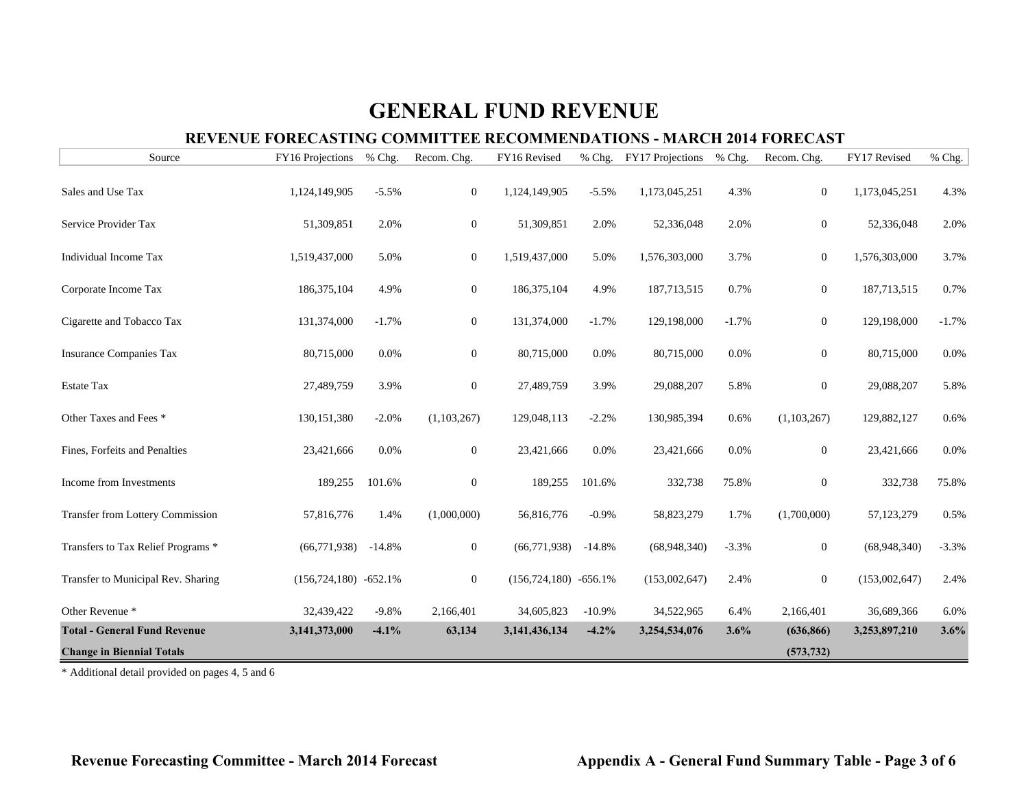# GENERAL FUND REVENUE

## REVENUE FORECASTING COMMITTEE RECOMMENDATIONS - MARCH 2014 FORECAST

| Source | FY16 Projections | % Chg. | Recom. Chg. | FY16 Revised | % Chg. | FY17 Projections | % Chg. | Recom. Chg. | FY17 Revised | % Chg. |
|---|---|---|---|---|---|---|---|---|---|---|
| Sales and Use Tax | 1,124,149,905 | -5.5% | 0 | 1,124,149,905 | -5.5% | 1,173,045,251 | 4.3% | 0 | 1,173,045,251 | 4.3% |
| Service Provider Tax | 51,309,851 | 2.0% | 0 | 51,309,851 | 2.0% | 52,336,048 | 2.0% | 0 | 52,336,048 | 2.0% |
| Individual Income Tax | 1,519,437,000 | 5.0% | 0 | 1,519,437,000 | 5.0% | 1,576,303,000 | 3.7% | 0 | 1,576,303,000 | 3.7% |
| Corporate Income Tax | 186,375,104 | 4.9% | 0 | 186,375,104 | 4.9% | 187,713,515 | 0.7% | 0 | 187,713,515 | 0.7% |
| Cigarette and Tobacco Tax | 131,374,000 | -1.7% | 0 | 131,374,000 | -1.7% | 129,198,000 | -1.7% | 0 | 129,198,000 | -1.7% |
| Insurance Companies Tax | 80,715,000 | 0.0% | 0 | 80,715,000 | 0.0% | 80,715,000 | 0.0% | 0 | 80,715,000 | 0.0% |
| Estate Tax | 27,489,759 | 3.9% | 0 | 27,489,759 | 3.9% | 29,088,207 | 5.8% | 0 | 29,088,207 | 5.8% |
| Other Taxes and Fees * | 130,151,380 | -2.0% | (1,103,267) | 129,048,113 | -2.2% | 130,985,394 | 0.6% | (1,103,267) | 129,882,127 | 0.6% |
| Fines, Forfeits and Penalties | 23,421,666 | 0.0% | 0 | 23,421,666 | 0.0% | 23,421,666 | 0.0% | 0 | 23,421,666 | 0.0% |
| Income from Investments | 189,255 | 101.6% | 0 | 189,255 | 101.6% | 332,738 | 75.8% | 0 | 332,738 | 75.8% |
| Transfer from Lottery Commission | 57,816,776 | 1.4% | (1,000,000) | 56,816,776 | -0.9% | 58,823,279 | 1.7% | (1,700,000) | 57,123,279 | 0.5% |
| Transfers to Tax Relief Programs * | (66,771,938) | -14.8% | 0 | (66,771,938) | -14.8% | (68,948,340) | -3.3% | 0 | (68,948,340) | -3.3% |
| Transfer to Municipal Rev. Sharing | (156,724,180) | -652.1% | 0 | (156,724,180) | -656.1% | (153,002,647) | 2.4% | 0 | (153,002,647) | 2.4% |
| Other Revenue * | 32,439,422 | -9.8% | 2,166,401 | 34,605,823 | -10.9% | 34,522,965 | 6.4% | 2,166,401 | 36,689,366 | 6.0% |
| **Total - General Fund Revenue** | **3,141,373,000** | **-4.1%** | **63,134** | **3,141,436,134** | **-4.2%** | **3,254,534,076** | **3.6%** | **(636,866)** | **3,253,897,210** | **3.6%** |
| **Change in Biennial Totals** | | | | | | | | **(573,732)** | | |

* Additional detail provided on pages 4, 5 and 6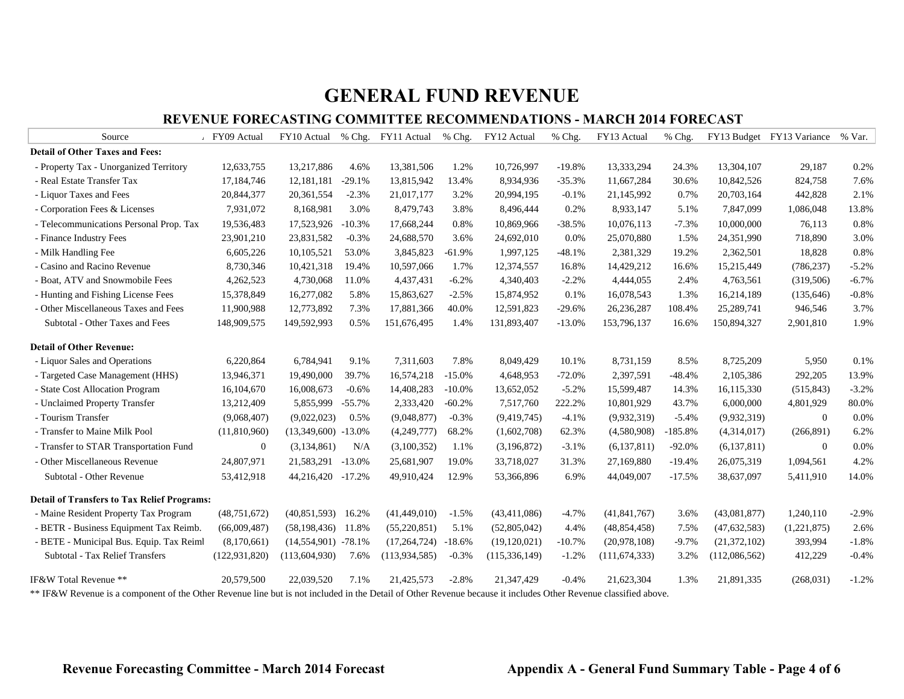# GENERAL FUND REVENUE

## REVENUE FORECASTING COMMITTEE RECOMMENDATIONS - MARCH 2014 FORECAST

| Source | FY09 Actual | FY10 Actual | % Chg. | FY11 Actual | % Chg. | FY12 Actual | % Chg. | FY13 Actual | % Chg. | FY13 Budget | FY13 Variance | % Var. |
|---|---|---|---|---|---|---|---|---|---|---|---|---|
| **Detail of Other Taxes and Fees:** | | | | | | | | | | | | |
| - Property Tax - Unorganized Territory | 12,633,755 | 13,217,886 | 4.6% | 13,381,506 | 1.2% | 10,726,997 | -19.8% | 13,333,294 | 24.3% | 13,304,107 | 29,187 | 0.2% |
| - Real Estate Transfer Tax | 17,184,746 | 12,181,181 | -29.1% | 13,815,942 | 13.4% | 8,934,936 | -35.3% | 11,667,284 | 30.6% | 10,842,526 | 824,758 | 7.6% |
| - Liquor Taxes and Fees | 20,844,377 | 20,361,554 | -2.3% | 21,017,177 | 3.2% | 20,994,195 | -0.1% | 21,145,992 | 0.7% | 20,703,164 | 442,828 | 2.1% |
| - Corporation Fees & Licenses | 7,931,072 | 8,168,981 | 3.0% | 8,479,743 | 3.8% | 8,496,444 | 0.2% | 8,933,147 | 5.1% | 7,847,099 | 1,086,048 | 13.8% |
| - Telecommunications Personal Prop. Tax | 19,536,483 | 17,523,926 | -10.3% | 17,668,244 | 0.8% | 10,869,966 | -38.5% | 10,076,113 | -7.3% | 10,000,000 | 76,113 | 0.8% |
| - Finance Industry Fees | 23,901,210 | 23,831,582 | -0.3% | 24,688,570 | 3.6% | 24,692,010 | 0.0% | 25,070,880 | 1.5% | 24,351,990 | 718,890 | 3.0% |
| - Milk Handling Fee | 6,605,226 | 10,105,521 | 53.0% | 3,845,823 | -61.9% | 1,997,125 | -48.1% | 2,381,329 | 19.2% | 2,362,501 | 18,828 | 0.8% |
| - Casino and Racino Revenue | 8,730,346 | 10,421,318 | 19.4% | 10,597,066 | 1.7% | 12,374,557 | 16.8% | 14,429,212 | 16.6% | 15,215,449 | (786,237) | -5.2% |
| - Boat, ATV and Snowmobile Fees | 4,262,523 | 4,730,068 | 11.0% | 4,437,431 | -6.2% | 4,340,403 | -2.2% | 4,444,055 | 2.4% | 4,763,561 | (319,506) | -6.7% |
| - Hunting and Fishing License Fees | 15,378,849 | 16,277,082 | 5.8% | 15,863,627 | -2.5% | 15,874,952 | 0.1% | 16,078,543 | 1.3% | 16,214,189 | (135,646) | -0.8% |
| - Other Miscellaneous Taxes and Fees | 11,900,988 | 12,773,892 | 7.3% | 17,881,366 | 40.0% | 12,591,823 | -29.6% | 26,236,287 | 108.4% | 25,289,741 | 946,546 | 3.7% |
| Subtotal - Other Taxes and Fees | 148,909,575 | 149,592,993 | 0.5% | 151,676,495 | 1.4% | 131,893,407 | -13.0% | 153,796,137 | 16.6% | 150,894,327 | 2,901,810 | 1.9% |
| **Detail of Other Revenue:** | | | | | | | | | | | | |
| - Liquor Sales and Operations | 6,220,864 | 6,784,941 | 9.1% | 7,311,603 | 7.8% | 8,049,429 | 10.1% | 8,731,159 | 8.5% | 8,725,209 | 5,950 | 0.1% |
| - Targeted Case Management (HHS) | 13,946,371 | 19,490,000 | 39.7% | 16,574,218 | -15.0% | 4,648,953 | -72.0% | 2,397,591 | -48.4% | 2,105,386 | 292,205 | 13.9% |
| - State Cost Allocation Program | 16,104,670 | 16,008,673 | -0.6% | 14,408,283 | -10.0% | 13,652,052 | -5.2% | 15,599,487 | 14.3% | 16,115,330 | (515,843) | -3.2% |
| - Unclaimed Property Transfer | 13,212,409 | 5,855,999 | -55.7% | 2,333,420 | -60.2% | 7,517,760 | 222.2% | 10,801,929 | 43.7% | 6,000,000 | 4,801,929 | 80.0% |
| - Tourism Transfer | (9,068,407) | (9,022,023) | 0.5% | (9,048,877) | -0.3% | (9,419,745) | -4.1% | (9,932,319) | -5.4% | (9,932,319) | 0 | 0.0% |
| - Transfer to Maine Milk Pool | (11,810,960) | (13,349,600) | -13.0% | (4,249,777) | 68.2% | (1,602,708) | 62.3% | (4,580,908) | -185.8% | (4,314,017) | (266,891) | 6.2% |
| - Transfer to STAR Transportation Fund | 0 | (3,134,861) | N/A | (3,100,352) | 1.1% | (3,196,872) | -3.1% | (6,137,811) | -92.0% | (6,137,811) | 0 | 0.0% |
| - Other Miscellaneous Revenue | 24,807,971 | 21,583,291 | -13.0% | 25,681,907 | 19.0% | 33,718,027 | 31.3% | 27,169,880 | -19.4% | 26,075,319 | 1,094,561 | 4.2% |
| Subtotal - Other Revenue | 53,412,918 | 44,216,420 | -17.2% | 49,910,424 | 12.9% | 53,366,896 | 6.9% | 44,049,007 | -17.5% | 38,637,097 | 5,411,910 | 14.0% |
| **Detail of Transfers to Tax Relief Programs:** | | | | | | | | | | | | |
| - Maine Resident Property Tax Program | (48,751,672) | (40,851,593) | 16.2% | (41,449,010) | -1.5% | (43,411,086) | -4.7% | (41,841,767) | 3.6% | (43,081,877) | 1,240,110 | -2.9% |
| - BETR - Business Equipment Tax Reimb. | (66,009,487) | (58,198,436) | 11.8% | (55,220,851) | 5.1% | (52,805,042) | 4.4% | (48,854,458) | 7.5% | (47,632,583) | (1,221,875) | 2.6% |
| - BETE - Municipal Bus. Equip. Tax Reiml | (8,170,661) | (14,554,901) | -78.1% | (17,264,724) | -18.6% | (19,120,021) | -10.7% | (20,978,108) | -9.7% | (21,372,102) | 393,994 | -1.8% |
| Subtotal - Tax Relief Transfers | (122,931,820) | (113,604,930) | 7.6% | (113,934,585) | -0.3% | (115,336,149) | -1.2% | (111,674,333) | 3.2% | (112,086,562) | 412,229 | -0.4% |
| IF&W Total Revenue ** | 20,579,500 | 22,039,520 | 7.1% | 21,425,573 | -2.8% | 21,347,429 | -0.4% | 21,623,304 | 1.3% | 21,891,335 | (268,031) | -1.2% |

** IF&W Revenue is a component of the Other Revenue line but is not included in the Detail of Other Revenue because it includes Other Revenue classified above.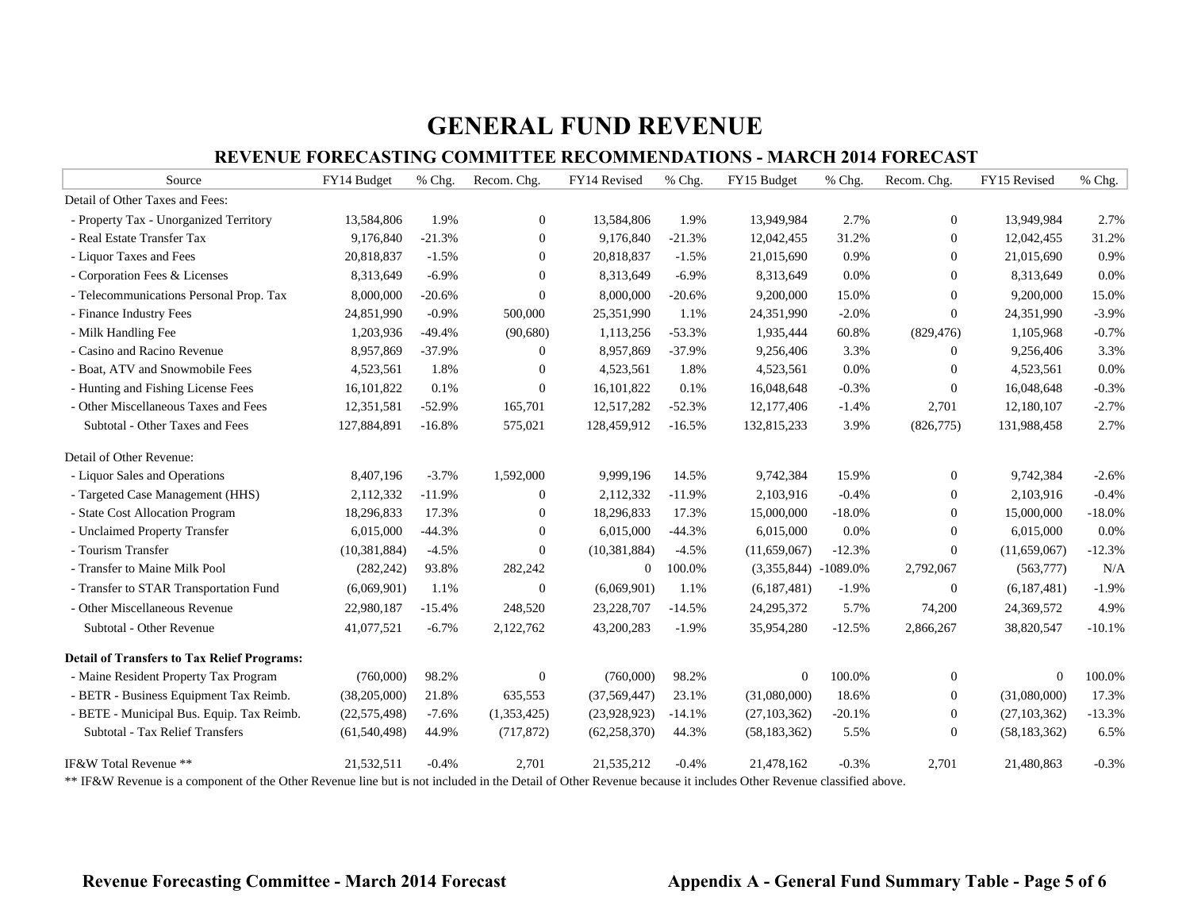# GENERAL FUND REVENUE

## REVENUE FORECASTING COMMITTEE RECOMMENDATIONS - MARCH 2014 FORECAST

| Source | FY14 Budget | % Chg. | Recom. Chg. | FY14 Revised | % Chg. | FY15 Budget | % Chg. | Recom. Chg. | FY15 Revised | % Chg. |
|---|---|---|---|---|---|---|---|---|---|---|
| Detail of Other Taxes and Fees: | | | | | | | | | | |
| - Property Tax - Unorganized Territory | 13,584,806 | 1.9% | 0 | 13,584,806 | 1.9% | 13,949,984 | 2.7% | 0 | 13,949,984 | 2.7% |
| - Real Estate Transfer Tax | 9,176,840 | -21.3% | 0 | 9,176,840 | -21.3% | 12,042,455 | 31.2% | 0 | 12,042,455 | 31.2% |
| - Liquor Taxes and Fees | 20,818,837 | -1.5% | 0 | 20,818,837 | -1.5% | 21,015,690 | 0.9% | 0 | 21,015,690 | 0.9% |
| - Corporation Fees & Licenses | 8,313,649 | -6.9% | 0 | 8,313,649 | -6.9% | 8,313,649 | 0.0% | 0 | 8,313,649 | 0.0% |
| - Telecommunications Personal Prop. Tax | 8,000,000 | -20.6% | 0 | 8,000,000 | -20.6% | 9,200,000 | 15.0% | 0 | 9,200,000 | 15.0% |
| - Finance Industry Fees | 24,851,990 | -0.9% | 500,000 | 25,351,990 | 1.1% | 24,351,990 | -2.0% | 0 | 24,351,990 | -3.9% |
| - Milk Handling Fee | 1,203,936 | -49.4% | (90,680) | 1,113,256 | -53.3% | 1,935,444 | 60.8% | (829,476) | 1,105,968 | -0.7% |
| - Casino and Racino Revenue | 8,957,869 | -37.9% | 0 | 8,957,869 | -37.9% | 9,256,406 | 3.3% | 0 | 9,256,406 | 3.3% |
| - Boat, ATV and Snowmobile Fees | 4,523,561 | 1.8% | 0 | 4,523,561 | 1.8% | 4,523,561 | 0.0% | 0 | 4,523,561 | 0.0% |
| - Hunting and Fishing License Fees | 16,101,822 | 0.1% | 0 | 16,101,822 | 0.1% | 16,048,648 | -0.3% | 0 | 16,048,648 | -0.3% |
| - Other Miscellaneous Taxes and Fees | 12,351,581 | -52.9% | 165,701 | 12,517,282 | -52.3% | 12,177,406 | -1.4% | 2,701 | 12,180,107 | -2.7% |
| Subtotal - Other Taxes and Fees | 127,884,891 | -16.8% | 575,021 | 128,459,912 | -16.5% | 132,815,233 | 3.9% | (826,775) | 131,988,458 | 2.7% |
| Detail of Other Revenue: | | | | | | | | | | |
| - Liquor Sales and Operations | 8,407,196 | -3.7% | 1,592,000 | 9,999,196 | 14.5% | 9,742,384 | 15.9% | 0 | 9,742,384 | -2.6% |
| - Targeted Case Management (HHS) | 2,112,332 | -11.9% | 0 | 2,112,332 | -11.9% | 2,103,916 | -0.4% | 0 | 2,103,916 | -0.4% |
| - State Cost Allocation Program | 18,296,833 | 17.3% | 0 | 18,296,833 | 17.3% | 15,000,000 | -18.0% | 0 | 15,000,000 | -18.0% |
| - Unclaimed Property Transfer | 6,015,000 | -44.3% | 0 | 6,015,000 | -44.3% | 6,015,000 | 0.0% | 0 | 6,015,000 | 0.0% |
| - Tourism Transfer | (10,381,884) | -4.5% | 0 | (10,381,884) | -4.5% | (11,659,067) | -12.3% | 0 | (11,659,067) | -12.3% |
| - Transfer to Maine Milk Pool | (282,242) | 93.8% | 282,242 | 0 | 100.0% | (3,355,844) | -1089.0% | 2,792,067 | (563,777) | N/A |
| - Transfer to STAR Transportation Fund | (6,069,901) | 1.1% | 0 | (6,069,901) | 1.1% | (6,187,481) | -1.9% | 0 | (6,187,481) | -1.9% |
| - Other Miscellaneous Revenue | 22,980,187 | -15.4% | 248,520 | 23,228,707 | -14.5% | 24,295,372 | 5.7% | 74,200 | 24,369,572 | 4.9% |
| Subtotal - Other Revenue | 41,077,521 | -6.7% | 2,122,762 | 43,200,283 | -1.9% | 35,954,280 | -12.5% | 2,866,267 | 38,820,547 | -10.1% |
| **Detail of Transfers to Tax Relief Programs:** | | | | | | | | | | |
| - Maine Resident Property Tax Program | (760,000) | 98.2% | 0 | (760,000) | 98.2% | 0 | 100.0% | 0 | 0 | 100.0% |
| - BETR - Business Equipment Tax Reimb. | (38,205,000) | 21.8% | 635,553 | (37,569,447) | 23.1% | (31,080,000) | 18.6% | 0 | (31,080,000) | 17.3% |
| - BETE - Municipal Bus. Equip. Tax Reimb. | (22,575,498) | -7.6% | (1,353,425) | (23,928,923) | -14.1% | (27,103,362) | -20.1% | 0 | (27,103,362) | -13.3% |
| Subtotal - Tax Relief Transfers | (61,540,498) | 44.9% | (717,872) | (62,258,370) | 44.3% | (58,183,362) | 5.5% | 0 | (58,183,362) | 6.5% |
| IF&W Total Revenue ** | 21,532,511 | -0.4% | 2,701 | 21,535,212 | -0.4% | 21,478,162 | -0.3% | 2,701 | 21,480,863 | -0.3% |

** IF&W Revenue is a component of the Other Revenue line but is not included in the Detail of Other Revenue because it includes Other Revenue classified above.

**Revenue Forecasting Committee - March 2014 Forecast** **Appendix A - General Fund Summary Table - Page 5 of 6**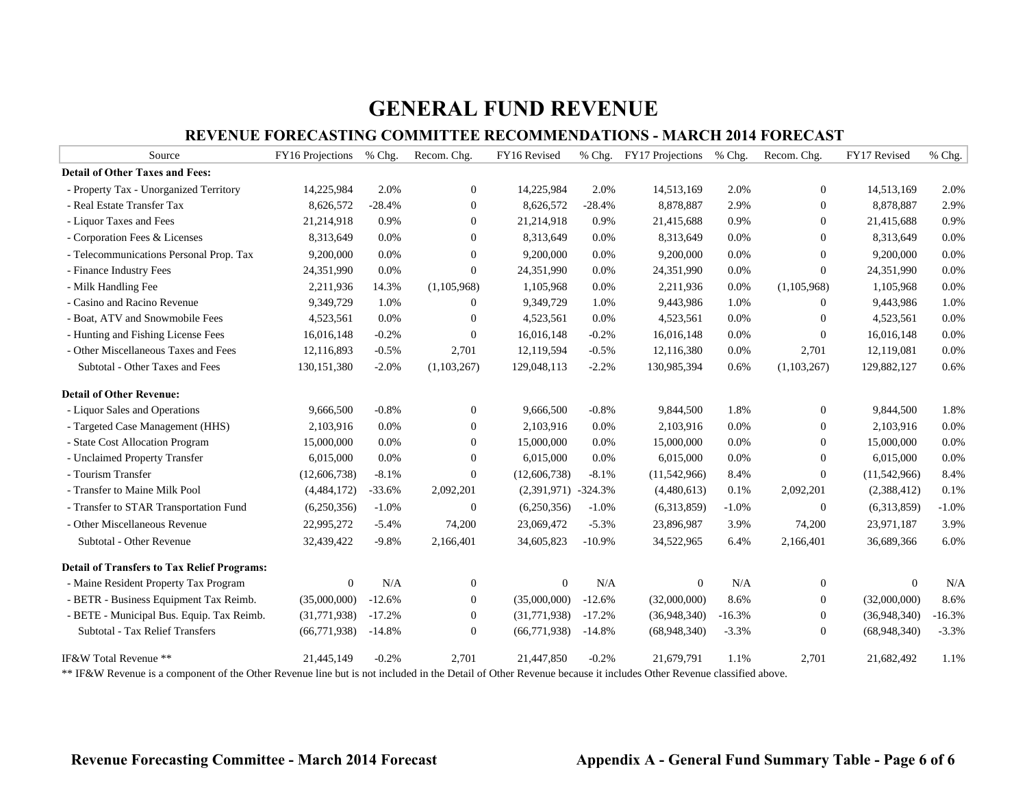# GENERAL FUND REVENUE

## REVENUE FORECASTING COMMITTEE RECOMMENDATIONS - MARCH 2014 FORECAST

| Source | FY16 Projections | % Chg. | Recom. Chg. | FY16 Revised | % Chg. | FY17 Projections | % Chg. | Recom. Chg. | FY17 Revised | % Chg. |
|---|---|---|---|---|---|---|---|---|---|---|
| **Detail of Other Taxes and Fees:** | | | | | | | | | | |
| - Property Tax - Unorganized Territory | 14,225,984 | 2.0% | 0 | 14,225,984 | 2.0% | 14,513,169 | 2.0% | 0 | 14,513,169 | 2.0% |
| - Real Estate Transfer Tax | 8,626,572 | -28.4% | 0 | 8,626,572 | -28.4% | 8,878,887 | 2.9% | 0 | 8,878,887 | 2.9% |
| - Liquor Taxes and Fees | 21,214,918 | 0.9% | 0 | 21,214,918 | 0.9% | 21,415,688 | 0.9% | 0 | 21,415,688 | 0.9% |
| - Corporation Fees & Licenses | 8,313,649 | 0.0% | 0 | 8,313,649 | 0.0% | 8,313,649 | 0.0% | 0 | 8,313,649 | 0.0% |
| - Telecommunications Personal Prop. Tax | 9,200,000 | 0.0% | 0 | 9,200,000 | 0.0% | 9,200,000 | 0.0% | 0 | 9,200,000 | 0.0% |
| - Finance Industry Fees | 24,351,990 | 0.0% | 0 | 24,351,990 | 0.0% | 24,351,990 | 0.0% | 0 | 24,351,990 | 0.0% |
| - Milk Handling Fee | 2,211,936 | 14.3% | (1,105,968) | 1,105,968 | 0.0% | 2,211,936 | 0.0% | (1,105,968) | 1,105,968 | 0.0% |
| - Casino and Racino Revenue | 9,349,729 | 1.0% | 0 | 9,349,729 | 1.0% | 9,443,986 | 1.0% | 0 | 9,443,986 | 1.0% |
| - Boat, ATV and Snowmobile Fees | 4,523,561 | 0.0% | 0 | 4,523,561 | 0.0% | 4,523,561 | 0.0% | 0 | 4,523,561 | 0.0% |
| - Hunting and Fishing License Fees | 16,016,148 | -0.2% | 0 | 16,016,148 | -0.2% | 16,016,148 | 0.0% | 0 | 16,016,148 | 0.0% |
| - Other Miscellaneous Taxes and Fees | 12,116,893 | -0.5% | 2,701 | 12,119,594 | -0.5% | 12,116,380 | 0.0% | 2,701 | 12,119,081 | 0.0% |
| Subtotal - Other Taxes and Fees | 130,151,380 | -2.0% | (1,103,267) | 129,048,113 | -2.2% | 130,985,394 | 0.6% | (1,103,267) | 129,882,127 | 0.6% |
| **Detail of Other Revenue:** | | | | | | | | | | |
| - Liquor Sales and Operations | 9,666,500 | -0.8% | 0 | 9,666,500 | -0.8% | 9,844,500 | 1.8% | 0 | 9,844,500 | 1.8% |
| - Targeted Case Management (HHS) | 2,103,916 | 0.0% | 0 | 2,103,916 | 0.0% | 2,103,916 | 0.0% | 0 | 2,103,916 | 0.0% |
| - State Cost Allocation Program | 15,000,000 | 0.0% | 0 | 15,000,000 | 0.0% | 15,000,000 | 0.0% | 0 | 15,000,000 | 0.0% |
| - Unclaimed Property Transfer | 6,015,000 | 0.0% | 0 | 6,015,000 | 0.0% | 6,015,000 | 0.0% | 0 | 6,015,000 | 0.0% |
| - Tourism Transfer | (12,606,738) | -8.1% | 0 | (12,606,738) | -8.1% | (11,542,966) | 8.4% | 0 | (11,542,966) | 8.4% |
| - Transfer to Maine Milk Pool | (4,484,172) | -33.6% | 2,092,201 | (2,391,971) | -324.3% | (4,480,613) | 0.1% | 2,092,201 | (2,388,412) | 0.1% |
| - Transfer to STAR Transportation Fund | (6,250,356) | -1.0% | 0 | (6,250,356) | -1.0% | (6,313,859) | -1.0% | 0 | (6,313,859) | -1.0% |
| - Other Miscellaneous Revenue | 22,995,272 | -5.4% | 74,200 | 23,069,472 | -5.3% | 23,896,987 | 3.9% | 74,200 | 23,971,187 | 3.9% |
| Subtotal - Other Revenue | 32,439,422 | -9.8% | 2,166,401 | 34,605,823 | -10.9% | 34,522,965 | 6.4% | 2,166,401 | 36,689,366 | 6.0% |
| **Detail of Transfers to Tax Relief Programs:** | | | | | | | | | | |
| - Maine Resident Property Tax Program | 0 | N/A | 0 | 0 | N/A | 0 | N/A | 0 | 0 | N/A |
| - BETR - Business Equipment Tax Reimb. | (35,000,000) | -12.6% | 0 | (35,000,000) | -12.6% | (32,000,000) | 8.6% | 0 | (32,000,000) | 8.6% |
| - BETE - Municipal Bus. Equip. Tax Reimb. | (31,771,938) | -17.2% | 0 | (31,771,938) | -17.2% | (36,948,340) | -16.3% | 0 | (36,948,340) | -16.3% |
| Subtotal - Tax Relief Transfers | (66,771,938) | -14.8% | 0 | (66,771,938) | -14.8% | (68,948,340) | -3.3% | 0 | (68,948,340) | -3.3% |
| IF&W Total Revenue ** | 21,445,149 | -0.2% | 2,701 | 21,447,850 | -0.2% | 21,679,791 | 1.1% | 2,701 | 21,682,492 | 1.1% |

** IF&W Revenue is a component of the Other Revenue line but is not included in the Detail of Other Revenue because it includes Other Revenue classified above.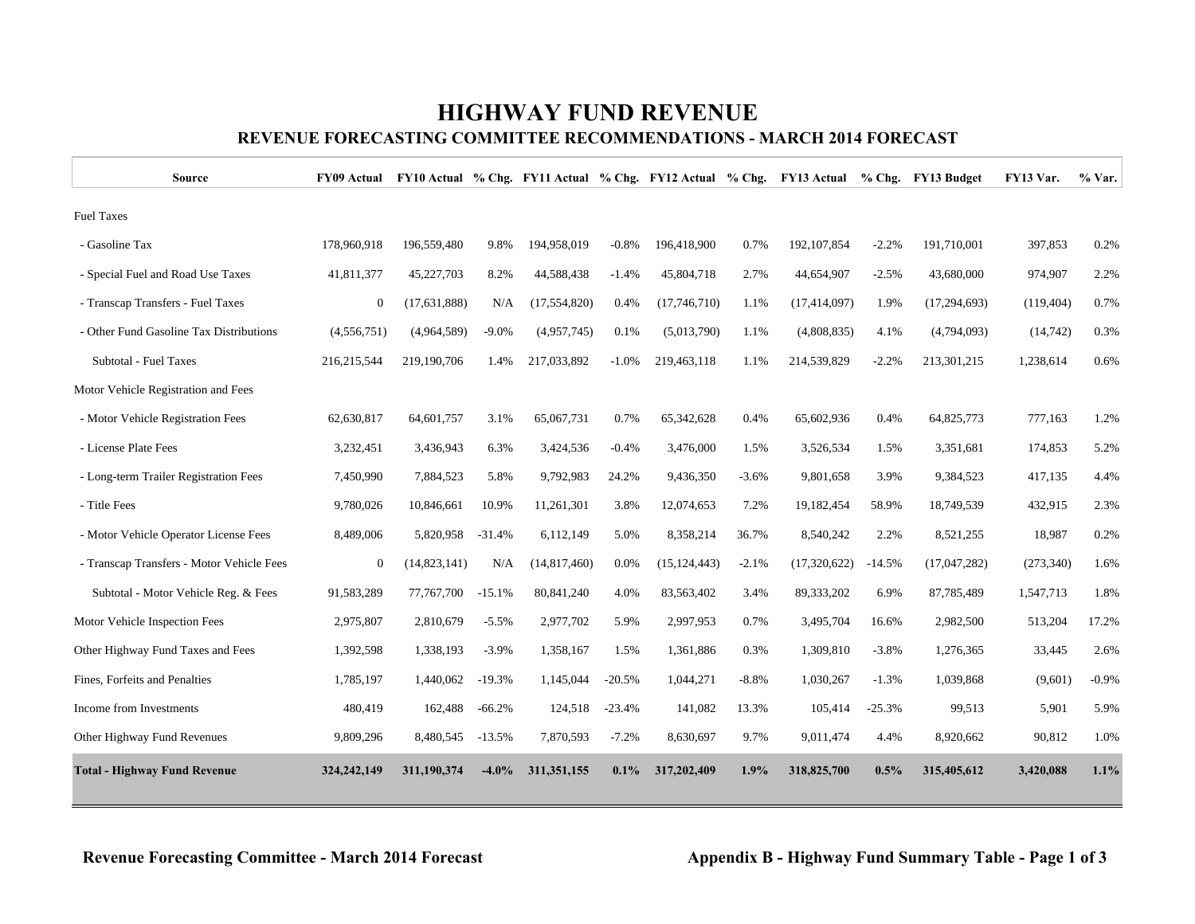# HIGHWAY FUND REVENUE

## REVENUE FORECASTING COMMITTEE RECOMMENDATIONS - MARCH 2014 FORECAST

| Source | FY09 Actual | FY10 Actual | % Chg. | FY11 Actual | % Chg. | FY12 Actual | % Chg. | FY13 Actual | % Chg. | FY13 Budget | FY13 Var. | % Var. |
|---|---|---|---|---|---|---|---|---|---|---|---|---|
| Fuel Taxes | | | | | | | | | | | | |
| - Gasoline Tax | 178,960,918 | 196,559,480 | 9.8% | 194,958,019 | -0.8% | 196,418,900 | 0.7% | 192,107,854 | -2.2% | 191,710,001 | 397,853 | 0.2% |
| - Special Fuel and Road Use Taxes | 41,811,377 | 45,227,703 | 8.2% | 44,588,438 | -1.4% | 45,804,718 | 2.7% | 44,654,907 | -2.5% | 43,680,000 | 974,907 | 2.2% |
| - Transcap Transfers - Fuel Taxes | 0 | (17,631,888) | N/A | (17,554,820) | 0.4% | (17,746,710) | 1.1% | (17,414,097) | 1.9% | (17,294,693) | (119,404) | 0.7% |
| - Other Fund Gasoline Tax Distributions | (4,556,751) | (4,964,589) | -9.0% | (4,957,745) | 0.1% | (5,013,790) | 1.1% | (4,808,835) | 4.1% | (4,794,093) | (14,742) | 0.3% |
| Subtotal - Fuel Taxes | 216,215,544 | 219,190,706 | 1.4% | 217,033,892 | -1.0% | 219,463,118 | 1.1% | 214,539,829 | -2.2% | 213,301,215 | 1,238,614 | 0.6% |
| Motor Vehicle Registration and Fees | | | | | | | | | | | | |
| - Motor Vehicle Registration Fees | 62,630,817 | 64,601,757 | 3.1% | 65,067,731 | 0.7% | 65,342,628 | 0.4% | 65,602,936 | 0.4% | 64,825,773 | 777,163 | 1.2% |
| - License Plate Fees | 3,232,451 | 3,436,943 | 6.3% | 3,424,536 | -0.4% | 3,476,000 | 1.5% | 3,526,534 | 1.5% | 3,351,681 | 174,853 | 5.2% |
| - Long-term Trailer Registration Fees | 7,450,990 | 7,884,523 | 5.8% | 9,792,983 | 24.2% | 9,436,350 | -3.6% | 9,801,658 | 3.9% | 9,384,523 | 417,135 | 4.4% |
| - Title Fees | 9,780,026 | 10,846,661 | 10.9% | 11,261,301 | 3.8% | 12,074,653 | 7.2% | 19,182,454 | 58.9% | 18,749,539 | 432,915 | 2.3% |
| - Motor Vehicle Operator License Fees | 8,489,006 | 5,820,958 | -31.4% | 6,112,149 | 5.0% | 8,358,214 | 36.7% | 8,540,242 | 2.2% | 8,521,255 | 18,987 | 0.2% |
| - Transcap Transfers - Motor Vehicle Fees | 0 | (14,823,141) | N/A | (14,817,460) | 0.0% | (15,124,443) | -2.1% | (17,320,622) | -14.5% | (17,047,282) | (273,340) | 1.6% |
| Subtotal - Motor Vehicle Reg. & Fees | 91,583,289 | 77,767,700 | -15.1% | 80,841,240 | 4.0% | 83,563,402 | 3.4% | 89,333,202 | 6.9% | 87,785,489 | 1,547,713 | 1.8% |
| Motor Vehicle Inspection Fees | 2,975,807 | 2,810,679 | -5.5% | 2,977,702 | 5.9% | 2,997,953 | 0.7% | 3,495,704 | 16.6% | 2,982,500 | 513,204 | 17.2% |
| Other Highway Fund Taxes and Fees | 1,392,598 | 1,338,193 | -3.9% | 1,358,167 | 1.5% | 1,361,886 | 0.3% | 1,309,810 | -3.8% | 1,276,365 | 33,445 | 2.6% |
| Fines, Forfeits and Penalties | 1,785,197 | 1,440,062 | -19.3% | 1,145,044 | -20.5% | 1,044,271 | -8.8% | 1,030,267 | -1.3% | 1,039,868 | (9,601) | -0.9% |
| Income from Investments | 480,419 | 162,488 | -66.2% | 124,518 | -23.4% | 141,082 | 13.3% | 105,414 | -25.3% | 99,513 | 5,901 | 5.9% |
| Other Highway Fund Revenues | 9,809,296 | 8,480,545 | -13.5% | 7,870,593 | -7.2% | 8,630,697 | 9.7% | 9,011,474 | 4.4% | 8,920,662 | 90,812 | 1.0% |
| **Total - Highway Fund Revenue** | **324,242,149** | **311,190,374** | **-4.0%** | **311,351,155** | **0.1%** | **317,202,409** | **1.9%** | **318,825,700** | **0.5%** | **315,405,612** | **3,420,088** | **1.1%** |

**Revenue Forecasting Committee - March 2014 Forecast** **Appendix B - Highway Fund Summary Table - Page 1 of 3**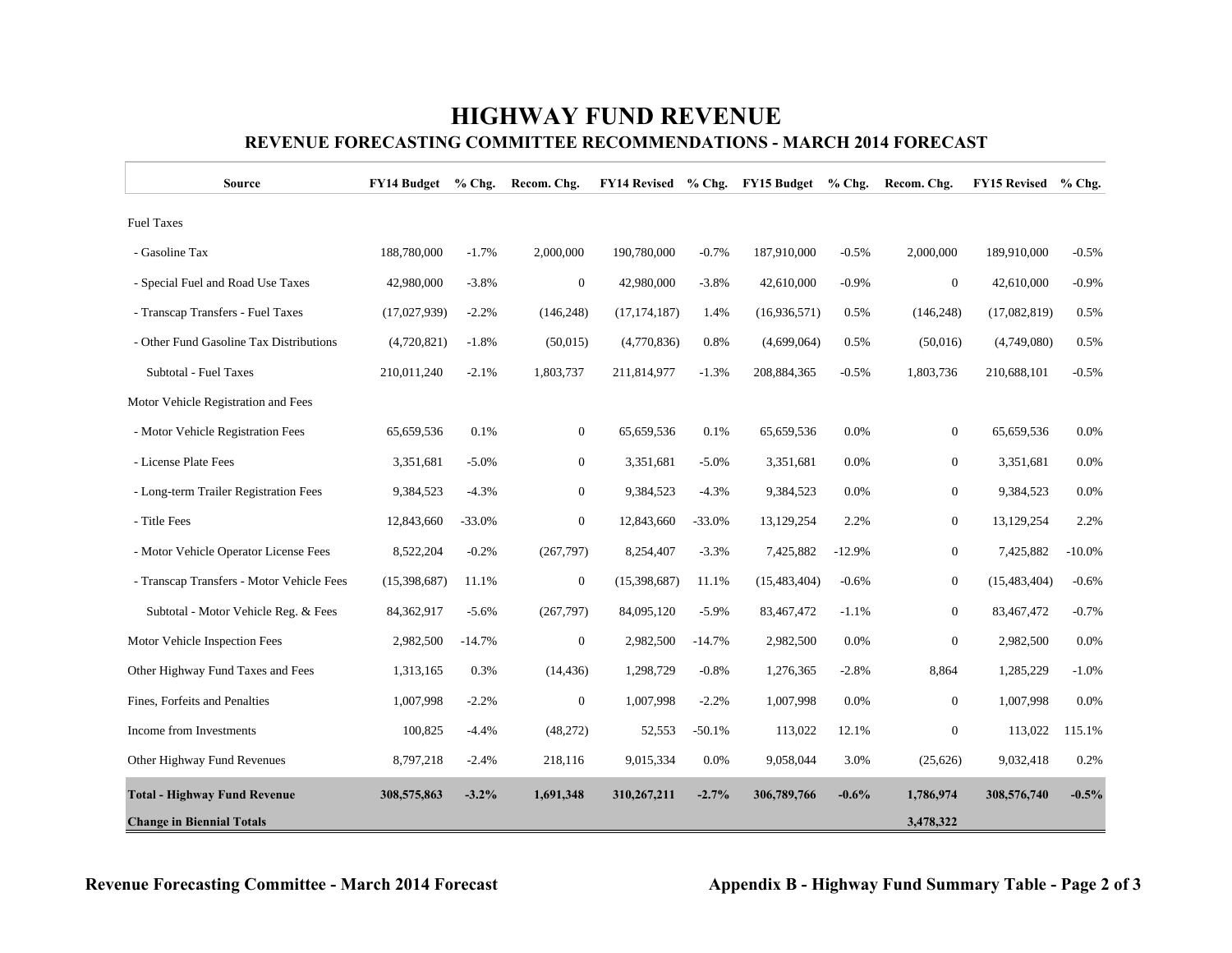# HIGHWAY FUND REVENUE

## REVENUE FORECASTING COMMITTEE RECOMMENDATIONS - MARCH 2014 FORECAST

| Source | FY14 Budget | % Chg. | Recom. Chg. | FY14 Revised | % Chg. | FY15 Budget | % Chg. | Recom. Chg. | FY15 Revised | % Chg. |
|---|---|---|---|---|---|---|---|---|---|---|
| Fuel Taxes | | | | | | | | | | |
| - Gasoline Tax | 188,780,000 | -1.7% | 2,000,000 | 190,780,000 | -0.7% | 187,910,000 | -0.5% | 2,000,000 | 189,910,000 | -0.5% |
| - Special Fuel and Road Use Taxes | 42,980,000 | -3.8% | 0 | 42,980,000 | -3.8% | 42,610,000 | -0.9% | 0 | 42,610,000 | -0.9% |
| - Transcap Transfers - Fuel Taxes | (17,027,939) | -2.2% | (146,248) | (17,174,187) | 1.4% | (16,936,571) | 0.5% | (146,248) | (17,082,819) | 0.5% |
| - Other Fund Gasoline Tax Distributions | (4,720,821) | -1.8% | (50,015) | (4,770,836) | 0.8% | (4,699,064) | 0.5% | (50,016) | (4,749,080) | 0.5% |
| Subtotal - Fuel Taxes | 210,011,240 | -2.1% | 1,803,737 | 211,814,977 | -1.3% | 208,884,365 | -0.5% | 1,803,736 | 210,688,101 | -0.5% |
| Motor Vehicle Registration and Fees | | | | | | | | | | |
| - Motor Vehicle Registration Fees | 65,659,536 | 0.1% | 0 | 65,659,536 | 0.1% | 65,659,536 | 0.0% | 0 | 65,659,536 | 0.0% |
| - License Plate Fees | 3,351,681 | -5.0% | 0 | 3,351,681 | -5.0% | 3,351,681 | 0.0% | 0 | 3,351,681 | 0.0% |
| - Long-term Trailer Registration Fees | 9,384,523 | -4.3% | 0 | 9,384,523 | -4.3% | 9,384,523 | 0.0% | 0 | 9,384,523 | 0.0% |
| - Title Fees | 12,843,660 | -33.0% | 0 | 12,843,660 | -33.0% | 13,129,254 | 2.2% | 0 | 13,129,254 | 2.2% |
| - Motor Vehicle Operator License Fees | 8,522,204 | -0.2% | (267,797) | 8,254,407 | -3.3% | 7,425,882 | -12.9% | 0 | 7,425,882 | -10.0% |
| - Transcap Transfers - Motor Vehicle Fees | (15,398,687) | 11.1% | 0 | (15,398,687) | 11.1% | (15,483,404) | -0.6% | 0 | (15,483,404) | -0.6% |
| Subtotal - Motor Vehicle Reg. & Fees | 84,362,917 | -5.6% | (267,797) | 84,095,120 | -5.9% | 83,467,472 | -1.1% | 0 | 83,467,472 | -0.7% |
| Motor Vehicle Inspection Fees | 2,982,500 | -14.7% | 0 | 2,982,500 | -14.7% | 2,982,500 | 0.0% | 0 | 2,982,500 | 0.0% |
| Other Highway Fund Taxes and Fees | 1,313,165 | 0.3% | (14,436) | 1,298,729 | -0.8% | 1,276,365 | -2.8% | 8,864 | 1,285,229 | -1.0% |
| Fines, Forfeits and Penalties | 1,007,998 | -2.2% | 0 | 1,007,998 | -2.2% | 1,007,998 | 0.0% | 0 | 1,007,998 | 0.0% |
| Income from Investments | 100,825 | -4.4% | (48,272) | 52,553 | -50.1% | 113,022 | 12.1% | 0 | 113,022 | 115.1% |
| Other Highway Fund Revenues | 8,797,218 | -2.4% | 218,116 | 9,015,334 | 0.0% | 9,058,044 | 3.0% | (25,626) | 9,032,418 | 0.2% |
| **Total - Highway Fund Revenue** | **308,575,863** | **-3.2%** | **1,691,348** | **310,267,211** | **-2.7%** | **306,789,766** | **-0.6%** | **1,786,974** | **308,576,740** | **-0.5%** |
| **Change in Biennial Totals** | | | | | | | | **3,478,322** | | |

**Revenue Forecasting Committee - March 2014 Forecast** **Appendix B - Highway Fund Summary Table**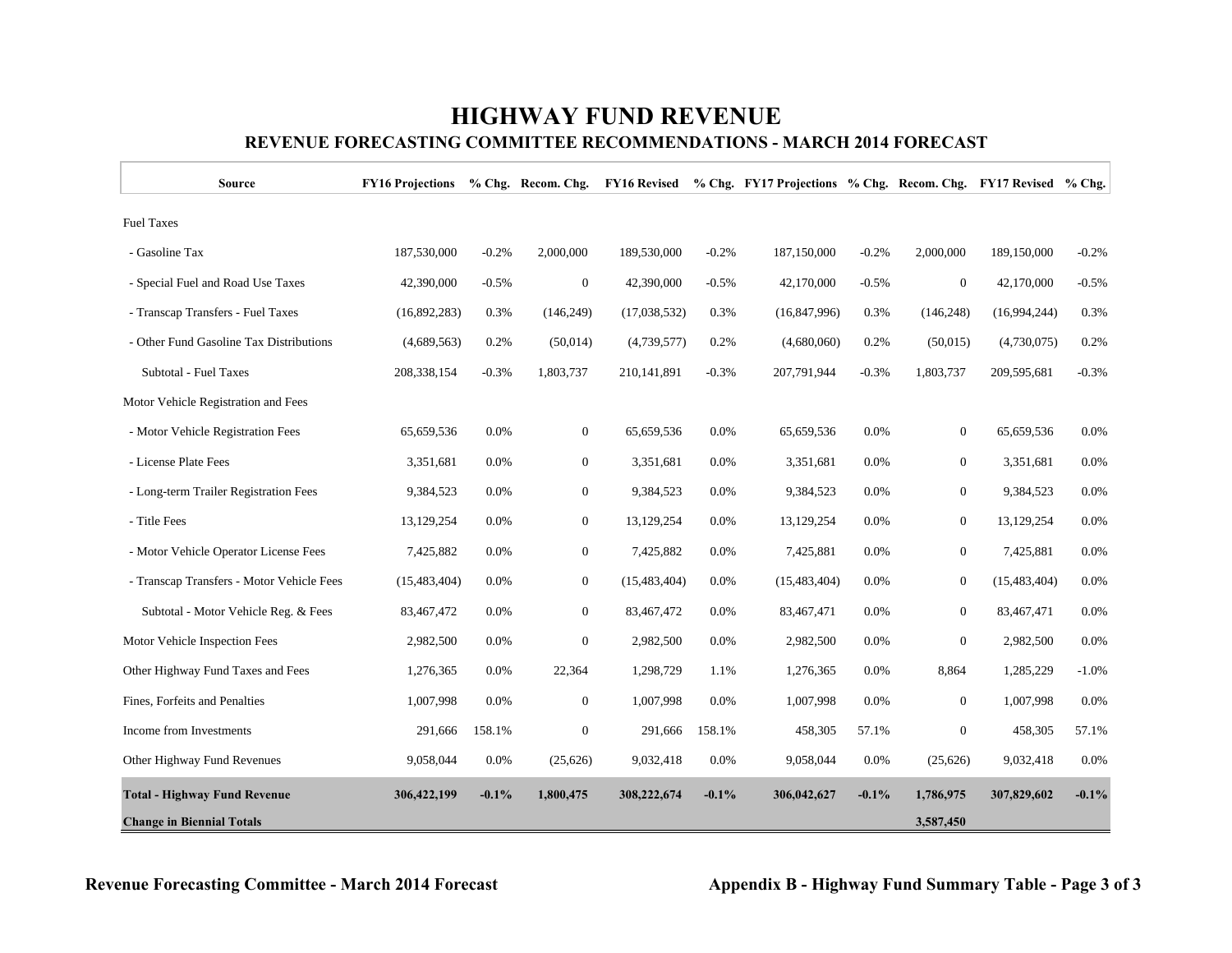# HIGHWAY FUND REVENUE

## REVENUE FORECASTING COMMITTEE RECOMMENDATIONS - MARCH 2014 FORECAST

| Source | FY16 Projections | % Chg. | Recom. Chg. | FY16 Revised | % Chg. | FY17 Projections | % Chg. | Recom. Chg. | FY17 Revised | % Chg. |
|---|---|---|---|---|---|---|---|---|---|---|
| Fuel Taxes | | | | | | | | | | |
| - Gasoline Tax | 187,530,000 | -0.2% | 2,000,000 | 189,530,000 | -0.2% | 187,150,000 | -0.2% | 2,000,000 | 189,150,000 | -0.2% |
| - Special Fuel and Road Use Taxes | 42,390,000 | -0.5% | 0 | 42,390,000 | -0.5% | 42,170,000 | -0.5% | 0 | 42,170,000 | -0.5% |
| - Transcap Transfers - Fuel Taxes | (16,892,283) | 0.3% | (146,249) | (17,038,532) | 0.3% | (16,847,996) | 0.3% | (146,248) | (16,994,244) | 0.3% |
| - Other Fund Gasoline Tax Distributions | (4,689,563) | 0.2% | (50,014) | (4,739,577) | 0.2% | (4,680,060) | 0.2% | (50,015) | (4,730,075) | 0.2% |
| Subtotal - Fuel Taxes | 208,338,154 | -0.3% | 1,803,737 | 210,141,891 | -0.3% | 207,791,944 | -0.3% | 1,803,737 | 209,595,681 | -0.3% |
| Motor Vehicle Registration and Fees | | | | | | | | | | |
| - Motor Vehicle Registration Fees | 65,659,536 | 0.0% | 0 | 65,659,536 | 0.0% | 65,659,536 | 0.0% | 0 | 65,659,536 | 0.0% |
| - License Plate Fees | 3,351,681 | 0.0% | 0 | 3,351,681 | 0.0% | 3,351,681 | 0.0% | 0 | 3,351,681 | 0.0% |
| - Long-term Trailer Registration Fees | 9,384,523 | 0.0% | 0 | 9,384,523 | 0.0% | 9,384,523 | 0.0% | 0 | 9,384,523 | 0.0% |
| - Title Fees | 13,129,254 | 0.0% | 0 | 13,129,254 | 0.0% | 13,129,254 | 0.0% | 0 | 13,129,254 | 0.0% |
| - Motor Vehicle Operator License Fees | 7,425,882 | 0.0% | 0 | 7,425,882 | 0.0% | 7,425,881 | 0.0% | 0 | 7,425,881 | 0.0% |
| - Transcap Transfers - Motor Vehicle Fees | (15,483,404) | 0.0% | 0 | (15,483,404) | 0.0% | (15,483,404) | 0.0% | 0 | (15,483,404) | 0.0% |
| Subtotal - Motor Vehicle Reg. & Fees | 83,467,472 | 0.0% | 0 | 83,467,472 | 0.0% | 83,467,471 | 0.0% | 0 | 83,467,471 | 0.0% |
| Motor Vehicle Inspection Fees | 2,982,500 | 0.0% | 0 | 2,982,500 | 0.0% | 2,982,500 | 0.0% | 0 | 2,982,500 | 0.0% |
| Other Highway Fund Taxes and Fees | 1,276,365 | 0.0% | 22,364 | 1,298,729 | 1.1% | 1,276,365 | 0.0% | 8,864 | 1,285,229 | -1.0% |
| Fines, Forfeits and Penalties | 1,007,998 | 0.0% | 0 | 1,007,998 | 0.0% | 1,007,998 | 0.0% | 0 | 1,007,998 | 0.0% |
| Income from Investments | 291,666 | 158.1% | 0 | 291,666 | 158.1% | 458,305 | 57.1% | 0 | 458,305 | 57.1% |
| Other Highway Fund Revenues | 9,058,044 | 0.0% | (25,626) | 9,032,418 | 0.0% | 9,058,044 | 0.0% | (25,626) | 9,032,418 | 0.0% |
| **Total - Highway Fund Revenue** | **306,422,199** | **-0.1%** | **1,800,475** | **308,222,674** | **-0.1%** | **306,042,627** | **-0.1%** | **1,786,975** | **307,829,602** | **-0.1%** |
| **Change in Biennial Totals** | | | | | | | | **3,587,450** | | |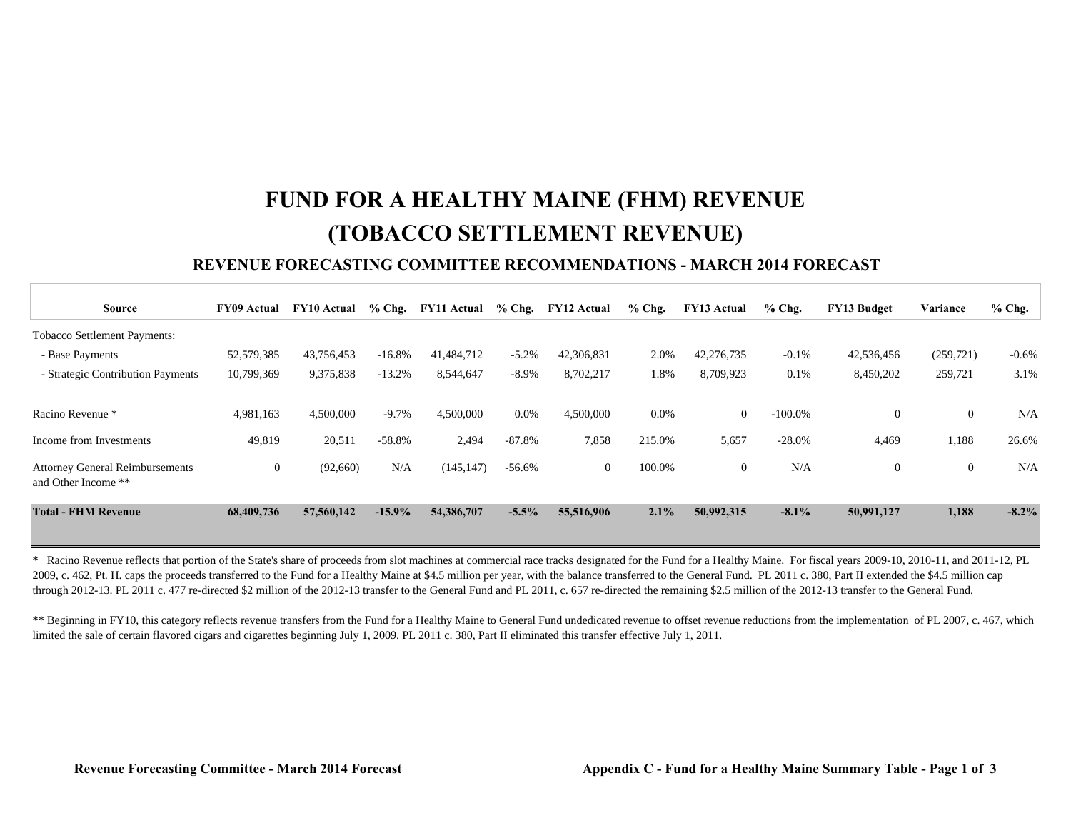# FUND FOR A HEALTHY MAINE (FHM) REVENUE
# (TOBACCO SETTLEMENT REVENUE)

### REVENUE FORECASTING COMMITTEE RECOMMENDATIONS - MARCH 2014 FORECAST

| Source | FY09 Actual | FY10 Actual | % Chg. | FY11 Actual | % Chg. | FY12 Actual | % Chg. | FY13 Actual | % Chg. | FY13 Budget | Variance | % Chg. |
|---|---|---|---|---|---|---|---|---|---|---|---|---|
| Tobacco Settlement Payments: | | | | | | | | | | | | |
| - Base Payments | 52,579,385 | 43,756,453 | -16.8% | 41,484,712 | -5.2% | 42,306,831 | 2.0% | 42,276,735 | -0.1% | 42,536,456 | (259,721) | -0.6% |
| - Strategic Contribution Payments | 10,799,369 | 9,375,838 | -13.2% | 8,544,647 | -8.9% | 8,702,217 | 1.8% | 8,709,923 | 0.1% | 8,450,202 | 259,721 | 3.1% |
| Racino Revenue * | 4,981,163 | 4,500,000 | -9.7% | 4,500,000 | 0.0% | 4,500,000 | 0.0% | 0 | -100.0% | 0 | 0 | N/A |
| Income from Investments | 49,819 | 20,511 | -58.8% | 2,494 | -87.8% | 7,858 | 215.0% | 5,657 | -28.0% | 4,469 | 1,188 | 26.6% |
| Attorney General Reimbursements and Other Income ** | 0 | (92,660) | N/A | (145,147) | -56.6% | 0 | 100.0% | 0 | N/A | 0 | 0 | N/A |
| **Total - FHM Revenue** | **68,409,736** | **57,560,142** | **-15.9%** | **54,386,707** | **-5.5%** | **55,516,906** | **2.1%** | **50,992,315** | **-8.1%** | **50,991,127** | **1,188** | **-8.2%** |

* Racino Revenue reflects that portion of the State's share of proceeds from slot machines at commercial race tracks designated for the Fund for a Healthy Maine. For fiscal years 2009-10, 2010-11, and 2011-12, PL 2009, c. 462, Pt. H. caps the proceeds transferred to the Fund for a Healthy Maine at $4.5 million per year, with the balance transferred to the General Fund. PL 2011 c. 380, Part II extended the $4.5 million cap through 2012-13. PL 2011 c. 477 re-directed $2 million of the 2012-13 transfer to the General Fund and PL 2011, c. 657 re-directed the remaining $2.5 million of the 2012-13 transfer to the General Fund.

** Beginning in FY10, this category reflects revenue transfers from the Fund for a Healthy Maine to General Fund undedicated revenue to offset revenue reductions from the implementation of PL 2007, c. 467, which limited the sale of certain flavored cigars and cigarettes beginning July 1, 2009. PL 2011 c. 380, Part II eliminated this transfer effective July 1, 2011.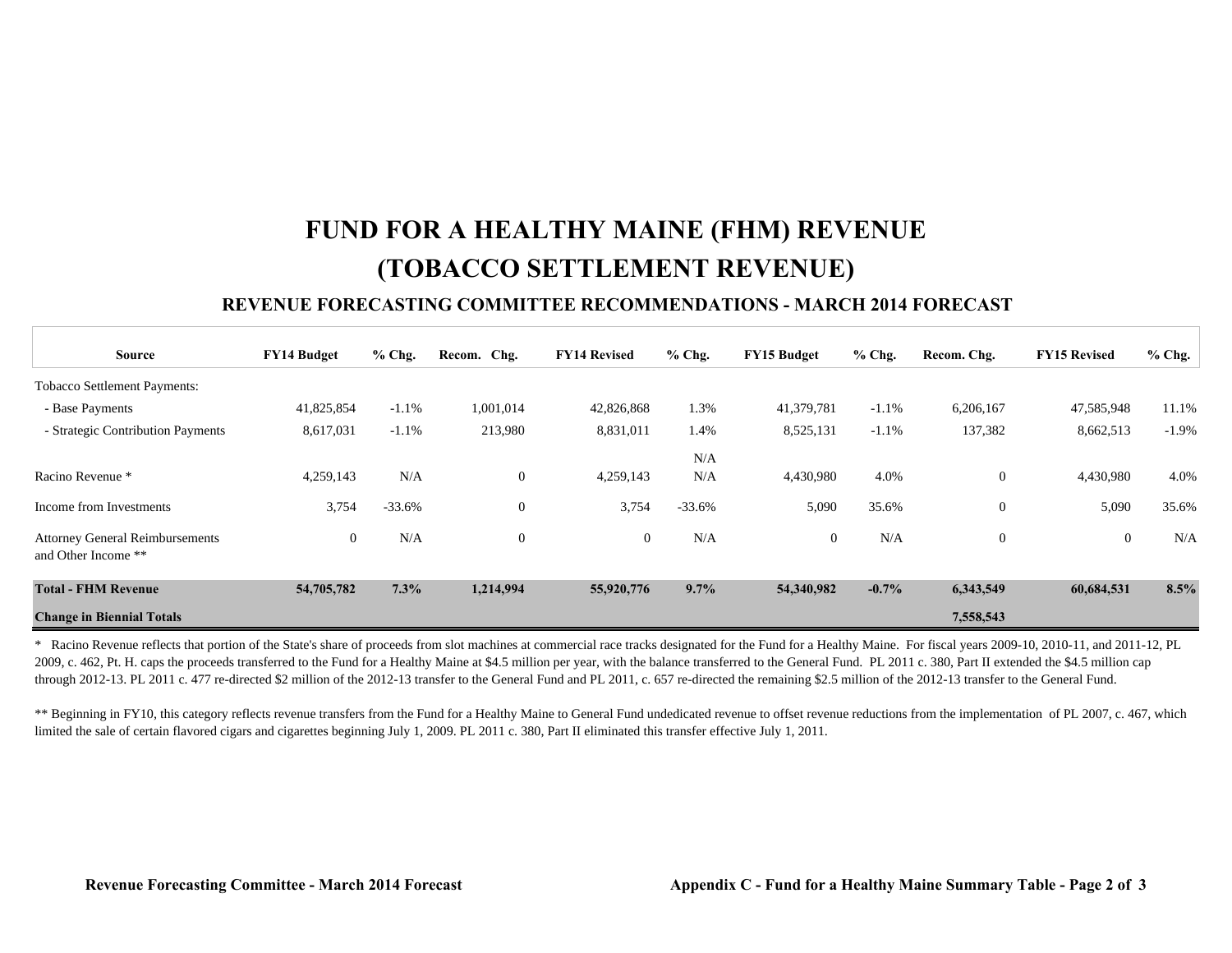# FUND FOR A HEALTHY MAINE (FHM) REVENUE

# (TOBACCO SETTLEMENT REVENUE)

## REVENUE FORECASTING COMMITTEE RECOMMENDATIONS - MARCH 2014 FORECAST

| Source | FY14 Budget | % Chg. | Recom. Chg. | FY14 Revised | % Chg. | FY15 Budget | % Chg. | Recom. Chg. | FY15 Revised | % Chg. |
|---|---|---|---|---|---|---|---|---|---|---|
| Tobacco Settlement Payments: | | | | | | | | | | |
| - Base Payments | 41,825,854 | -1.1% | 1,001,014 | 42,826,868 | 1.3% | 41,379,781 | -1.1% | 6,206,167 | 47,585,948 | 11.1% |
| - Strategic Contribution Payments | 8,617,031 | -1.1% | 213,980 | 8,831,011 | 1.4% | 8,525,131 | -1.1% | 137,382 | 8,662,513 | -1.9% |
| | | | | | N/A | | | | | |
| Racino Revenue * | 4,259,143 | N/A | 0 | 4,259,143 | N/A | 4,430,980 | 4.0% | 0 | 4,430,980 | 4.0% |
| Income from Investments | 3,754 | -33.6% | 0 | 3,754 | -33.6% | 5,090 | 35.6% | 0 | 5,090 | 35.6% |
| Attorney General Reimbursements and Other Income ** | 0 | N/A | 0 | 0 | N/A | 0 | N/A | 0 | 0 | N/A |
| **Total - FHM Revenue** | **54,705,782** | **7.3%** | **1,214,994** | **55,920,776** | **9.7%** | **54,340,982** | **-0.7%** | **6,343,549** | **60,684,531** | **8.5%** |
| **Change in Biennial Totals** | | | | | | | | **7,558,543** | | |

\* Racino Revenue reflects that portion of the State's share of proceeds from slot machines at commercial race tracks designated for the Fund for a Healthy Maine. For fiscal years 2009-10, 2010-11, and 2011-12, PL 2009, c. 462, Pt. H. caps the proceeds transferred to the Fund for a Healthy Maine at $4.5 million per year, with the balance transferred to the General Fund. PL 2011 c. 380, Part II extended the $4.5 million cap through 2012-13. PL 2011 c. 477 re-directed $2 million of the 2012-13 transfer to the General Fund and PL 2011, c. 657 re-directed the remaining $2.5 million of the 2012-13 transfer to the General Fund.

** Beginning in FY10, this category reflects revenue transfers from the Fund for a Healthy Maine to General Fund undedicated revenue to offset revenue reductions from the implementation of PL 2007, c. 467, which limited the sale of certain flavored cigars and cigarettes beginning July 1, 2009. PL 2011 c. 380, Part II eliminated this transfer effective July 1, 2011.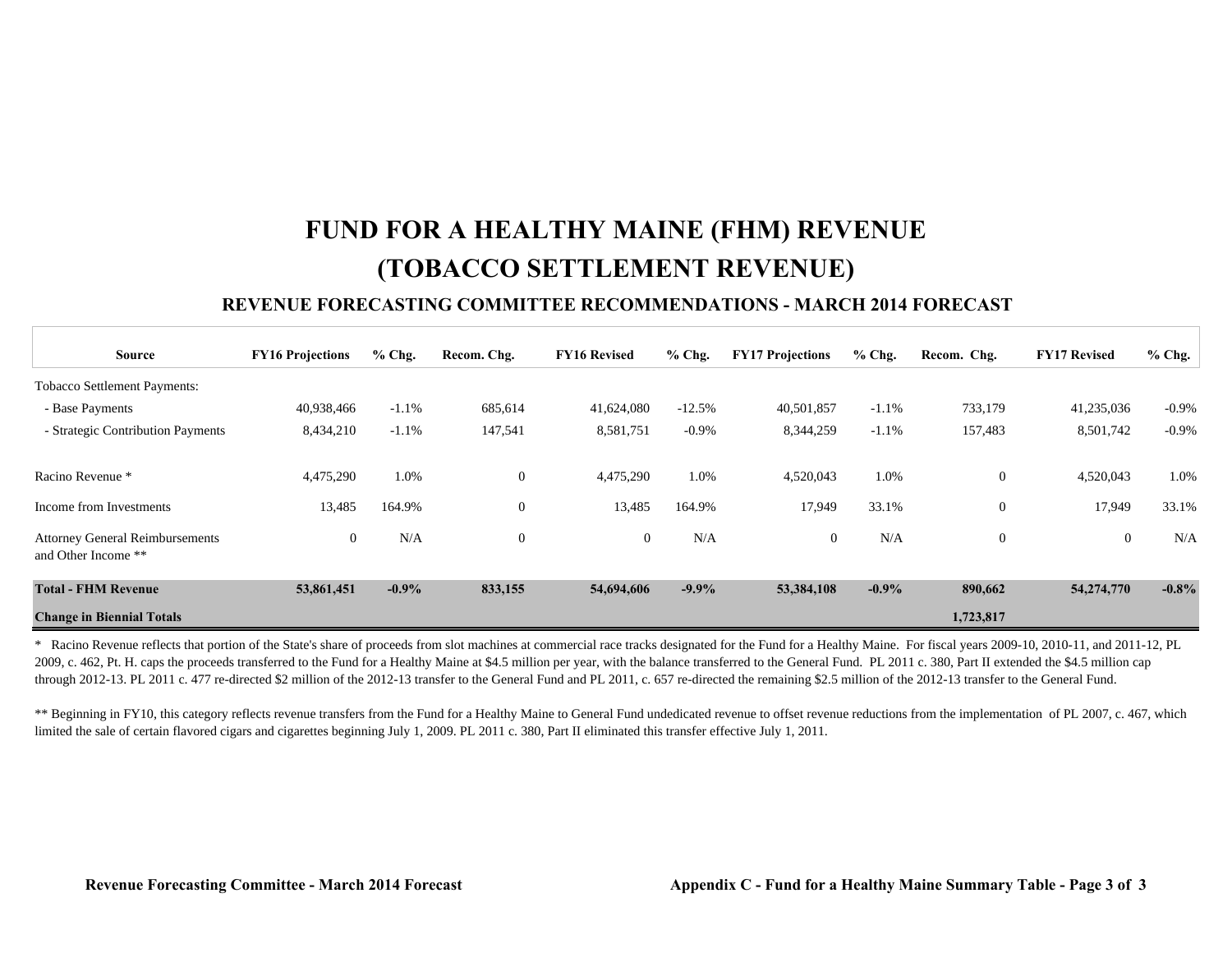# FUND FOR A HEALTHY MAINE (FHM) REVENUE
# (TOBACCO SETTLEMENT REVENUE)

### REVENUE FORECASTING COMMITTEE RECOMMENDATIONS - MARCH 2014 FORECAST

| Source | FY16 Projections | % Chg. | Recom. Chg. | FY16 Revised | % Chg. | FY17 Projections | % Chg. | Recom. Chg. | FY17 Revised | % Chg. |
|---|---|---|---|---|---|---|---|---|---|---|
| Tobacco Settlement Payments: | | | | | | | | | | |
| - Base Payments | 40,938,466 | -1.1% | 685,614 | 41,624,080 | -12.5% | 40,501,857 | -1.1% | 733,179 | 41,235,036 | -0.9% |
| - Strategic Contribution Payments | 8,434,210 | -1.1% | 147,541 | 8,581,751 | -0.9% | 8,344,259 | -1.1% | 157,483 | 8,501,742 | -0.9% |
| Racino Revenue * | 4,475,290 | 1.0% | 0 | 4,475,290 | 1.0% | 4,520,043 | 1.0% | 0 | 4,520,043 | 1.0% |
| Income from Investments | 13,485 | 164.9% | 0 | 13,485 | 164.9% | 17,949 | 33.1% | 0 | 17,949 | 33.1% |
| Attorney General Reimbursements and Other Income ** | 0 | N/A | 0 | 0 | N/A | 0 | N/A | 0 | 0 | N/A |
| **Total - FHM Revenue** | **53,861,451** | **-0.9%** | **833,155** | **54,694,606** | **-9.9%** | **53,384,108** | **-0.9%** | **890,662** | **54,274,770** | **-0.8%** |
| **Change in Biennial Totals** | | | | | | | | **1,723,817** | | |

\* Racino Revenue reflects that portion of the State's share of proceeds from slot machines at commercial race tracks designated for the Fund for a Healthy Maine. For fiscal years 2009-10, 2010-11, and 2011-12, PL 2009, c. 462, Pt. H. caps the proceeds transferred to the Fund for a Healthy Maine at $4.5 million per year, with the balance transferred to the General Fund. PL 2011 c. 380, Part II extended the $4.5 million cap through 2012-13. PL 2011 c. 477 re-directed $2 million of the 2012-13 transfer to the General Fund and PL 2011, c. 657 re-directed the remaining $2.5 million of the 2012-13 transfer to the General Fund.

** Beginning in FY10, this category reflects revenue transfers from the Fund for a Healthy Maine to General Fund undedicated revenue to offset revenue reductions from the implementation of PL 2007, c. 467, which limited the sale of certain flavored cigars and cigarettes beginning July 1, 2009. PL 2011 c. 380, Part II eliminated this transfer effective July 1, 2011.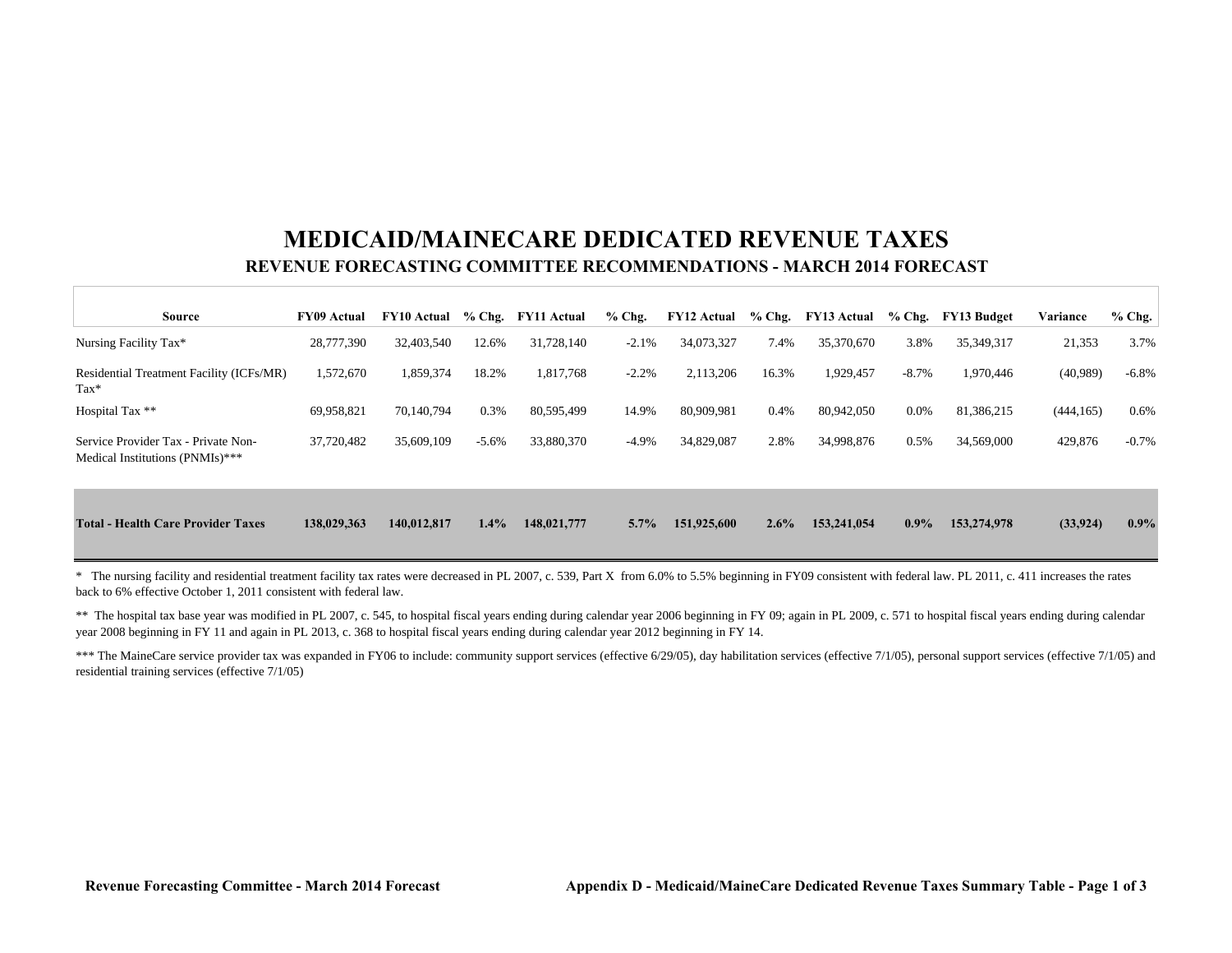# MEDICAID/MAINECARE DEDICATED REVENUE TAXES

## REVENUE FORECASTING COMMITTEE RECOMMENDATIONS - MARCH 2014 FORECAST

| Source | FY09 Actual | FY10 Actual | % Chg. | FY11 Actual | % Chg. | FY12 Actual | % Chg. | FY13 Actual | % Chg. | FY13 Budget | Variance | % Chg. |
|---|---|---|---|---|---|---|---|---|---|---|---|---|
| Nursing Facility Tax* | 28,777,390 | 32,403,540 | 12.6% | 31,728,140 | -2.1% | 34,073,327 | 7.4% | 35,370,670 | 3.8% | 35,349,317 | 21,353 | 3.7% |
| Residential Treatment Facility (ICFs/MR) Tax* | 1,572,670 | 1,859,374 | 18.2% | 1,817,768 | -2.2% | 2,113,206 | 16.3% | 1,929,457 | -8.7% | 1,970,446 | (40,989) | -6.8% |
| Hospital Tax ** | 69,958,821 | 70,140,794 | 0.3% | 80,595,499 | 14.9% | 80,909,981 | 0.4% | 80,942,050 | 0.0% | 81,386,215 | (444,165) | 0.6% |
| Service Provider Tax - Private Non-Medical Institutions (PNMIs)*** | 37,720,482 | 35,609,109 | -5.6% | 33,880,370 | -4.9% | 34,829,087 | 2.8% | 34,998,876 | 0.5% | 34,569,000 | 429,876 | -0.7% |
| **Total - Health Care Provider Taxes** | **138,029,363** | **140,012,817** | **1.4%** | **148,021,777** | **5.7%** | **151,925,600** | **2.6%** | **153,241,054** | **0.9%** | **153,274,978** | **(33,924)** | **0.9%** |

* The nursing facility and residential treatment facility tax rates were decreased in PL 2007, c. 539, Part X from 6.0% to 5.5% beginning in FY09 consistent with federal law. PL 2011, c. 411 increases the rates back to 6% effective October 1, 2011 consistent with federal law.

** The hospital tax base year was modified in PL 2007, c. 545, to hospital fiscal years ending during calendar year 2006 beginning in FY 09; again in PL 2009, c. 571 to hospital fiscal years ending during calendar year 2008 beginning in FY 11 and again in PL 2013, c. 368 to hospital fiscal years ending during calendar year 2012 beginning in FY 14.

*** The MaineCare service provider tax was expanded in FY06 to include: community support services (effective 6/29/05), day habilitation services (effective 7/1/05), personal support services (effective 7/1/05) and residential training services (effective 7/1/05)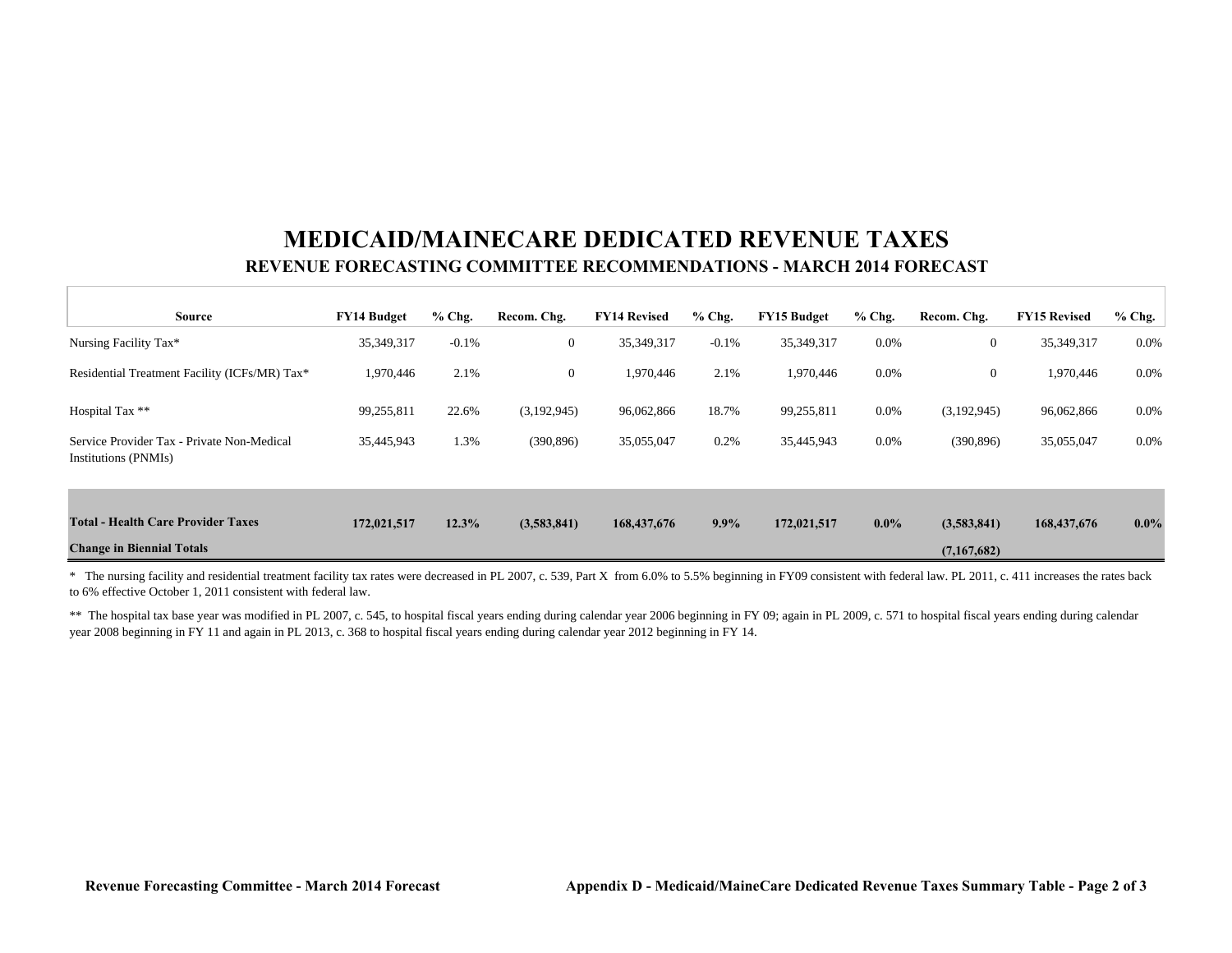# MEDICAID/MAINECARE DEDICATED REVENUE TAXES

## REVENUE FORECASTING COMMITTEE RECOMMENDATIONS - MARCH 2014 FORECAST

| Source | FY14 Budget | % Chg. | Recom. Chg. | FY14 Revised | % Chg. | FY15 Budget | % Chg. | Recom. Chg. | FY15 Revised | % Chg. |
|---|---|---|---|---|---|---|---|---|---|---|
| Nursing Facility Tax* | 35,349,317 | -0.1% | 0 | 35,349,317 | -0.1% | 35,349,317 | 0.0% | 0 | 35,349,317 | 0.0% |
| Residential Treatment Facility (ICFs/MR) Tax* | 1,970,446 | 2.1% | 0 | 1,970,446 | 2.1% | 1,970,446 | 0.0% | 0 | 1,970,446 | 0.0% |
| Hospital Tax ** | 99,255,811 | 22.6% | (3,192,945) | 96,062,866 | 18.7% | 99,255,811 | 0.0% | (3,192,945) | 96,062,866 | 0.0% |
| Service Provider Tax - Private Non-Medical Institutions (PNMIs) | 35,445,943 | 1.3% | (390,896) | 35,055,047 | 0.2% | 35,445,943 | 0.0% | (390,896) | 35,055,047 | 0.0% |
| **Total - Health Care Provider Taxes** | **172,021,517** | **12.3%** | **(3,583,841)** | **168,437,676** | **9.9%** | **172,021,517** | **0.0%** | **(3,583,841)** | **168,437,676** | **0.0%** |
| **Change in Biennial Totals** | | | | | | | | **(7,167,682)** | | |

* The nursing facility and residential treatment facility tax rates were decreased in PL 2007, c. 539, Part X from 6.0% to 5.5% beginning in FY09 consistent with federal law. PL 2011, c. 411 increases the rates back to 6% effective October 1, 2011 consistent with federal law.

** The hospital tax base year was modified in PL 2007, c. 545, to hospital fiscal years ending during calendar year 2006 beginning in FY 09; again in PL 2009, c. 571 to hospital fiscal years ending during calendar year 2008 beginning in FY 11 and again in PL 2013, c. 368 to hospital fiscal years ending during calendar year 2012 beginning in FY 14.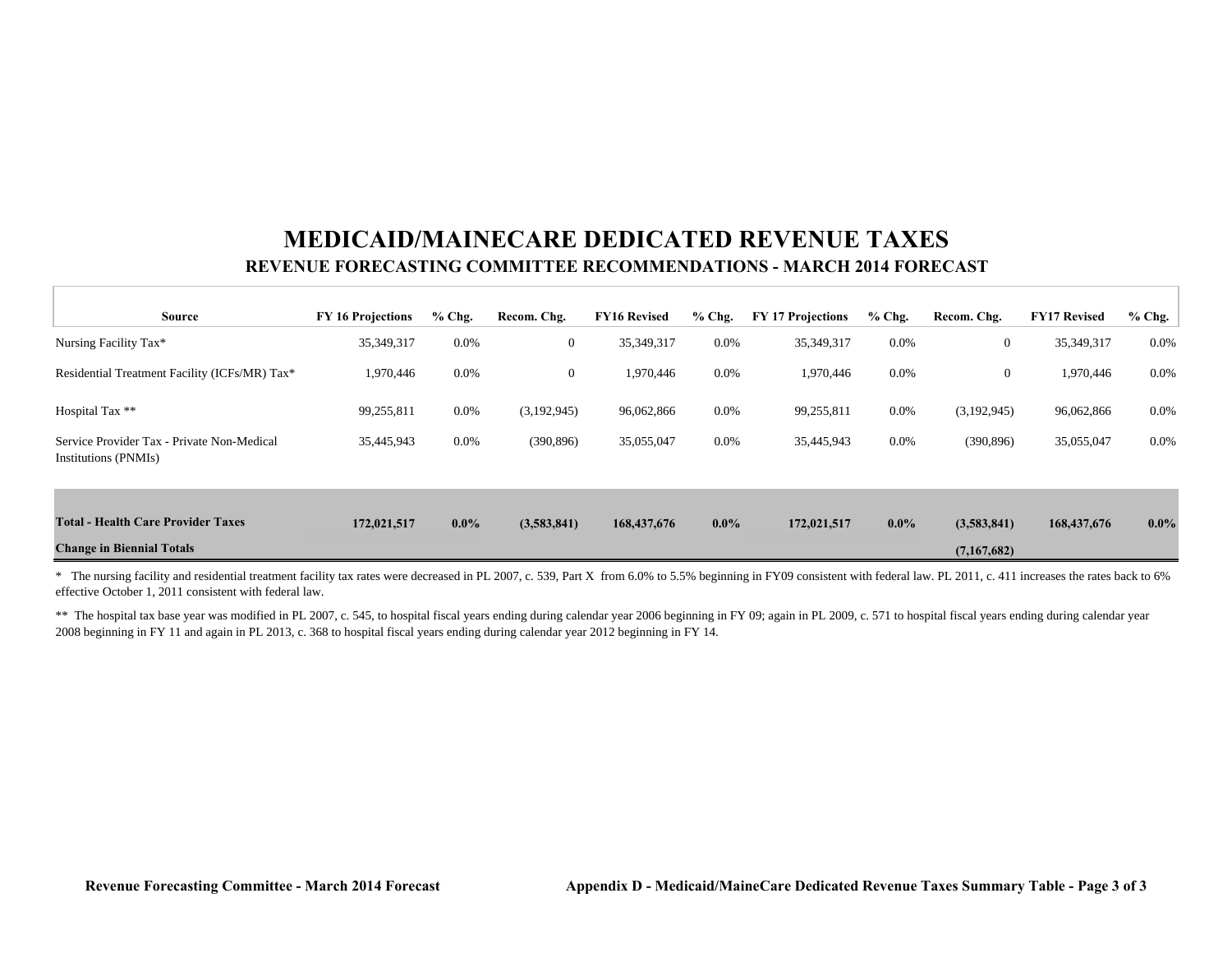# MEDICAID/MAINECARE DEDICATED REVENUE TAXES

## REVENUE FORECASTING COMMITTEE RECOMMENDATIONS - MARCH 2014 FORECAST

| Source | FY 16 Projections | % Chg. | Recom. Chg. | FY16 Revised | % Chg. | FY 17 Projections | % Chg. | Recom. Chg. | FY17 Revised | % Chg. |
|---|---|---|---|---|---|---|---|---|---|---|
| Nursing Facility Tax* | 35,349,317 | 0.0% | 0 | 35,349,317 | 0.0% | 35,349,317 | 0.0% | 0 | 35,349,317 | 0.0% |
| Residential Treatment Facility (ICFs/MR) Tax* | 1,970,446 | 0.0% | 0 | 1,970,446 | 0.0% | 1,970,446 | 0.0% | 0 | 1,970,446 | 0.0% |
| Hospital Tax ** | 99,255,811 | 0.0% | (3,192,945) | 96,062,866 | 0.0% | 99,255,811 | 0.0% | (3,192,945) | 96,062,866 | 0.0% |
| Service Provider Tax - Private Non-Medical Institutions (PNMIs) | 35,445,943 | 0.0% | (390,896) | 35,055,047 | 0.0% | 35,445,943 | 0.0% | (390,896) | 35,055,047 | 0.0% |
| **Total - Health Care Provider Taxes** | **172,021,517** | **0.0%** | **(3,583,841)** | **168,437,676** | **0.0%** | **172,021,517** | **0.0%** | **(3,583,841)** | **168,437,676** | **0.0%** |
| **Change in Biennial Totals** | | | | | | | | **(7,167,682)** | | |

\* The nursing facility and residential treatment facility tax rates were decreased in PL 2007, c. 539, Part X from 6.0% to 5.5% beginning in FY09 consistent with federal law. PL 2011, c. 411 increases the rates back to 6% effective October 1, 2011 consistent with federal law.

\*\* The hospital tax base year was modified in PL 2007, c. 545, to hospital fiscal years ending during calendar year 2006 beginning in FY 09; again in PL 2009, c. 571 to hospital fiscal years ending during calendar year 2008 beginning in FY 11 and again in PL 2013, c. 368 to hospital fiscal years ending during calendar year 2012 beginning in FY 14.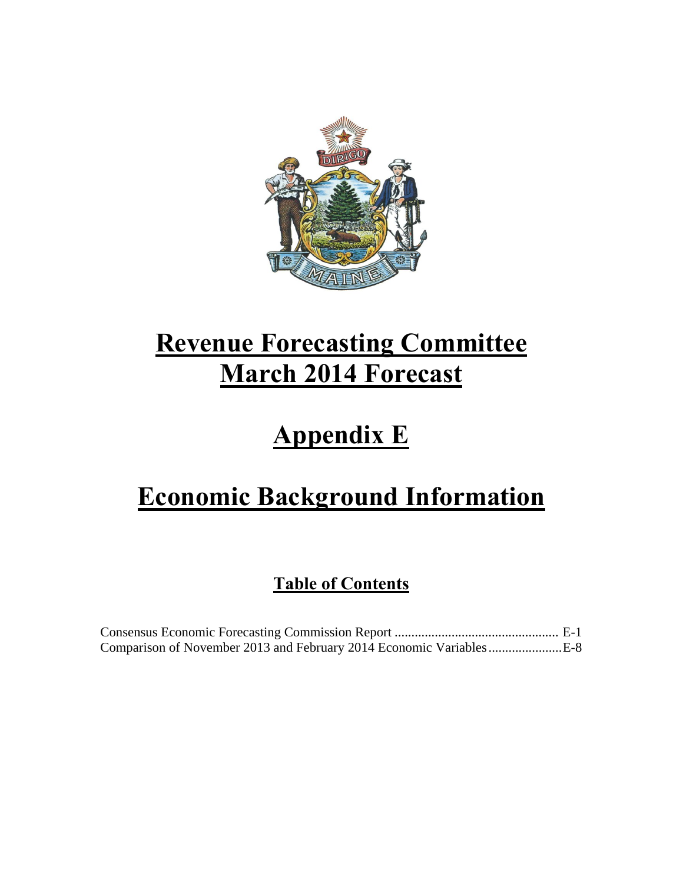# Revenue Forecasting Committee March 2014 Forecast

# Appendix E

# Economic Background Information

## Table of Contents

Consensus Economic Forecasting Commission Report ................................................ E-1
Comparison of November 2013 and February 2014 Economic Variables......................E-8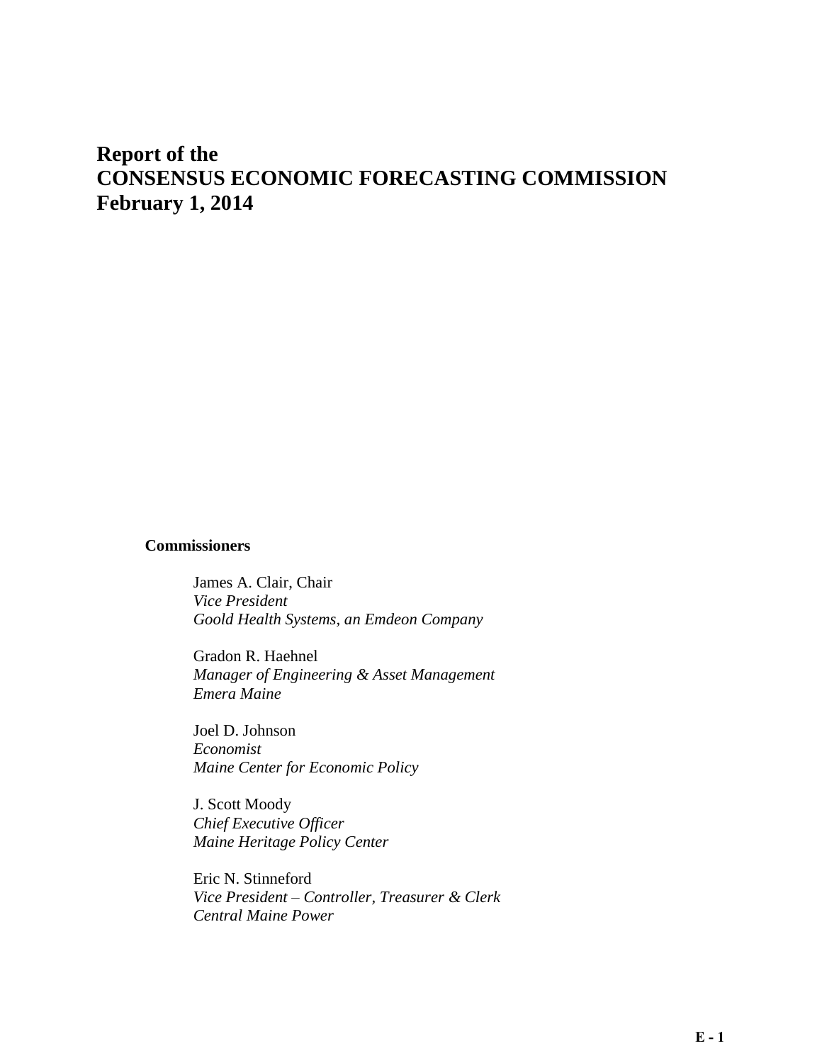# Report of the
# CONSENSUS ECONOMIC FORECASTING COMMISSION
# February 1, 2014

**Commissioners**

James A. Clair, Chair
*Vice President*
*Goold Health Systems, an Emdeon Company*

Gradon R. Haehnel
*Manager of Engineering & Asset Management*
*Emera Maine*

Joel D. Johnson
*Economist*
*Maine Center for Economic Policy*

J. Scott Moody
*Chief Executive Officer*
*Maine Heritage Policy Center*

Eric N. Stinneford
*Vice President – Controller, Treasurer & Clerk*
*Central Maine Power*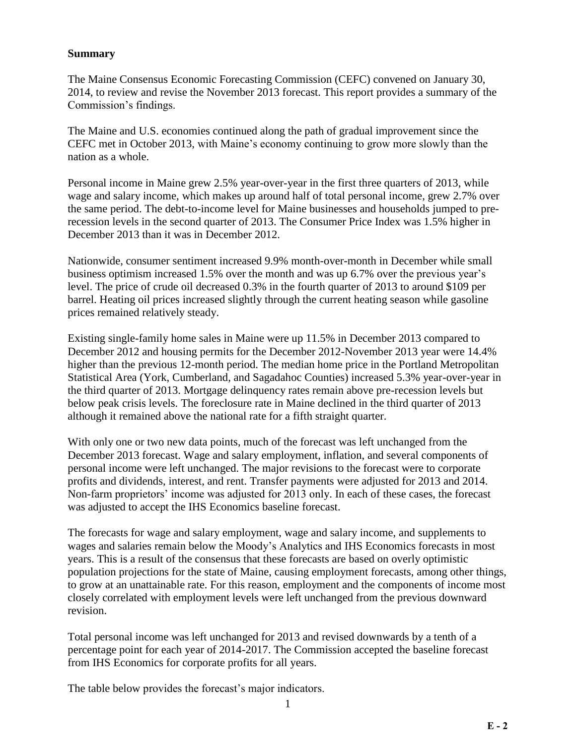**Summary**

The Maine Consensus Economic Forecasting Commission (CEFC) convened on January 30, 2014, to review and revise the November 2013 forecast. This report provides a summary of the Commission's findings.

The Maine and U.S. economies continued along the path of gradual improvement since the CEFC met in October 2013, with Maine's economy continuing to grow more slowly than the nation as a whole.

Personal income in Maine grew 2.5% year-over-year in the first three quarters of 2013, while wage and salary income, which makes up around half of total personal income, grew 2.7% over the same period. The debt-to-income level for Maine businesses and households jumped to pre-recession levels in the second quarter of 2013. The Consumer Price Index was 1.5% higher in December 2013 than it was in December 2012.

Nationwide, consumer sentiment increased 9.9% month-over-month in December while small business optimism increased 1.5% over the month and was up 6.7% over the previous year's level. The price of crude oil decreased 0.3% in the fourth quarter of 2013 to around $109 per barrel. Heating oil prices increased slightly through the current heating season while gasoline prices remained relatively steady.

Existing single-family home sales in Maine were up 11.5% in December 2013 compared to December 2012 and housing permits for the December 2012-November 2013 year were 14.4% higher than the previous 12-month period. The median home price in the Portland Metropolitan Statistical Area (York, Cumberland, and Sagadahoc Counties) increased 5.3% year-over-year in the third quarter of 2013. Mortgage delinquency rates remain above pre-recession levels but below peak crisis levels. The foreclosure rate in Maine declined in the third quarter of 2013 although it remained above the national rate for a fifth straight quarter.

With only one or two new data points, much of the forecast was left unchanged from the December 2013 forecast. Wage and salary employment, inflation, and several components of personal income were left unchanged. The major revisions to the forecast were to corporate profits and dividends, interest, and rent. Transfer payments were adjusted for 2013 and 2014. Non-farm proprietors' income was adjusted for 2013 only. In each of these cases, the forecast was adjusted to accept the IHS Economics baseline forecast.

The forecasts for wage and salary employment, wage and salary income, and supplements to wages and salaries remain below the Moody's Analytics and IHS Economics forecasts in most years. This is a result of the consensus that these forecasts are based on overly optimistic population projections for the state of Maine, causing employment forecasts, among other things, to grow at an unattainable rate. For this reason, employment and the components of income most closely correlated with employment levels were left unchanged from the previous downward revision.

Total personal income was left unchanged for 2013 and revised downwards by a tenth of a percentage point for each year of 2014-2017. The Commission accepted the baseline forecast from IHS Economics for corporate profits for all years.

The table below provides the forecast's major indicators.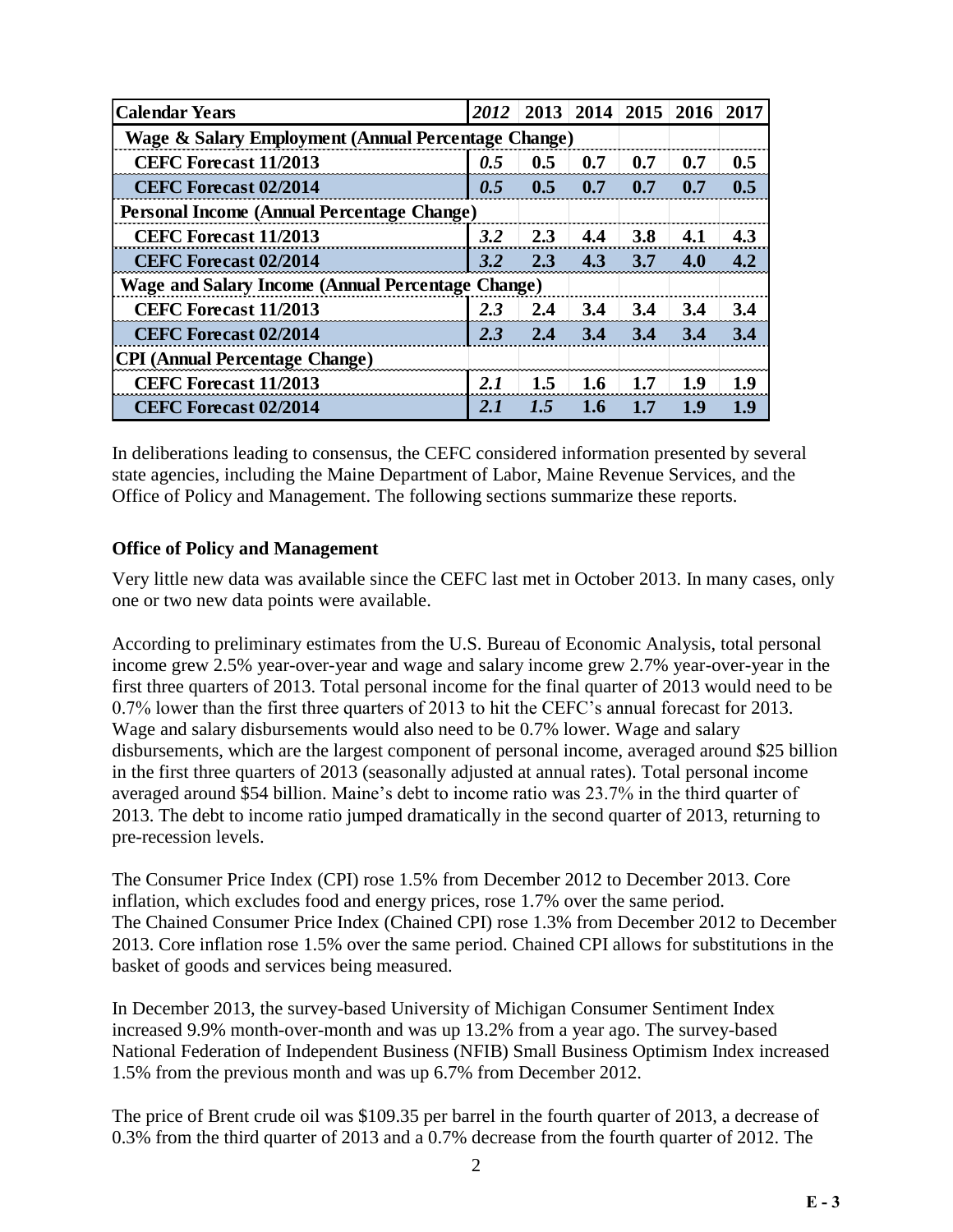| Calendar Years | *2012* | 2013 | 2014 | 2015 | 2016 | 2017 |
|---|---|---|---|---|---|---|
| **Wage & Salary Employment (Annual Percentage Change)** | | | | | | |
| **CEFC Forecast 11/2013** | ***0.5*** | **0.5** | **0.7** | **0.7** | **0.7** | **0.5** |
| **CEFC Forecast 02/2014** | ***0.5*** | **0.5** | **0.7** | **0.7** | **0.7** | **0.5** |
| **Personal Income (Annual Percentage Change)** | | | | | | |
| **CEFC Forecast 11/2013** | ***3.2*** | **2.3** | **4.4** | **3.8** | **4.1** | **4.3** |
| **CEFC Forecast 02/2014** | ***3.2*** | **2.3** | **4.3** | **3.7** | **4.0** | **4.2** |
| **Wage and Salary Income (Annual Percentage Change)** | | | | | | |
| **CEFC Forecast 11/2013** | ***2.3*** | **2.4** | **3.4** | **3.4** | **3.4** | **3.4** |
| **CEFC Forecast 02/2014** | ***2.3*** | **2.4** | **3.4** | **3.4** | **3.4** | **3.4** |
| **CPI (Annual Percentage Change)** | | | | | | |
| **CEFC Forecast 11/2013** | ***2.1*** | **1.5** | **1.6** | **1.7** | **1.9** | **1.9** |
| **CEFC Forecast 02/2014** | ***2.1*** | ***1.5*** | **1.6** | **1.7** | **1.9** | **1.9** |

In deliberations leading to consensus, the CEFC considered information presented by several state agencies, including the Maine Department of Labor, Maine Revenue Services, and the Office of Policy and Management. The following sections summarize these reports.

**Office of Policy and Management**

Very little new data was available since the CEFC last met in October 2013. In many cases, only one or two new data points were available.

According to preliminary estimates from the U.S. Bureau of Economic Analysis, total personal income grew 2.5% year-over-year and wage and salary income grew 2.7% year-over-year in the first three quarters of 2013. Total personal income for the final quarter of 2013 would need to be 0.7% lower than the first three quarters of 2013 to hit the CEFC's annual forecast for 2013. Wage and salary disbursements would also need to be 0.7% lower. Wage and salary disbursements, which are the largest component of personal income, averaged around $25 billion in the first three quarters of 2013 (seasonally adjusted at annual rates). Total personal income averaged around $54 billion. Maine's debt to income ratio was 23.7% in the third quarter of 2013. The debt to income ratio jumped dramatically in the second quarter of 2013, returning to pre-recession levels.

The Consumer Price Index (CPI) rose 1.5% from December 2012 to December 2013. Core inflation, which excludes food and energy prices, rose 1.7% over the same period. The Chained Consumer Price Index (Chained CPI) rose 1.3% from December 2012 to December 2013. Core inflation rose 1.5% over the same period. Chained CPI allows for substitutions in the basket of goods and services being measured.

In December 2013, the survey-based University of Michigan Consumer Sentiment Index increased 9.9% month-over-month and was up 13.2% from a year ago. The survey-based National Federation of Independent Business (NFIB) Small Business Optimism Index increased 1.5% from the previous month and was up 6.7% from December 2012.

The price of Brent crude oil was $109.35 per barrel in the fourth quarter of 2013, a decrease of 0.3% from the third quarter of 2013 and a 0.7% decrease from the fourth quarter of 2012. The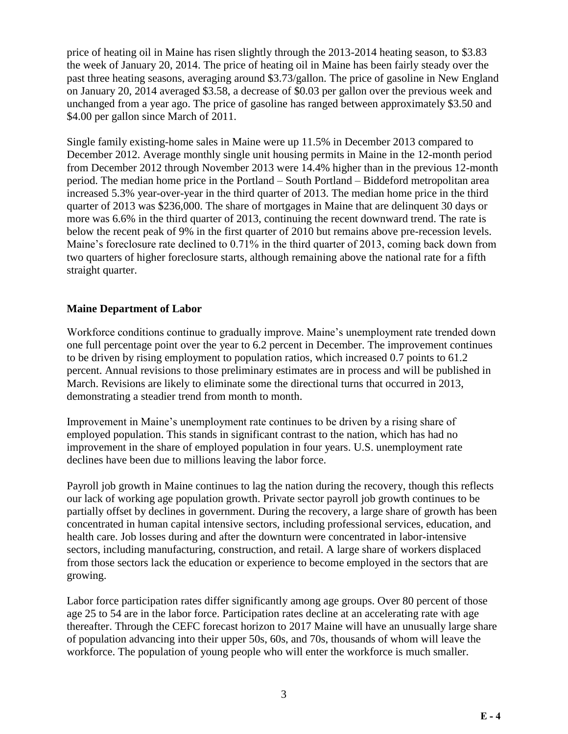price of heating oil in Maine has risen slightly through the 2013-2014 heating season, to $3.83 the week of January 20, 2014. The price of heating oil in Maine has been fairly steady over the past three heating seasons, averaging around $3.73/gallon. The price of gasoline in New England on January 20, 2014 averaged $3.58, a decrease of $0.03 per gallon over the previous week and unchanged from a year ago. The price of gasoline has ranged between approximately $3.50 and $4.00 per gallon since March of 2011.

Single family existing-home sales in Maine were up 11.5% in December 2013 compared to December 2012. Average monthly single unit housing permits in Maine in the 12-month period from December 2012 through November 2013 were 14.4% higher than in the previous 12-month period. The median home price in the Portland – South Portland – Biddeford metropolitan area increased 5.3% year-over-year in the third quarter of 2013. The median home price in the third quarter of 2013 was $236,000. The share of mortgages in Maine that are delinquent 30 days or more was 6.6% in the third quarter of 2013, continuing the recent downward trend. The rate is below the recent peak of 9% in the first quarter of 2010 but remains above pre-recession levels. Maine's foreclosure rate declined to 0.71% in the third quarter of 2013, coming back down from two quarters of higher foreclosure starts, although remaining above the national rate for a fifth straight quarter.

## Maine Department of Labor

Workforce conditions continue to gradually improve. Maine's unemployment rate trended down one full percentage point over the year to 6.2 percent in December. The improvement continues to be driven by rising employment to population ratios, which increased 0.7 points to 61.2 percent. Annual revisions to those preliminary estimates are in process and will be published in March. Revisions are likely to eliminate some the directional turns that occurred in 2013, demonstrating a steadier trend from month to month.

Improvement in Maine's unemployment rate continues to be driven by a rising share of employed population. This stands in significant contrast to the nation, which has had no improvement in the share of employed population in four years. U.S. unemployment rate declines have been due to millions leaving the labor force.

Payroll job growth in Maine continues to lag the nation during the recovery, though this reflects our lack of working age population growth. Private sector payroll job growth continues to be partially offset by declines in government. During the recovery, a large share of growth has been concentrated in human capital intensive sectors, including professional services, education, and health care. Job losses during and after the downturn were concentrated in labor-intensive sectors, including manufacturing, construction, and retail. A large share of workers displaced from those sectors lack the education or experience to become employed in the sectors that are growing.

Labor force participation rates differ significantly among age groups. Over 80 percent of those age 25 to 54 are in the labor force. Participation rates decline at an accelerating rate with age thereafter. Through the CEFC forecast horizon to 2017 Maine will have an unusually large share of population advancing into their upper 50s, 60s, and 70s, thousands of whom will leave the workforce. The population of young people who will enter the workforce is much smaller.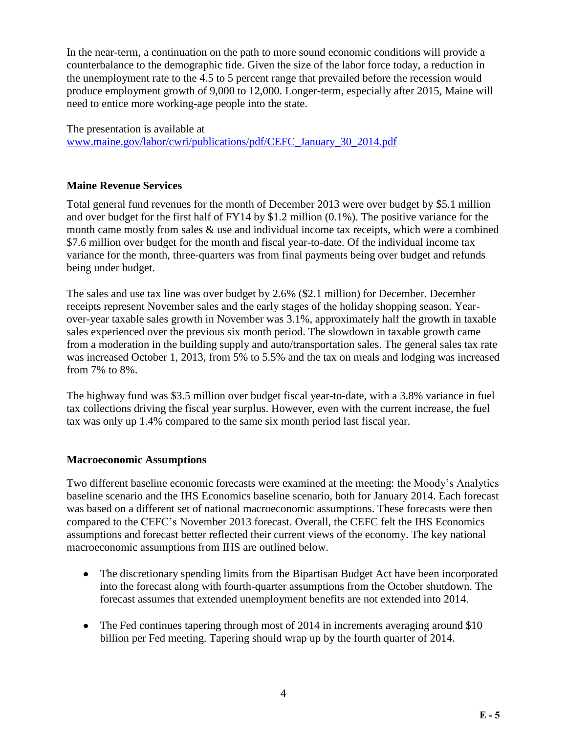In the near-term, a continuation on the path to more sound economic conditions will provide a counterbalance to the demographic tide. Given the size of the labor force today, a reduction in the unemployment rate to the 4.5 to 5 percent range that prevailed before the recession would produce employment growth of 9,000 to 12,000. Longer-term, especially after 2015, Maine will need to entice more working-age people into the state.

The presentation is available at
[www.maine.gov/labor/cwri/publications/pdf/CEFC_January_30_2014.pdf](www.maine.gov/labor/cwri/publications/pdf/CEFC_January_30_2014.pdf)

**Maine Revenue Services**

Total general fund revenues for the month of December 2013 were over budget by $5.1 million and over budget for the first half of FY14 by $1.2 million (0.1%). The positive variance for the month came mostly from sales & use and individual income tax receipts, which were a combined $7.6 million over budget for the month and fiscal year-to-date. Of the individual income tax variance for the month, three-quarters was from final payments being over budget and refunds being under budget.

The sales and use tax line was over budget by 2.6% ($2.1 million) for December. December receipts represent November sales and the early stages of the holiday shopping season. Year-over-year taxable sales growth in November was 3.1%, approximately half the growth in taxable sales experienced over the previous six month period. The slowdown in taxable growth came from a moderation in the building supply and auto/transportation sales. The general sales tax rate was increased October 1, 2013, from 5% to 5.5% and the tax on meals and lodging was increased from 7% to 8%.

The highway fund was $3.5 million over budget fiscal year-to-date, with a 3.8% variance in fuel tax collections driving the fiscal year surplus. However, even with the current increase, the fuel tax was only up 1.4% compared to the same six month period last fiscal year.

**Macroeconomic Assumptions**

Two different baseline economic forecasts were examined at the meeting: the Moody's Analytics baseline scenario and the IHS Economics baseline scenario, both for January 2014. Each forecast was based on a different set of national macroeconomic assumptions. These forecasts were then compared to the CEFC's November 2013 forecast. Overall, the CEFC felt the IHS Economics assumptions and forecast better reflected their current views of the economy. The key national macroeconomic assumptions from IHS are outlined below.

- The discretionary spending limits from the Bipartisan Budget Act have been incorporated into the forecast along with fourth-quarter assumptions from the October shutdown. The forecast assumes that extended unemployment benefits are not extended into 2014.

- The Fed continues tapering through most of 2014 in increments averaging around $10 billion per Fed meeting. Tapering should wrap up by the fourth quarter of 2014.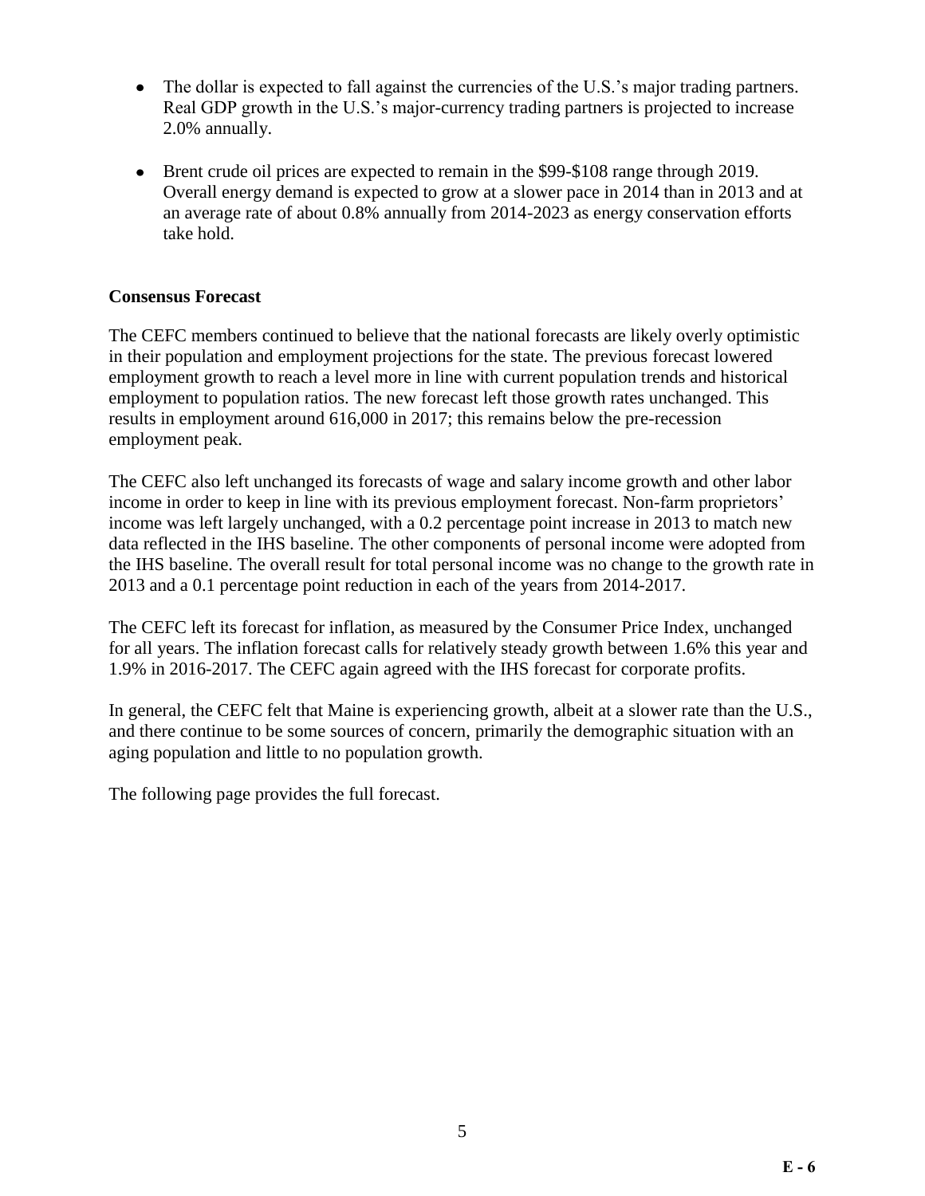- The dollar is expected to fall against the currencies of the U.S.'s major trading partners. Real GDP growth in the U.S.'s major-currency trading partners is projected to increase 2.0% annually.

- Brent crude oil prices are expected to remain in the $99-$108 range through 2019. Overall energy demand is expected to grow at a slower pace in 2014 than in 2013 and at an average rate of about 0.8% annually from 2014-2023 as energy conservation efforts take hold.

**Consensus Forecast**

The CEFC members continued to believe that the national forecasts are likely overly optimistic in their population and employment projections for the state. The previous forecast lowered employment growth to reach a level more in line with current population trends and historical employment to population ratios. The new forecast left those growth rates unchanged. This results in employment around 616,000 in 2017; this remains below the pre-recession employment peak.

The CEFC also left unchanged its forecasts of wage and salary income growth and other labor income in order to keep in line with its previous employment forecast. Non-farm proprietors' income was left largely unchanged, with a 0.2 percentage point increase in 2013 to match new data reflected in the IHS baseline. The other components of personal income were adopted from the IHS baseline. The overall result for total personal income was no change to the growth rate in 2013 and a 0.1 percentage point reduction in each of the years from 2014-2017.

The CEFC left its forecast for inflation, as measured by the Consumer Price Index, unchanged for all years. The inflation forecast calls for relatively steady growth between 1.6% this year and 1.9% in 2016-2017. The CEFC again agreed with the IHS forecast for corporate profits.

In general, the CEFC felt that Maine is experiencing growth, albeit at a slower rate than the U.S., and there continue to be some sources of concern, primarily the demographic situation with an aging population and little to no population growth.

The following page provides the full forecast.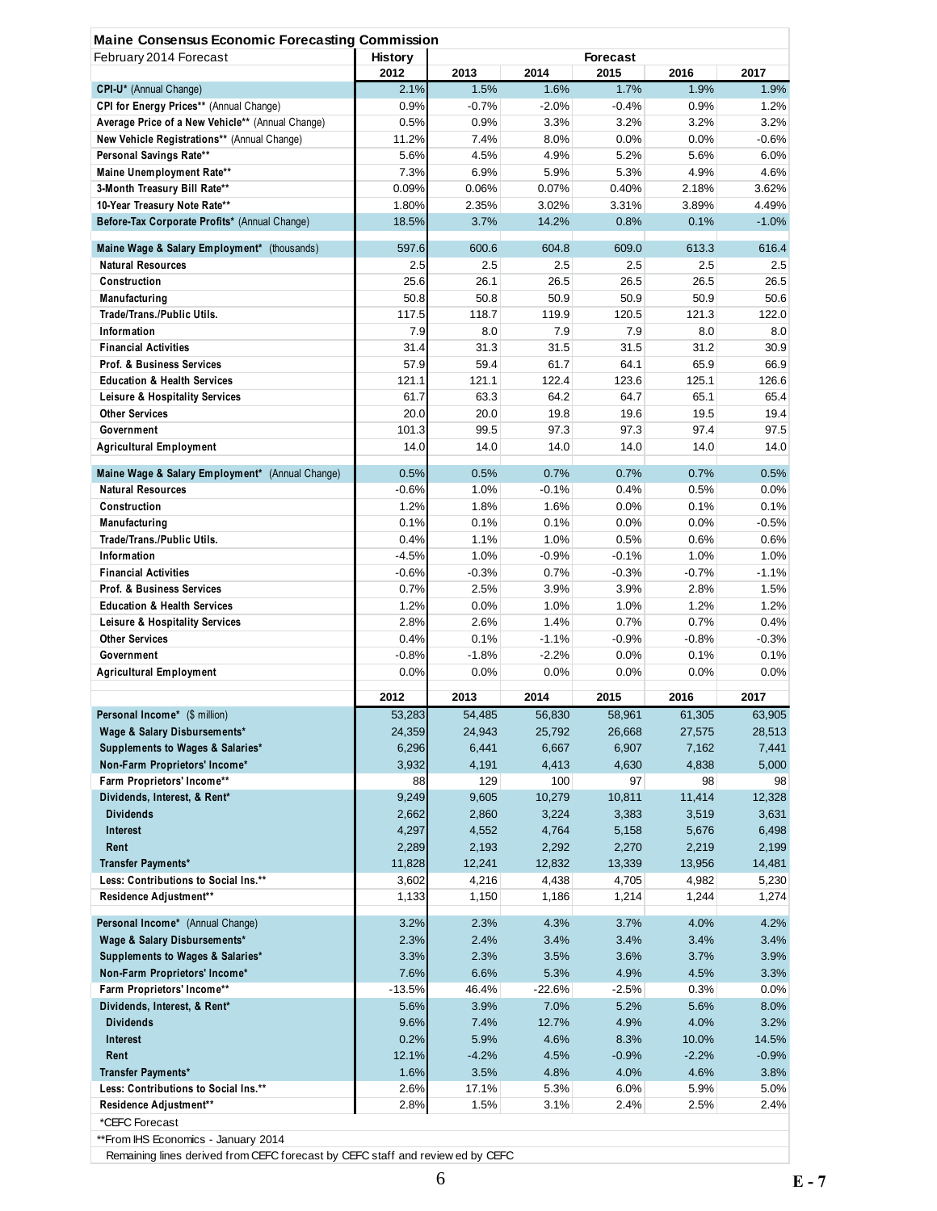## Maine Consensus Economic Forecasting Commission

February 2014 Forecast

| | History | Forecast | | | | |
|---|---|---|---|---|---|---|
| | 2012 | 2013 | 2014 | 2015 | 2016 | 2017 |
| CPI-U* (Annual Change) | 2.1% | 1.5% | 1.6% | 1.7% | 1.9% | 1.9% |
| CPI for Energy Prices** (Annual Change) | 0.9% | -0.7% | -2.0% | -0.4% | 0.9% | 1.2% |
| Average Price of a New Vehicle** (Annual Change) | 0.5% | 0.9% | 3.3% | 3.2% | 3.2% | 3.2% |
| New Vehicle Registrations** (Annual Change) | 11.2% | 7.4% | 8.0% | 0.0% | 0.0% | -0.6% |
| Personal Savings Rate** | 5.6% | 4.5% | 4.9% | 5.2% | 5.6% | 6.0% |
| Maine Unemployment Rate** | 7.3% | 6.9% | 5.9% | 5.3% | 4.9% | 4.6% |
| 3-Month Treasury Bill Rate** | 0.09% | 0.06% | 0.07% | 0.40% | 2.18% | 3.62% |
| 10-Year Treasury Note Rate** | 1.80% | 2.35% | 3.02% | 3.31% | 3.89% | 4.49% |
| Before-Tax Corporate Profits* (Annual Change) | 18.5% | 3.7% | 14.2% | 0.8% | 0.1% | -1.0% |
| | | | | | | |
| Maine Wage & Salary Employment* (thousands) | 597.6 | 600.6 | 604.8 | 609.0 | 613.3 | 616.4 |
| Natural Resources | 2.5 | 2.5 | 2.5 | 2.5 | 2.5 | 2.5 |
| Construction | 25.6 | 26.1 | 26.5 | 26.5 | 26.5 | 26.5 |
| Manufacturing | 50.8 | 50.8 | 50.9 | 50.9 | 50.9 | 50.6 |
| Trade/Trans./Public Utils. | 117.5 | 118.7 | 119.9 | 120.5 | 121.3 | 122.0 |
| Information | 7.9 | 8.0 | 7.9 | 7.9 | 8.0 | 8.0 |
| Financial Activities | 31.4 | 31.3 | 31.5 | 31.5 | 31.2 | 30.9 |
| Prof. & Business Services | 57.9 | 59.4 | 61.7 | 64.1 | 65.9 | 66.9 |
| Education & Health Services | 121.1 | 121.1 | 122.4 | 123.6 | 125.1 | 126.6 |
| Leisure & Hospitality Services | 61.7 | 63.3 | 64.2 | 64.7 | 65.1 | 65.4 |
| Other Services | 20.0 | 20.0 | 19.8 | 19.6 | 19.5 | 19.4 |
| Government | 101.3 | 99.5 | 97.3 | 97.3 | 97.4 | 97.5 |
| Agricultural Employment | 14.0 | 14.0 | 14.0 | 14.0 | 14.0 | 14.0 |
| | | | | | | |
| Maine Wage & Salary Employment* (Annual Change) | 0.5% | 0.5% | 0.7% | 0.7% | 0.7% | 0.5% |
| Natural Resources | -0.6% | 1.0% | -0.1% | 0.4% | 0.5% | 0.0% |
| Construction | 1.2% | 1.8% | 1.6% | 0.0% | 0.1% | 0.1% |
| Manufacturing | 0.1% | 0.1% | 0.1% | 0.0% | 0.0% | -0.5% |
| Trade/Trans./Public Utils. | 0.4% | 1.1% | 1.0% | 0.5% | 0.6% | 0.6% |
| Information | -4.5% | 1.0% | -0.9% | -0.1% | 1.0% | 1.0% |
| Financial Activities | -0.6% | -0.3% | 0.7% | -0.3% | -0.7% | -1.1% |
| Prof. & Business Services | 0.7% | 2.5% | 3.9% | 3.9% | 2.8% | 1.5% |
| Education & Health Services | 1.2% | 0.0% | 1.0% | 1.0% | 1.2% | 1.2% |
| Leisure & Hospitality Services | 2.8% | 2.6% | 1.4% | 0.7% | 0.7% | 0.4% |
| Other Services | 0.4% | 0.1% | -1.1% | -0.9% | -0.8% | -0.3% |
| Government | -0.8% | -1.8% | -2.2% | 0.0% | 0.1% | 0.1% |
| Agricultural Employment | 0.0% | 0.0% | 0.0% | 0.0% | 0.0% | 0.0% |
| | | | | | | |
| | 2012 | 2013 | 2014 | 2015 | 2016 | 2017 |
| Personal Income* ($ million) | 53,283 | 54,485 | 56,830 | 58,961 | 61,305 | 63,905 |
| Wage & Salary Disbursements* | 24,359 | 24,943 | 25,792 | 26,668 | 27,575 | 28,513 |
| Supplements to Wages & Salaries* | 6,296 | 6,441 | 6,667 | 6,907 | 7,162 | 7,441 |
| Non-Farm Proprietors' Income* | 3,932 | 4,191 | 4,413 | 4,630 | 4,838 | 5,000 |
| Farm Proprietors' Income** | 88 | 129 | 100 | 97 | 98 | 98 |
| Dividends, Interest, & Rent* | 9,249 | 9,605 | 10,279 | 10,811 | 11,414 | 12,328 |
| Dividends | 2,662 | 2,860 | 3,224 | 3,383 | 3,519 | 3,631 |
| Interest | 4,297 | 4,552 | 4,764 | 5,158 | 5,676 | 6,498 |
| Rent | 2,289 | 2,193 | 2,292 | 2,270 | 2,219 | 2,199 |
| Transfer Payments* | 11,828 | 12,241 | 12,832 | 13,339 | 13,956 | 14,481 |
| Less: Contributions to Social Ins.** | 3,602 | 4,216 | 4,438 | 4,705 | 4,982 | 5,230 |
| Residence Adjustment** | 1,133 | 1,150 | 1,186 | 1,214 | 1,244 | 1,274 |
| | | | | | | |
| Personal Income* (Annual Change) | 3.2% | 2.3% | 4.3% | 3.7% | 4.0% | 4.2% |
| Wage & Salary Disbursements* | 2.3% | 2.4% | 3.4% | 3.4% | 3.4% | 3.4% |
| Supplements to Wages & Salaries* | 3.3% | 2.3% | 3.5% | 3.6% | 3.7% | 3.9% |
| Non-Farm Proprietors' Income* | 7.6% | 6.6% | 5.3% | 4.9% | 4.5% | 3.3% |
| Farm Proprietors' Income** | -13.5% | 46.4% | -22.6% | -2.5% | 0.3% | 0.0% |
| Dividends, Interest, & Rent* | 5.6% | 3.9% | 7.0% | 5.2% | 5.6% | 8.0% |
| Dividends | 9.6% | 7.4% | 12.7% | 4.9% | 4.0% | 3.2% |
| Interest | 0.2% | 5.9% | 4.6% | 8.3% | 10.0% | 14.5% |
| Rent | 12.1% | -4.2% | 4.5% | -0.9% | -2.2% | -0.9% |
| Transfer Payments* | 1.6% | 3.5% | 4.8% | 4.0% | 4.6% | 3.8% |
| Less: Contributions to Social Ins.** | 2.6% | 17.1% | 5.3% | 6.0% | 5.9% | 5.0% |
| Residence Adjustment** | 2.8% | 1.5% | 3.1% | 2.4% | 2.5% | 2.4% |

*CEFC Forecast

**From IHS Economics - January 2014

Remaining lines derived from CEFC forecast by CEFC staff and reviewed by CEFC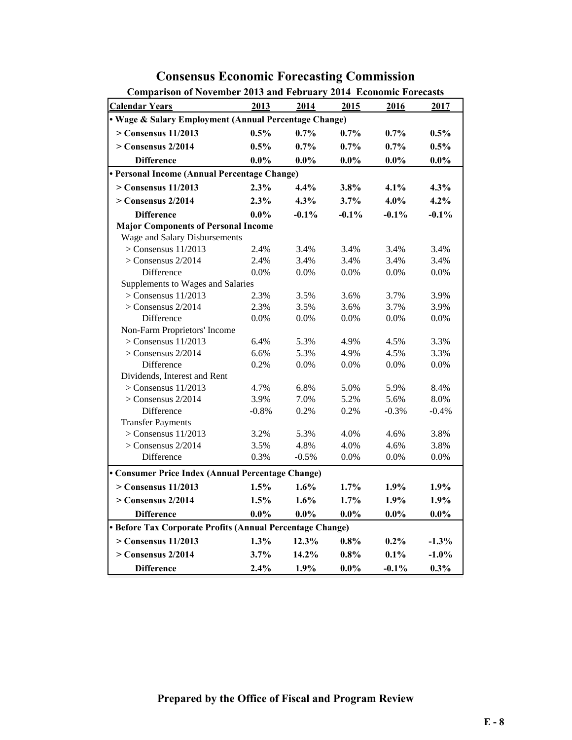# Consensus Economic Forecasting Commission

## Comparison of November 2013 and February 2014 Economic Forecasts

| Calendar Years | 2013 | 2014 | 2015 | 2016 | 2017 |
|---|---|---|---|---|---|
| **• Wage & Salary Employment (Annual Percentage Change)** | | | | | |
| **> Consensus 11/2013** | **0.5%** | **0.7%** | **0.7%** | **0.7%** | **0.5%** |
| **> Consensus 2/2014** | **0.5%** | **0.7%** | **0.7%** | **0.7%** | **0.5%** |
| **Difference** | **0.0%** | **0.0%** | **0.0%** | **0.0%** | **0.0%** |
| **• Personal Income (Annual Percentage Change)** | | | | | |
| **> Consensus 11/2013** | **2.3%** | **4.4%** | **3.8%** | **4.1%** | **4.3%** |
| **> Consensus 2/2014** | **2.3%** | **4.3%** | **3.7%** | **4.0%** | **4.2%** |
| **Difference** | **0.0%** | **-0.1%** | **-0.1%** | **-0.1%** | **-0.1%** |
| **Major Components of Personal Income** | | | | | |
| Wage and Salary Disbursements | | | | | |
| > Consensus 11/2013 | 2.4% | 3.4% | 3.4% | 3.4% | 3.4% |
| > Consensus 2/2014 | 2.4% | 3.4% | 3.4% | 3.4% | 3.4% |
| Difference | 0.0% | 0.0% | 0.0% | 0.0% | 0.0% |
| Supplements to Wages and Salaries | | | | | |
| > Consensus 11/2013 | 2.3% | 3.5% | 3.6% | 3.7% | 3.9% |
| > Consensus 2/2014 | 2.3% | 3.5% | 3.6% | 3.7% | 3.9% |
| Difference | 0.0% | 0.0% | 0.0% | 0.0% | 0.0% |
| Non-Farm Proprietors' Income | | | | | |
| > Consensus 11/2013 | 6.4% | 5.3% | 4.9% | 4.5% | 3.3% |
| > Consensus 2/2014 | 6.6% | 5.3% | 4.9% | 4.5% | 3.3% |
| Difference | 0.2% | 0.0% | 0.0% | 0.0% | 0.0% |
| Dividends, Interest and Rent | | | | | |
| > Consensus 11/2013 | 4.7% | 6.8% | 5.0% | 5.9% | 8.4% |
| > Consensus 2/2014 | 3.9% | 7.0% | 5.2% | 5.6% | 8.0% |
| Difference | -0.8% | 0.2% | 0.2% | -0.3% | -0.4% |
| Transfer Payments | | | | | |
| > Consensus 11/2013 | 3.2% | 5.3% | 4.0% | 4.6% | 3.8% |
| > Consensus 2/2014 | 3.5% | 4.8% | 4.0% | 4.6% | 3.8% |
| Difference | 0.3% | -0.5% | 0.0% | 0.0% | 0.0% |
| **• Consumer Price Index (Annual Percentage Change)** | | | | | |
| **> Consensus 11/2013** | **1.5%** | **1.6%** | **1.7%** | **1.9%** | **1.9%** |
| **> Consensus 2/2014** | **1.5%** | **1.6%** | **1.7%** | **1.9%** | **1.9%** |
| **Difference** | **0.0%** | **0.0%** | **0.0%** | **0.0%** | **0.0%** |
| **• Before Tax Corporate Profits (Annual Percentage Change)** | | | | | |
| **> Consensus 11/2013** | **1.3%** | **12.3%** | **0.8%** | **0.2%** | **-1.3%** |
| **> Consensus 2/2014** | **3.7%** | **14.2%** | **0.8%** | **0.1%** | **-1.0%** |
| **Difference** | **2.4%** | **1.9%** | **0.0%** | **-0.1%** | **0.3%** |

**Prepared by the Office of Fiscal and Program Review**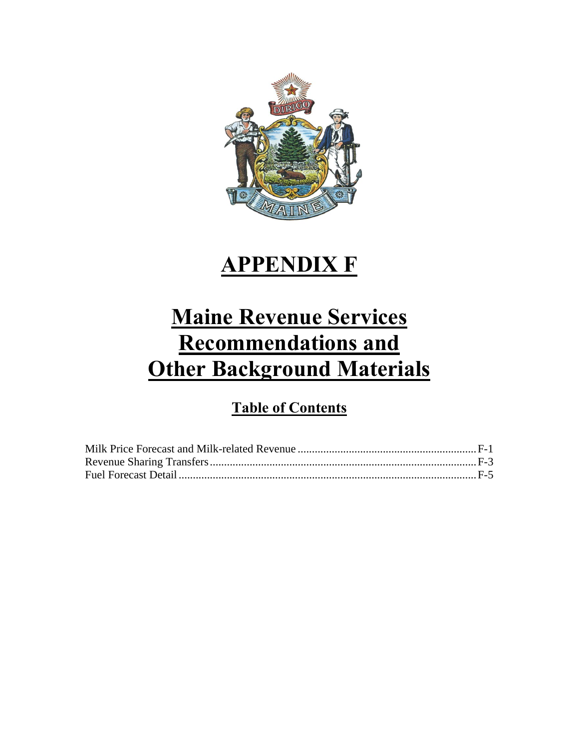# APPENDIX F

# Maine Revenue Services Recommendations and Other Background Materials

## Table of Contents

| | |
|---|---|
| Milk Price Forecast and Milk-related Revenue | F-1 |
| Revenue Sharing Transfers | F-3 |
| Fuel Forecast Detail | F-5 |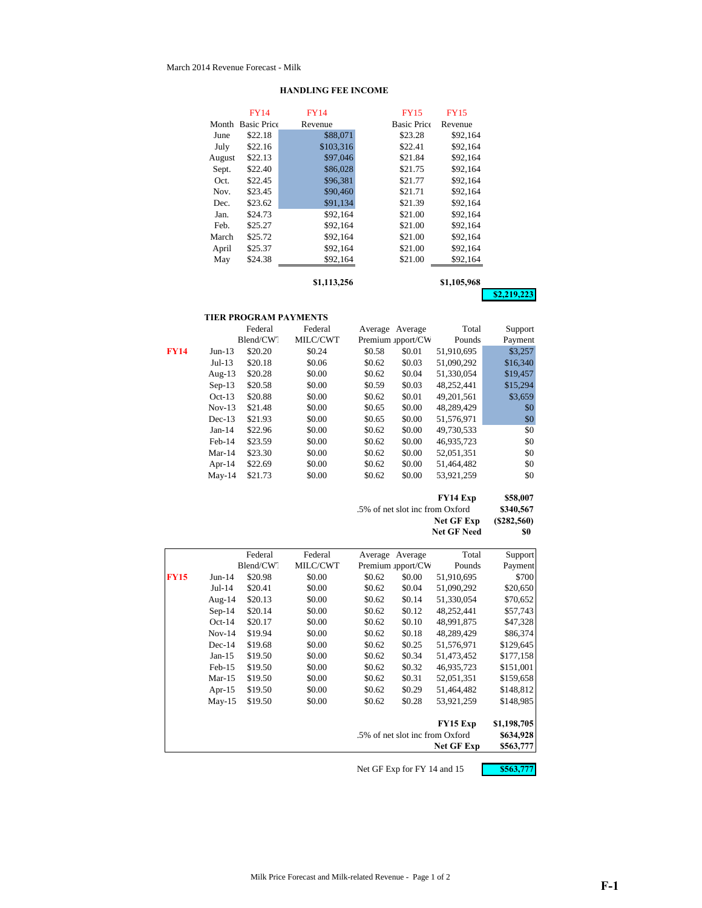March 2014 Revenue Forecast - Milk

## HANDLING FEE INCOME

| Month | FY14 Basic Price | FY14 Revenue | FY15 Basic Price | FY15 Revenue |
|---|---|---|---|---|
| June | $22.18 | $88,071 | $23.28 | $92,164 |
| July | $22.16 | $103,316 | $22.41 | $92,164 |
| August | $22.13 | $97,046 | $21.84 | $92,164 |
| Sept. | $22.40 | $86,028 | $21.75 | $92,164 |
| Oct. | $22.45 | $96,381 | $21.77 | $92,164 |
| Nov. | $23.45 | $90,460 | $21.71 | $92,164 |
| Dec. | $23.62 | $91,134 | $21.39 | $92,164 |
| Jan. | $24.73 | $92,164 | $21.00 | $92,164 |
| Feb. | $25.27 | $92,164 | $21.00 | $92,164 |
| March | $25.72 | $92,164 | $21.00 | $92,164 |
| April | $25.37 | $92,164 | $21.00 | $92,164 |
| May | $24.38 | $92,164 | $21.00 | $92,164 |
| | | $1,113,256 | | $1,105,968 |
| | | | | **$2,219,223** |

## TIER PROGRAM PAYMENTS

| | | Federal Blend/CWT | Federal MILC/CWT | Average Premium | Average Support/CWT | Total Pounds | Support Payment |
|---|---|---|---|---|---|---|---|
| **FY14** | Jun-13 | $20.20 | $0.24 | $0.58 | $0.01 | 51,910,695 | $3,257 |
| | Jul-13 | $20.18 | $0.06 | $0.62 | $0.03 | 51,090,292 | $16,340 |
| | Aug-13 | $20.28 | $0.00 | $0.62 | $0.04 | 51,330,054 | $19,457 |
| | Sep-13 | $20.58 | $0.00 | $0.59 | $0.03 | 48,252,441 | $15,294 |
| | Oct-13 | $20.88 | $0.00 | $0.62 | $0.01 | 49,201,561 | $3,659 |
| | Nov-13 | $21.48 | $0.00 | $0.65 | $0.00 | 48,289,429 | $0 |
| | Dec-13 | $21.93 | $0.00 | $0.65 | $0.00 | 51,576,971 | $0 |
| | Jan-14 | $22.96 | $0.00 | $0.62 | $0.00 | 49,730,533 | $0 |
| | Feb-14 | $23.59 | $0.00 | $0.62 | $0.00 | 46,935,723 | $0 |
| | Mar-14 | $23.30 | $0.00 | $0.62 | $0.00 | 52,051,351 | $0 |
| | Apr-14 | $22.69 | $0.00 | $0.62 | $0.00 | 51,464,482 | $0 |
| | May-14 | $21.73 | $0.00 | $0.62 | $0.00 | 53,921,259 | $0 |
| | | | | | | **FY14 Exp** | **$58,007** |
| | | | | .5% of net slot inc from Oxford | | | **$340,567** |
| | | | | | | **Net GF Exp** | **($282,560)** |
| | | | | | | **Net GF Need** | **$0** |

| | | Federal Blend/CWT | Federal MILC/CWT | Average Premium | Average Support/CWT | Total Pounds | Support Payment |
|---|---|---|---|---|---|---|---|
| **FY15** | Jun-14 | $20.98 | $0.00 | $0.62 | $0.00 | 51,910,695 | $700 |
| | Jul-14 | $20.41 | $0.00 | $0.62 | $0.04 | 51,090,292 | $20,650 |
| | Aug-14 | $20.13 | $0.00 | $0.62 | $0.14 | 51,330,054 | $70,652 |
| | Sep-14 | $20.14 | $0.00 | $0.62 | $0.12 | 48,252,441 | $57,743 |
| | Oct-14 | $20.17 | $0.00 | $0.62 | $0.10 | 48,991,875 | $47,328 |
| | Nov-14 | $19.94 | $0.00 | $0.62 | $0.18 | 48,289,429 | $86,374 |
| | Dec-14 | $19.68 | $0.00 | $0.62 | $0.25 | 51,576,971 | $129,645 |
| | Jan-15 | $19.50 | $0.00 | $0.62 | $0.34 | 51,473,452 | $177,158 |
| | Feb-15 | $19.50 | $0.00 | $0.62 | $0.32 | 46,935,723 | $151,001 |
| | Mar-15 | $19.50 | $0.00 | $0.62 | $0.31 | 52,051,351 | $159,658 |
| | Apr-15 | $19.50 | $0.00 | $0.62 | $0.29 | 51,464,482 | $148,812 |
| | May-15 | $19.50 | $0.00 | $0.62 | $0.28 | 53,921,259 | $148,985 |
| | | | | | | **FY15 Exp** | **$1,198,705** |
| | | | | .5% of net slot inc from Oxford | | | **$634,928** |
| | | | | | | **Net GF Exp** | **$563,777** |

Net GF Exp for FY 14 and 15 **$563,777**

F-1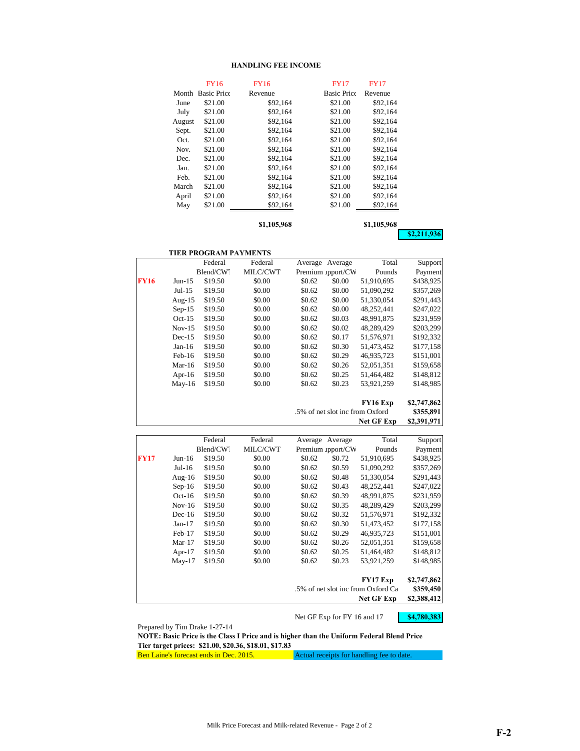## HANDLING FEE INCOME

| Month | FY16 Basic Price | FY16 Revenue | FY17 Basic Price | FY17 Revenue |
|---|---|---|---|---|
| June | $21.00 | $92,164 | $21.00 | $92,164 |
| July | $21.00 | $92,164 | $21.00 | $92,164 |
| August | $21.00 | $92,164 | $21.00 | $92,164 |
| Sept. | $21.00 | $92,164 | $21.00 | $92,164 |
| Oct. | $21.00 | $92,164 | $21.00 | $92,164 |
| Nov. | $21.00 | $92,164 | $21.00 | $92,164 |
| Dec. | $21.00 | $92,164 | $21.00 | $92,164 |
| Jan. | $21.00 | $92,164 | $21.00 | $92,164 |
| Feb. | $21.00 | $92,164 | $21.00 | $92,164 |
| March | $21.00 | $92,164 | $21.00 | $92,164 |
| April | $21.00 | $92,164 | $21.00 | $92,164 |
| May | $21.00 | $92,164 | $21.00 | $92,164 |
| | | **$1,105,968** | | **$1,105,968** |

**$2,211,936**

## TIER PROGRAM PAYMENTS

| | | Federal Blend/CWT | Federal MILC/CWT | Average Premium | Average Support/CWT | Total Pounds | Support Payment |
|---|---|---|---|---|---|---|---|
| **FY16** | Jun-15 | $19.50 | $0.00 | $0.62 | $0.00 | 51,910,695 | $438,925 |
| | Jul-15 | $19.50 | $0.00 | $0.62 | $0.00 | 51,090,292 | $357,269 |
| | Aug-15 | $19.50 | $0.00 | $0.62 | $0.00 | 51,330,054 | $291,443 |
| | Sep-15 | $19.50 | $0.00 | $0.62 | $0.00 | 48,252,441 | $247,022 |
| | Oct-15 | $19.50 | $0.00 | $0.62 | $0.03 | 48,991,875 | $231,959 |
| | Nov-15 | $19.50 | $0.00 | $0.62 | $0.02 | 48,289,429 | $203,299 |
| | Dec-15 | $19.50 | $0.00 | $0.62 | $0.17 | 51,576,971 | $192,332 |
| | Jan-16 | $19.50 | $0.00 | $0.62 | $0.30 | 51,473,452 | $177,158 |
| | Feb-16 | $19.50 | $0.00 | $0.62 | $0.29 | 46,935,723 | $151,001 |
| | Mar-16 | $19.50 | $0.00 | $0.62 | $0.26 | 52,051,351 | $159,658 |
| | Apr-16 | $19.50 | $0.00 | $0.62 | $0.25 | 51,464,482 | $148,812 |
| | May-16 | $19.50 | $0.00 | $0.62 | $0.23 | 53,921,259 | $148,985 |
| | | | | | | **FY16 Exp** | **$2,747,862** |
| | | | | .5% of net slot inc from Oxford | | | **$355,891** |
| | | | | | | **Net GF Exp** | **$2,391,971** |

| | | Federal Blend/CWT | Federal MILC/CWT | Average Premium | Average Support/CWT | Total Pounds | Support Payment |
|---|---|---|---|---|---|---|---|
| **FY17** | Jun-16 | $19.50 | $0.00 | $0.62 | $0.72 | 51,910,695 | $438,925 |
| | Jul-16 | $19.50 | $0.00 | $0.62 | $0.59 | 51,090,292 | $357,269 |
| | Aug-16 | $19.50 | $0.00 | $0.62 | $0.48 | 51,330,054 | $291,443 |
| | Sep-16 | $19.50 | $0.00 | $0.62 | $0.43 | 48,252,441 | $247,022 |
| | Oct-16 | $19.50 | $0.00 | $0.62 | $0.39 | 48,991,875 | $231,959 |
| | Nov-16 | $19.50 | $0.00 | $0.62 | $0.35 | 48,289,429 | $203,299 |
| | Dec-16 | $19.50 | $0.00 | $0.62 | $0.32 | 51,576,971 | $192,332 |
| | Jan-17 | $19.50 | $0.00 | $0.62 | $0.30 | 51,473,452 | $177,158 |
| | Feb-17 | $19.50 | $0.00 | $0.62 | $0.29 | 46,935,723 | $151,001 |
| | Mar-17 | $19.50 | $0.00 | $0.62 | $0.26 | 52,051,351 | $159,658 |
| | Apr-17 | $19.50 | $0.00 | $0.62 | $0.25 | 51,464,482 | $148,812 |
| | May-17 | $19.50 | $0.00 | $0.62 | $0.23 | 53,921,259 | $148,985 |
| | | | | | | **FY17 Exp** | **$2,747,862** |
| | | | | .5% of net slot inc from Oxford Ca | | | **$359,450** |
| | | | | | | **Net GF Exp** | **$2,388,412** |

Net GF Exp for FY 16 and 17 **$4,780,383**

Prepared by Tim Drake 1-27-14

**NOTE: Basic Price is the Class I Price and is higher than the Uniform Federal Blend Price**

**Tier target prices: $21.00, $20.36, $18.01, $17.83**

Ben Laine's forecast ends in Dec. 2015. Actual receipts for handling fee to date.

Milk Price Forecast and Milk-related Revenue - Page 2 of 2

F-2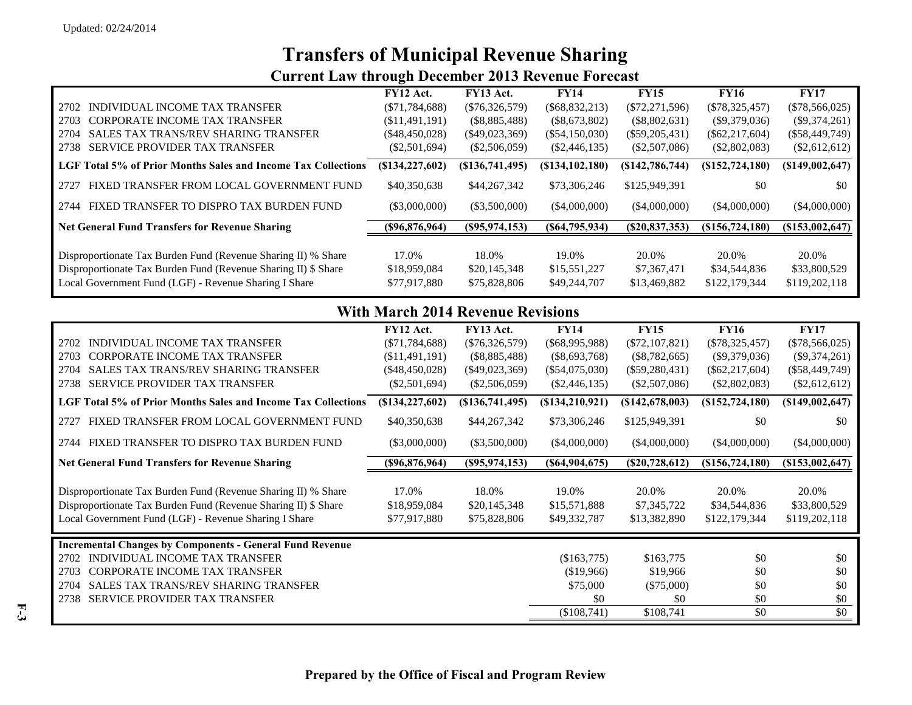Updated: 02/24/2014

# Transfers of Municipal Revenue Sharing

## Current Law through December 2013 Revenue Forecast

| | FY12 Act. | FY13 Act. | FY14 | FY15 | FY16 | FY17 |
|---|---|---|---|---|---|---|
| 2702 INDIVIDUAL INCOME TAX TRANSFER | ($71,784,688) | ($76,326,579) | ($68,832,213) | ($72,271,596) | ($78,325,457) | ($78,566,025) |
| 2703 CORPORATE INCOME TAX TRANSFER | ($11,491,191) | ($8,885,488) | ($8,673,802) | ($8,802,631) | ($9,379,036) | ($9,374,261) |
| 2704 SALES TAX TRANS/REV SHARING TRANSFER | ($48,450,028) | ($49,023,369) | ($54,150,030) | ($59,205,431) | ($62,217,604) | ($58,449,749) |
| 2738 SERVICE PROVIDER TAX TRANSFER | ($2,501,694) | ($2,506,059) | ($2,446,135) | ($2,507,086) | ($2,802,083) | ($2,612,612) |
| **LGF Total 5% of Prior Months Sales and Income Tax Collections** | **($134,227,602)** | **($136,741,495)** | **($134,102,180)** | **($142,786,744)** | **($152,724,180)** | **($149,002,647)** |
| 2727 FIXED TRANSFER FROM LOCAL GOVERNMENT FUND | $40,350,638 | $44,267,342 | $73,306,246 | $125,949,391 | $0 | $0 |
| 2744 FIXED TRANSFER TO DISPRO TAX BURDEN FUND | ($3,000,000) | ($3,500,000) | ($4,000,000) | ($4,000,000) | ($4,000,000) | ($4,000,000) |
| **Net General Fund Transfers for Revenue Sharing** | **($96,876,964)** | **($95,974,153)** | **($64,795,934)** | **($20,837,353)** | **($156,724,180)** | **($153,002,647)** |
| Disproportionate Tax Burden Fund (Revenue Sharing II) % Share | 17.0% | 18.0% | 19.0% | 20.0% | 20.0% | 20.0% |
| Disproportionate Tax Burden Fund (Revenue Sharing II) $ Share | $18,959,084 | $20,145,348 | $15,551,227 | $7,367,471 | $34,544,836 | $33,800,529 |
| Local Government Fund (LGF) - Revenue Sharing I Share | $77,917,880 | $75,828,806 | $49,244,707 | $13,469,882 | $122,179,344 | $119,202,118 |

## With March 2014 Revenue Revisions

| | FY12 Act. | FY13 Act. | FY14 | FY15 | FY16 | FY17 |
|---|---|---|---|---|---|---|
| 2702 INDIVIDUAL INCOME TAX TRANSFER | ($71,784,688) | ($76,326,579) | ($68,995,988) | ($72,107,821) | ($78,325,457) | ($78,566,025) |
| 2703 CORPORATE INCOME TAX TRANSFER | ($11,491,191) | ($8,885,488) | ($8,693,768) | ($8,782,665) | ($9,379,036) | ($9,374,261) |
| 2704 SALES TAX TRANS/REV SHARING TRANSFER | ($48,450,028) | ($49,023,369) | ($54,075,030) | ($59,280,431) | ($62,217,604) | ($58,449,749) |
| 2738 SERVICE PROVIDER TAX TRANSFER | ($2,501,694) | ($2,506,059) | ($2,446,135) | ($2,507,086) | ($2,802,083) | ($2,612,612) |
| **LGF Total 5% of Prior Months Sales and Income Tax Collections** | **($134,227,602)** | **($136,741,495)** | **($134,210,921)** | **($142,678,003)** | **($152,724,180)** | **($149,002,647)** |
| 2727 FIXED TRANSFER FROM LOCAL GOVERNMENT FUND | $40,350,638 | $44,267,342 | $73,306,246 | $125,949,391 | $0 | $0 |
| 2744 FIXED TRANSFER TO DISPRO TAX BURDEN FUND | ($3,000,000) | ($3,500,000) | ($4,000,000) | ($4,000,000) | ($4,000,000) | ($4,000,000) |
| **Net General Fund Transfers for Revenue Sharing** | **($96,876,964)** | **($95,974,153)** | **($64,904,675)** | **($20,728,612)** | **($156,724,180)** | **($153,002,647)** |
| Disproportionate Tax Burden Fund (Revenue Sharing II) % Share | 17.0% | 18.0% | 19.0% | 20.0% | 20.0% | 20.0% |
| Disproportionate Tax Burden Fund (Revenue Sharing II) $ Share | $18,959,084 | $20,145,348 | $15,571,888 | $7,345,722 | $34,544,836 | $33,800,529 |
| Local Government Fund (LGF) - Revenue Sharing I Share | $77,917,880 | $75,828,806 | $49,332,787 | $13,382,890 | $122,179,344 | $119,202,118 |

| **Incremental Changes by Components - General Fund Revenue** | | | FY14 | FY15 | FY16 | FY17 |
|---|---|---|---|---|---|---|
| 2702 INDIVIDUAL INCOME TAX TRANSFER | | | ($163,775) | $163,775 | $0 | $0 |
| 2703 CORPORATE INCOME TAX TRANSFER | | | ($19,966) | $19,966 | $0 | $0 |
| 2704 SALES TAX TRANS/REV SHARING TRANSFER | | | $75,000 | ($75,000) | $0 | $0 |
| 2738 SERVICE PROVIDER TAX TRANSFER | | | $0 | $0 | $0 | $0 |
| | | | ($108,741) | $108,741 | $0 | $0 |

**Prepared by the Office of Fiscal and Program Review**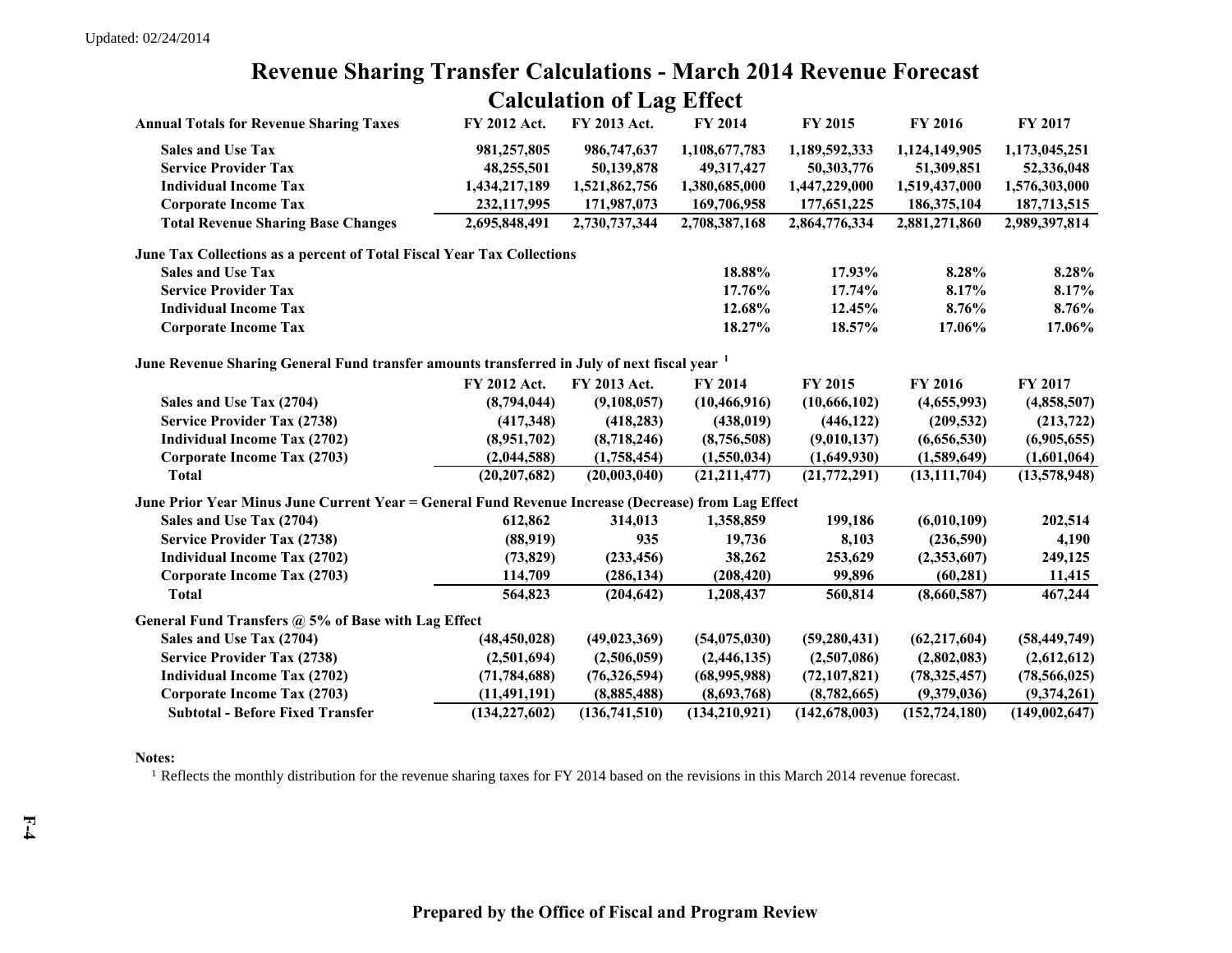Updated: 02/24/2014

# Revenue Sharing Transfer Calculations - March 2014 Revenue Forecast

## Calculation of Lag Effect

| Annual Totals for Revenue Sharing Taxes | FY 2012 Act. | FY 2013 Act. | FY 2014 | FY 2015 | FY 2016 | FY 2017 |
|---|---|---|---|---|---|---|
| Sales and Use Tax | 981,257,805 | 986,747,637 | 1,108,677,783 | 1,189,592,333 | 1,124,149,905 | 1,173,045,251 |
| Service Provider Tax | 48,255,501 | 50,139,878 | 49,317,427 | 50,303,776 | 51,309,851 | 52,336,048 |
| Individual Income Tax | 1,434,217,189 | 1,521,862,756 | 1,380,685,000 | 1,447,229,000 | 1,519,437,000 | 1,576,303,000 |
| Corporate Income Tax | 232,117,995 | 171,987,073 | 169,706,958 | 177,651,225 | 186,375,104 | 187,713,515 |
| **Total Revenue Sharing Base Changes** | 2,695,848,491 | 2,730,737,344 | 2,708,387,168 | 2,864,776,334 | 2,881,271,860 | 2,989,397,814 |
| **June Tax Collections as a percent of Total Fiscal Year Tax Collections** | | | | | | |
| Sales and Use Tax | | | 18.88% | 17.93% | 8.28% | 8.28% |
| Service Provider Tax | | | 17.76% | 17.74% | 8.17% | 8.17% |
| Individual Income Tax | | | 12.68% | 12.45% | 8.76% | 8.76% |
| Corporate Income Tax | | | 18.27% | 18.57% | 17.06% | 17.06% |
| **June Revenue Sharing General Fund transfer amounts transferred in July of next fiscal year [1]** | | | | | | |
| | FY 2012 Act. | FY 2013 Act. | FY 2014 | FY 2015 | FY 2016 | FY 2017 |
| Sales and Use Tax (2704) | (8,794,044) | (9,108,057) | (10,466,916) | (10,666,102) | (4,655,993) | (4,858,507) |
| Service Provider Tax (2738) | (417,348) | (418,283) | (438,019) | (446,122) | (209,532) | (213,722) |
| Individual Income Tax (2702) | (8,951,702) | (8,718,246) | (8,756,508) | (9,010,137) | (6,656,530) | (6,905,655) |
| Corporate Income Tax (2703) | (2,044,588) | (1,758,454) | (1,550,034) | (1,649,930) | (1,589,649) | (1,601,064) |
| Total | (20,207,682) | (20,003,040) | (21,211,477) | (21,772,291) | (13,111,704) | (13,578,948) |
| **June Prior Year Minus June Current Year = General Fund Revenue Increase (Decrease) from Lag Effect** | | | | | | |
| Sales and Use Tax (2704) | 612,862 | 314,013 | 1,358,859 | 199,186 | (6,010,109) | 202,514 |
| Service Provider Tax (2738) | (88,919) | 935 | 19,736 | 8,103 | (236,590) | 4,190 |
| Individual Income Tax (2702) | (73,829) | (233,456) | 38,262 | 253,629 | (2,353,607) | 249,125 |
| Corporate Income Tax (2703) | 114,709 | (286,134) | (208,420) | 99,896 | (60,281) | 11,415 |
| Total | 564,823 | (204,642) | 1,208,437 | 560,814 | (8,660,587) | 467,244 |
| **General Fund Transfers @ 5% of Base with Lag Effect** | | | | | | |
| Sales and Use Tax (2704) | (48,450,028) | (49,023,369) | (54,075,030) | (59,280,431) | (62,217,604) | (58,449,749) |
| Service Provider Tax (2738) | (2,501,694) | (2,506,059) | (2,446,135) | (2,507,086) | (2,802,083) | (2,612,612) |
| Individual Income Tax (2702) | (71,784,688) | (76,326,594) | (68,995,988) | (72,107,821) | (78,325,457) | (78,566,025) |
| Corporate Income Tax (2703) | (11,491,191) | (8,885,488) | (8,693,768) | (8,782,665) | (9,379,036) | (9,374,261) |
| **Subtotal - Before Fixed Transfer** | (134,227,602) | (136,741,510) | (134,210,921) | (142,678,003) | (152,724,180) | (149,002,647) |

**Notes:**

[1] Reflects the monthly distribution for the revenue sharing taxes for FY 2014 based on the revisions in this March 2014 revenue forecast.

**Prepared by the Office of Fiscal and Program Review**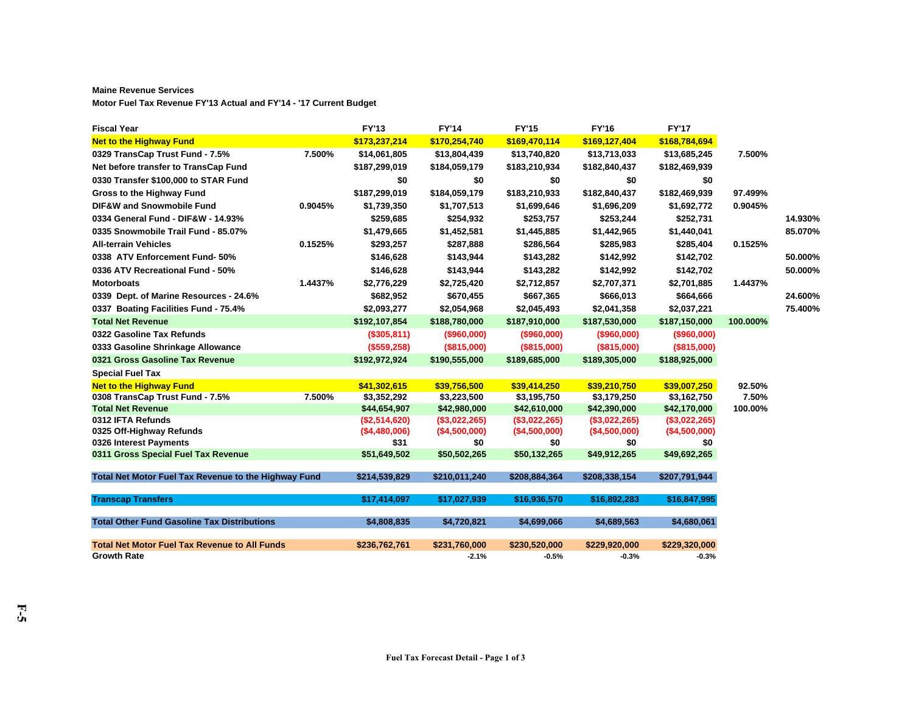**Maine Revenue Services**

**Motor Fuel Tax Revenue FY'13 Actual and FY'14 - '17 Current Budget**

| Fiscal Year | | FY'13 | FY'14 | FY'15 | FY'16 | FY'17 | | |
|---|---|---|---|---|---|---|---|---|
| Net to the Highway Fund | | $173,237,214 | $170,254,740 | $169,470,114 | $169,127,404 | $168,784,694 | | |
| 0329 TransCap Trust Fund - 7.5% | 7.500% | $14,061,805 | $13,804,439 | $13,740,820 | $13,713,033 | $13,685,245 | 7.500% | |
| Net before transfer to TransCap Fund | | $187,299,019 | $184,059,179 | $183,210,934 | $182,840,437 | $182,469,939 | | |
| 0330 Transfer $100,000 to STAR Fund | | $0 | $0 | $0 | $0 | $0 | | |
| Gross to the Highway Fund | | $187,299,019 | $184,059,179 | $183,210,933 | $182,840,437 | $182,469,939 | 97.499% | |
| DIF&W and Snowmobile Fund | 0.9045% | $1,739,350 | $1,707,513 | $1,699,646 | $1,696,209 | $1,692,772 | 0.9045% | |
| 0334 General Fund - DIF&W - 14.93% | | $259,685 | $254,932 | $253,757 | $253,244 | $252,731 | | 14.930% |
| 0335 Snowmobile Trail Fund - 85.07% | | $1,479,665 | $1,452,581 | $1,445,885 | $1,442,965 | $1,440,041 | | 85.070% |
| All-terrain Vehicles | 0.1525% | $293,257 | $287,888 | $286,564 | $285,983 | $285,404 | 0.1525% | |
| 0338 ATV Enforcement Fund- 50% | | $146,628 | $143,944 | $143,282 | $142,992 | $142,702 | | 50.000% |
| 0336 ATV Recreational Fund - 50% | | $146,628 | $143,944 | $143,282 | $142,992 | $142,702 | | 50.000% |
| Motorboats | 1.4437% | $2,776,229 | $2,725,420 | $2,712,857 | $2,707,371 | $2,701,885 | 1.4437% | |
| 0339 Dept. of Marine Resources - 24.6% | | $682,952 | $670,455 | $667,365 | $666,013 | $664,666 | | 24.600% |
| 0337 Boating Facilities Fund - 75.4% | | $2,093,277 | $2,054,968 | $2,045,493 | $2,041,358 | $2,037,221 | | 75.400% |
| Total Net Revenue | | $192,107,854 | $188,780,000 | $187,910,000 | $187,530,000 | $187,150,000 | 100.000% | |
| 0322 Gasoline Tax Refunds | | ($305,811) | ($960,000) | ($960,000) | ($960,000) | ($960,000) | | |
| 0333 Gasoline Shrinkage Allowance | | ($559,258) | ($815,000) | ($815,000) | ($815,000) | ($815,000) | | |
| 0321 Gross Gasoline Tax Revenue | | $192,972,924 | $190,555,000 | $189,685,000 | $189,305,000 | $188,925,000 | | |
| Special Fuel Tax | | | | | | | | |
| Net to the Highway Fund | | $41,302,615 | $39,756,500 | $39,414,250 | $39,210,750 | $39,007,250 | 92.50% | |
| 0308 TransCap Trust Fund - 7.5% | 7.500% | $3,352,292 | $3,223,500 | $3,195,750 | $3,179,250 | $3,162,750 | 7.50% | |
| Total Net Revenue | | $44,654,907 | $42,980,000 | $42,610,000 | $42,390,000 | $42,170,000 | 100.00% | |
| 0312 IFTA Refunds | | ($2,514,620) | ($3,022,265) | ($3,022,265) | ($3,022,265) | ($3,022,265) | | |
| 0325 Off-Highway Refunds | | ($4,480,006) | ($4,500,000) | ($4,500,000) | ($4,500,000) | ($4,500,000) | | |
| 0326 Interest Payments | | $31 | $0 | $0 | $0 | $0 | | |
| 0311 Gross Special Fuel Tax Revenue | | $51,649,502 | $50,502,265 | $50,132,265 | $49,912,265 | $49,692,265 | | |
| Total Net Motor Fuel Tax Revenue to the Highway Fund | | $214,539,829 | $210,011,240 | $208,884,364 | $208,338,154 | $207,791,944 | | |
| Transcap Transfers | | $17,414,097 | $17,027,939 | $16,936,570 | $16,892,283 | $16,847,995 | | |
| Total Other Fund Gasoline Tax Distributions | | $4,808,835 | $4,720,821 | $4,699,066 | $4,689,563 | $4,680,061 | | |
| Total Net Motor Fuel Tax Revenue to All Funds | | $236,762,761 | $231,760,000 | $230,520,000 | $229,920,000 | $229,320,000 | | |
| Growth Rate | | | -2.1% | -0.5% | -0.3% | -0.3% | | |

Fuel Tax Forecast Detail - Page 1 of 3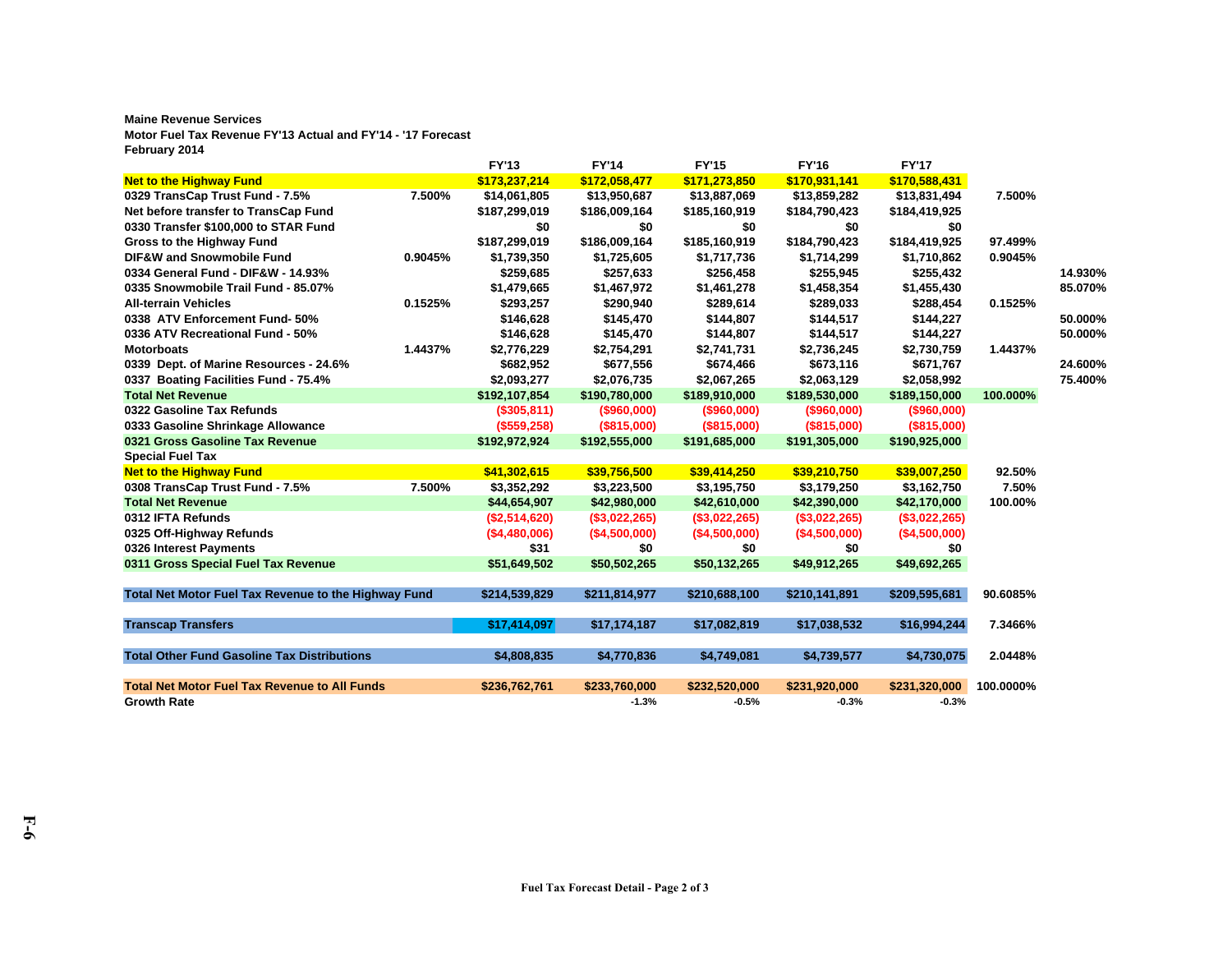**Maine Revenue Services**
**Motor Fuel Tax Revenue FY'13 Actual and FY'14 - '17 Forecast**
**February 2014**

| | | FY'13 | FY'14 | FY'15 | FY'16 | FY'17 | | |
|---|---|---|---|---|---|---|---|---|
| Net to the Highway Fund | | $173,237,214 | $172,058,477 | $171,273,850 | $170,931,141 | $170,588,431 | | |
| 0329 TransCap Trust Fund - 7.5% | 7.500% | $14,061,805 | $13,950,687 | $13,887,069 | $13,859,282 | $13,831,494 | 7.500% | |
| Net before transfer to TransCap Fund | | $187,299,019 | $186,009,164 | $185,160,919 | $184,790,423 | $184,419,925 | | |
| 0330 Transfer $100,000 to STAR Fund | | $0 | $0 | $0 | $0 | $0 | | |
| Gross to the Highway Fund | | $187,299,019 | $186,009,164 | $185,160,919 | $184,790,423 | $184,419,925 | 97.499% | |
| DIF&W and Snowmobile Fund | 0.9045% | $1,739,350 | $1,725,605 | $1,717,736 | $1,714,299 | $1,710,862 | 0.9045% | |
| 0334 General Fund - DIF&W - 14.93% | | $259,685 | $257,633 | $256,458 | $255,945 | $255,432 | | 14.930% |
| 0335 Snowmobile Trail Fund - 85.07% | | $1,479,665 | $1,467,972 | $1,461,278 | $1,458,354 | $1,455,430 | | 85.070% |
| All-terrain Vehicles | 0.1525% | $293,257 | $290,940 | $289,614 | $289,033 | $288,454 | 0.1525% | |
| 0338 ATV Enforcement Fund- 50% | | $146,628 | $145,470 | $144,807 | $144,517 | $144,227 | | 50.000% |
| 0336 ATV Recreational Fund - 50% | | $146,628 | $145,470 | $144,807 | $144,517 | $144,227 | | 50.000% |
| Motorboats | 1.4437% | $2,776,229 | $2,754,291 | $2,741,731 | $2,736,245 | $2,730,759 | 1.4437% | |
| 0339 Dept. of Marine Resources - 24.6% | | $682,952 | $677,556 | $674,466 | $673,116 | $671,767 | | 24.600% |
| 0337 Boating Facilities Fund - 75.4% | | $2,093,277 | $2,076,735 | $2,067,265 | $2,063,129 | $2,058,992 | | 75.400% |
| Total Net Revenue | | $192,107,854 | $190,780,000 | $189,910,000 | $189,530,000 | $189,150,000 | 100.000% | |
| 0322 Gasoline Tax Refunds | | ($305,811) | ($960,000) | ($960,000) | ($960,000) | ($960,000) | | |
| 0333 Gasoline Shrinkage Allowance | | ($559,258) | ($815,000) | ($815,000) | ($815,000) | ($815,000) | | |
| 0321 Gross Gasoline Tax Revenue | | $192,972,924 | $192,555,000 | $191,685,000 | $191,305,000 | $190,925,000 | | |
| Special Fuel Tax | | | | | | | | |
| Net to the Highway Fund | | $41,302,615 | $39,756,500 | $39,414,250 | $39,210,750 | $39,007,250 | 92.50% | |
| 0308 TransCap Trust Fund - 7.5% | 7.500% | $3,352,292 | $3,223,500 | $3,195,750 | $3,179,250 | $3,162,750 | 7.50% | |
| Total Net Revenue | | $44,654,907 | $42,980,000 | $42,610,000 | $42,390,000 | $42,170,000 | 100.00% | |
| 0312 IFTA Refunds | | ($2,514,620) | ($3,022,265) | ($3,022,265) | ($3,022,265) | ($3,022,265) | | |
| 0325 Off-Highway Refunds | | ($4,480,006) | ($4,500,000) | ($4,500,000) | ($4,500,000) | ($4,500,000) | | |
| 0326 Interest Payments | | $31 | $0 | $0 | $0 | $0 | | |
| 0311 Gross Special Fuel Tax Revenue | | $51,649,502 | $50,502,265 | $50,132,265 | $49,912,265 | $49,692,265 | | |
| Total Net Motor Fuel Tax Revenue to the Highway Fund | | $214,539,829 | $211,814,977 | $210,688,100 | $210,141,891 | $209,595,681 | 90.6085% | |
| Transcap Transfers | | $17,414,097 | $17,174,187 | $17,082,819 | $17,038,532 | $16,994,244 | 7.3466% | |
| Total Other Fund Gasoline Tax Distributions | | $4,808,835 | $4,770,836 | $4,749,081 | $4,739,577 | $4,730,075 | 2.0448% | |
| Total Net Motor Fuel Tax Revenue to All Funds | | $236,762,761 | $233,760,000 | $232,520,000 | $231,920,000 | $231,320,000 | 100.0000% | |
| Growth Rate | | | -1.3% | -0.5% | -0.3% | -0.3% | | |

F-6

Fuel Tax Forecast Detail - Page 2 of 3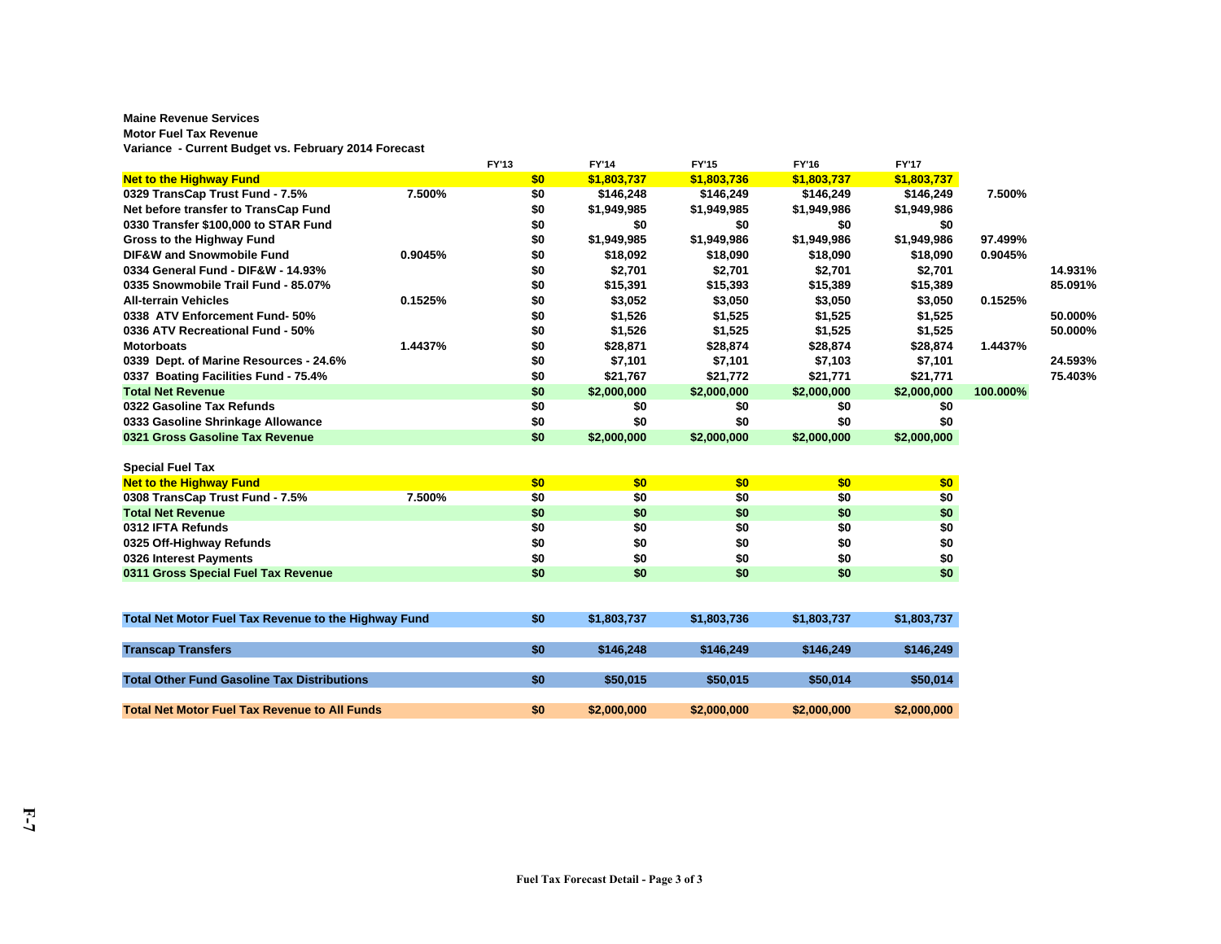**Maine Revenue Services**
**Motor Fuel Tax Revenue**
**Variance - Current Budget vs. February 2014 Forecast**

| | | FY'13 | FY'14 | FY'15 | FY'16 | FY'17 | | |
|---|---|---|---|---|---|---|---|---|
| **Net to the Highway Fund** | | $0 | $1,803,737 | $1,803,736 | $1,803,737 | $1,803,737 | | |
| 0329 TransCap Trust Fund - 7.5% | 7.500% | $0 | $146,248 | $146,249 | $146,249 | $146,249 | 7.500% | |
| Net before transfer to TransCap Fund | | $0 | $1,949,985 | $1,949,985 | $1,949,986 | $1,949,986 | | |
| 0330 Transfer $100,000 to STAR Fund | | $0 | $0 | $0 | $0 | $0 | | |
| Gross to the Highway Fund | | $0 | $1,949,985 | $1,949,986 | $1,949,986 | $1,949,986 | 97.499% | |
| DIF&W and Snowmobile Fund | 0.9045% | $0 | $18,092 | $18,090 | $18,090 | $18,090 | 0.9045% | |
| 0334 General Fund - DIF&W - 14.93% | | $0 | $2,701 | $2,701 | $2,701 | $2,701 | | 14.931% |
| 0335 Snowmobile Trail Fund - 85.07% | | $0 | $15,391 | $15,393 | $15,389 | $15,389 | | 85.091% |
| All-terrain Vehicles | 0.1525% | $0 | $3,052 | $3,050 | $3,050 | $3,050 | 0.1525% | |
| 0338 ATV Enforcement Fund- 50% | | $0 | $1,526 | $1,525 | $1,525 | $1,525 | | 50.000% |
| 0336 ATV Recreational Fund - 50% | | $0 | $1,526 | $1,525 | $1,525 | $1,525 | | 50.000% |
| Motorboats | 1.4437% | $0 | $28,871 | $28,874 | $28,874 | $28,874 | 1.4437% | |
| 0339 Dept. of Marine Resources - 24.6% | | $0 | $7,101 | $7,101 | $7,103 | $7,101 | | 24.593% |
| 0337 Boating Facilities Fund - 75.4% | | $0 | $21,767 | $21,772 | $21,771 | $21,771 | | 75.403% |
| **Total Net Revenue** | | $0 | $2,000,000 | $2,000,000 | $2,000,000 | $2,000,000 | 100.000% | |
| 0322 Gasoline Tax Refunds | | $0 | $0 | $0 | $0 | $0 | | |
| 0333 Gasoline Shrinkage Allowance | | $0 | $0 | $0 | $0 | $0 | | |
| **0321 Gross Gasoline Tax Revenue** | | $0 | $2,000,000 | $2,000,000 | $2,000,000 | $2,000,000 | | |

**Special Fuel Tax**

| | | FY'13 | FY'14 | FY'15 | FY'16 | FY'17 |
|---|---|---|---|---|---|---|
| **Net to the Highway Fund** | | $0 | $0 | $0 | $0 | $0 |
| 0308 TransCap Trust Fund - 7.5% | 7.500% | $0 | $0 | $0 | $0 | $0 |
| **Total Net Revenue** | | $0 | $0 | $0 | $0 | $0 |
| 0312 IFTA Refunds | | $0 | $0 | $0 | $0 | $0 |
| 0325 Off-Highway Refunds | | $0 | $0 | $0 | $0 | $0 |
| 0326 Interest Payments | | $0 | $0 | $0 | $0 | $0 |
| **0311 Gross Special Fuel Tax Revenue** | | $0 | $0 | $0 | $0 | $0 |

| | FY'13 | FY'14 | FY'15 | FY'16 | FY'17 |
|---|---|---|---|---|---|
| **Total Net Motor Fuel Tax Revenue to the Highway Fund** | $0 | $1,803,737 | $1,803,736 | $1,803,737 | $1,803,737 |
| **Transcap Transfers** | $0 | $146,248 | $146,249 | $146,249 | $146,249 |
| **Total Other Fund Gasoline Tax Distributions** | $0 | $50,015 | $50,015 | $50,014 | $50,014 |
| **Total Net Motor Fuel Tax Revenue to All Funds** | $0 | $2,000,000 | $2,000,000 | $2,000,000 | $2,000,000 |

**Fuel Tax Forecast Detail - Page 3 of 3**